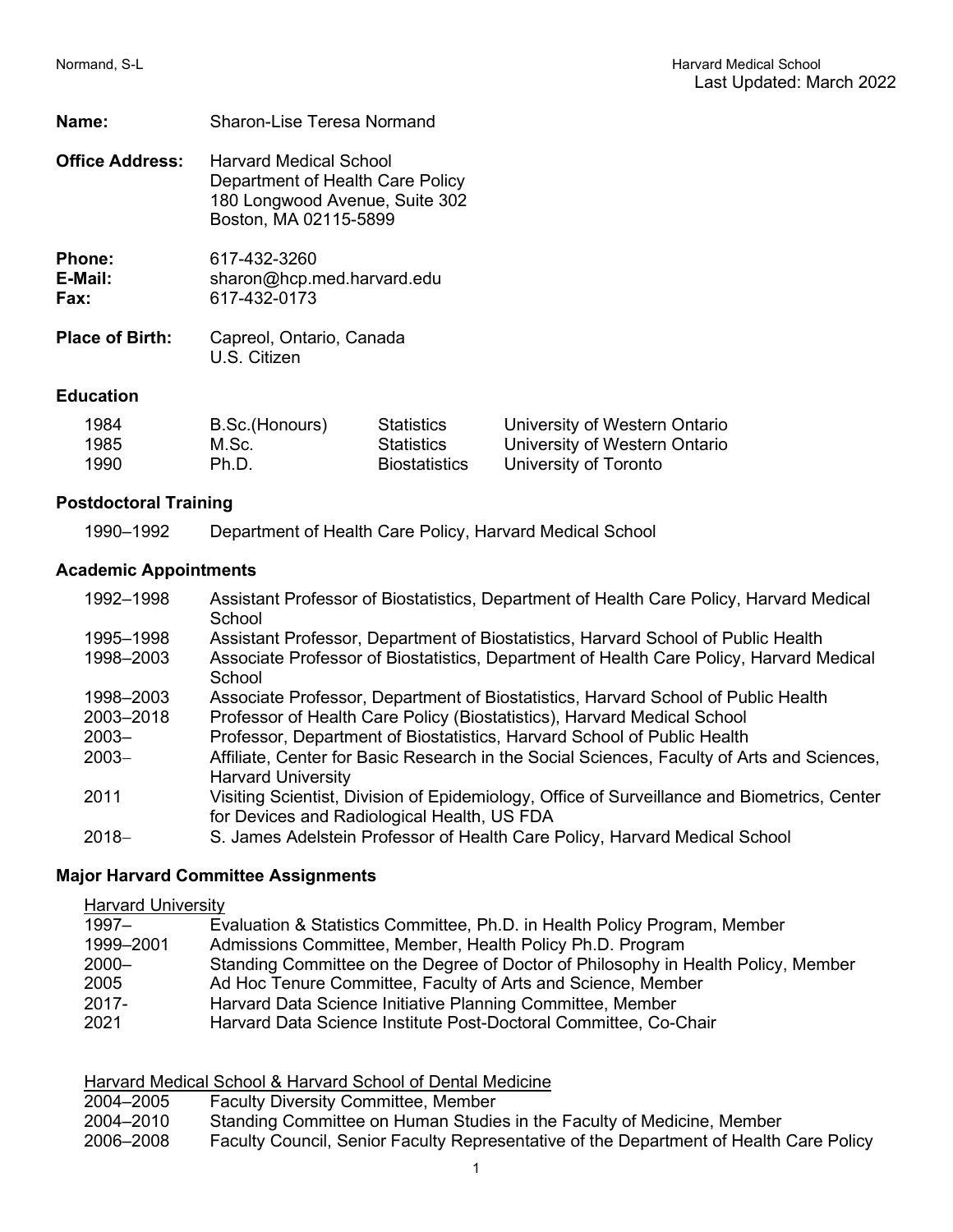Last Updated: March 2022

**Name:** Sharon-Lise Teresa Normand

**Office Address:** Harvard Medical School
Department of Health Care Policy
180 Longwood Avenue, Suite 302
Boston, MA 02115-5899

**Phone:** 617-432-3260
**E-Mail:** sharon@hcp.med.harvard.edu
**Fax:** 617-432-0173

**Place of Birth:** Capreol, Ontario, Canada
U.S. Citizen

## Education

| | | | |
|---|---|---|---|
| 1984 | B.Sc.(Honours) | Statistics | University of Western Ontario |
| 1985 | M.Sc. | Statistics | University of Western Ontario |
| 1990 | Ph.D. | Biostatistics | University of Toronto |

## Postdoctoral Training

| | |
|---|---|
| 1990–1992 | Department of Health Care Policy, Harvard Medical School |

## Academic Appointments

| | |
|---|---|
| 1992–1998 | Assistant Professor of Biostatistics, Department of Health Care Policy, Harvard Medical School |
| 1995–1998 | Assistant Professor, Department of Biostatistics, Harvard School of Public Health |
| 1998–2003 | Associate Professor of Biostatistics, Department of Health Care Policy, Harvard Medical School |
| 1998–2003 | Associate Professor, Department of Biostatistics, Harvard School of Public Health |
| 2003–2018 | Professor of Health Care Policy (Biostatistics), Harvard Medical School |
| 2003– | Professor, Department of Biostatistics, Harvard School of Public Health |
| 2003– | Affiliate, Center for Basic Research in the Social Sciences, Faculty of Arts and Sciences, Harvard University |
| 2011 | Visiting Scientist, Division of Epidemiology, Office of Surveillance and Biometrics, Center for Devices and Radiological Health, US FDA |
| 2018– | S. James Adelstein Professor of Health Care Policy, Harvard Medical School |

## Major Harvard Committee Assignments

<u>Harvard University</u>

| | |
|---|---|
| 1997– | Evaluation & Statistics Committee, Ph.D. in Health Policy Program, Member |
| 1999–2001 | Admissions Committee, Member, Health Policy Ph.D. Program |
| 2000– | Standing Committee on the Degree of Doctor of Philosophy in Health Policy, Member |
| 2005 | Ad Hoc Tenure Committee, Faculty of Arts and Science, Member |
| 2017- | Harvard Data Science Initiative Planning Committee, Member |
| 2021 | Harvard Data Science Institute Post-Doctoral Committee, Co-Chair |

<u>Harvard Medical School & Harvard School of Dental Medicine</u>

| | |
|---|---|
| 2004–2005 | Faculty Diversity Committee, Member |
| 2004–2010 | Standing Committee on Human Studies in the Faculty of Medicine, Member |
| 2006–2008 | Faculty Council, Senior Faculty Representative of the Department of Health Care Policy |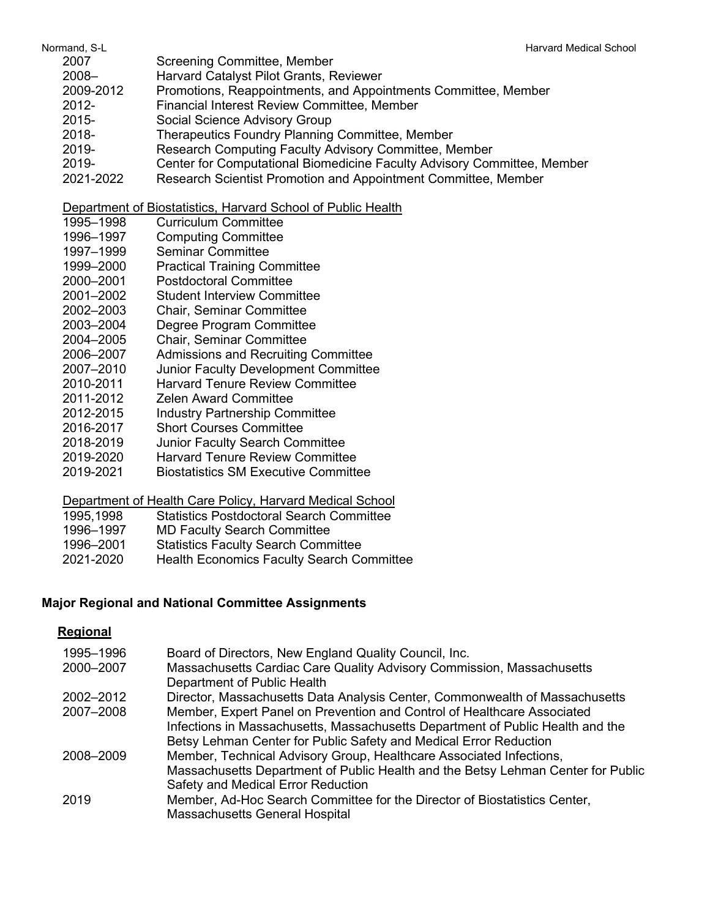| | |
|---|---|
| 2007 | Screening Committee, Member |
| 2008– | Harvard Catalyst Pilot Grants, Reviewer |
| 2009-2012 | Promotions, Reappointments, and Appointments Committee, Member |
| 2012- | Financial Interest Review Committee, Member |
| 2015- | Social Science Advisory Group |
| 2018- | Therapeutics Foundry Planning Committee, Member |
| 2019- | Research Computing Faculty Advisory Committee, Member |
| 2019- | Center for Computational Biomedicine Faculty Advisory Committee, Member |
| 2021-2022 | Research Scientist Promotion and Appointment Committee, Member |

Department of Biostatistics, Harvard School of Public Health

| | |
|---|---|
| 1995–1998 | Curriculum Committee |
| 1996–1997 | Computing Committee |
| 1997–1999 | Seminar Committee |
| 1999–2000 | Practical Training Committee |
| 2000–2001 | Postdoctoral Committee |
| 2001–2002 | Student Interview Committee |
| 2002–2003 | Chair, Seminar Committee |
| 2003–2004 | Degree Program Committee |
| 2004–2005 | Chair, Seminar Committee |
| 2006–2007 | Admissions and Recruiting Committee |
| 2007–2010 | Junior Faculty Development Committee |
| 2010-2011 | Harvard Tenure Review Committee |
| 2011-2012 | Zelen Award Committee |
| 2012-2015 | Industry Partnership Committee |
| 2016-2017 | Short Courses Committee |
| 2018-2019 | Junior Faculty Search Committee |
| 2019-2020 | Harvard Tenure Review Committee |
| 2019-2021 | Biostatistics SM Executive Committee |

Department of Health Care Policy, Harvard Medical School

| | |
|---|---|
| 1995,1998 | Statistics Postdoctoral Search Committee |
| 1996–1997 | MD Faculty Search Committee |
| 1996–2001 | Statistics Faculty Search Committee |
| 2021-2020 | Health Economics Faculty Search Committee |

## Major Regional and National Committee Assignments

### Regional

| | |
|---|---|
| 1995–1996 | Board of Directors, New England Quality Council, Inc. |
| 2000–2007 | Massachusetts Cardiac Care Quality Advisory Commission, Massachusetts Department of Public Health |
| 2002–2012 | Director, Massachusetts Data Analysis Center, Commonwealth of Massachusetts |
| 2007–2008 | Member, Expert Panel on Prevention and Control of Healthcare Associated Infections in Massachusetts, Massachusetts Department of Public Health and the Betsy Lehman Center for Public Safety and Medical Error Reduction |
| 2008–2009 | Member, Technical Advisory Group, Healthcare Associated Infections, Massachusetts Department of Public Health and the Betsy Lehman Center for Public Safety and Medical Error Reduction |
| 2019 | Member, Ad-Hoc Search Committee for the Director of Biostatistics Center, Massachusetts General Hospital |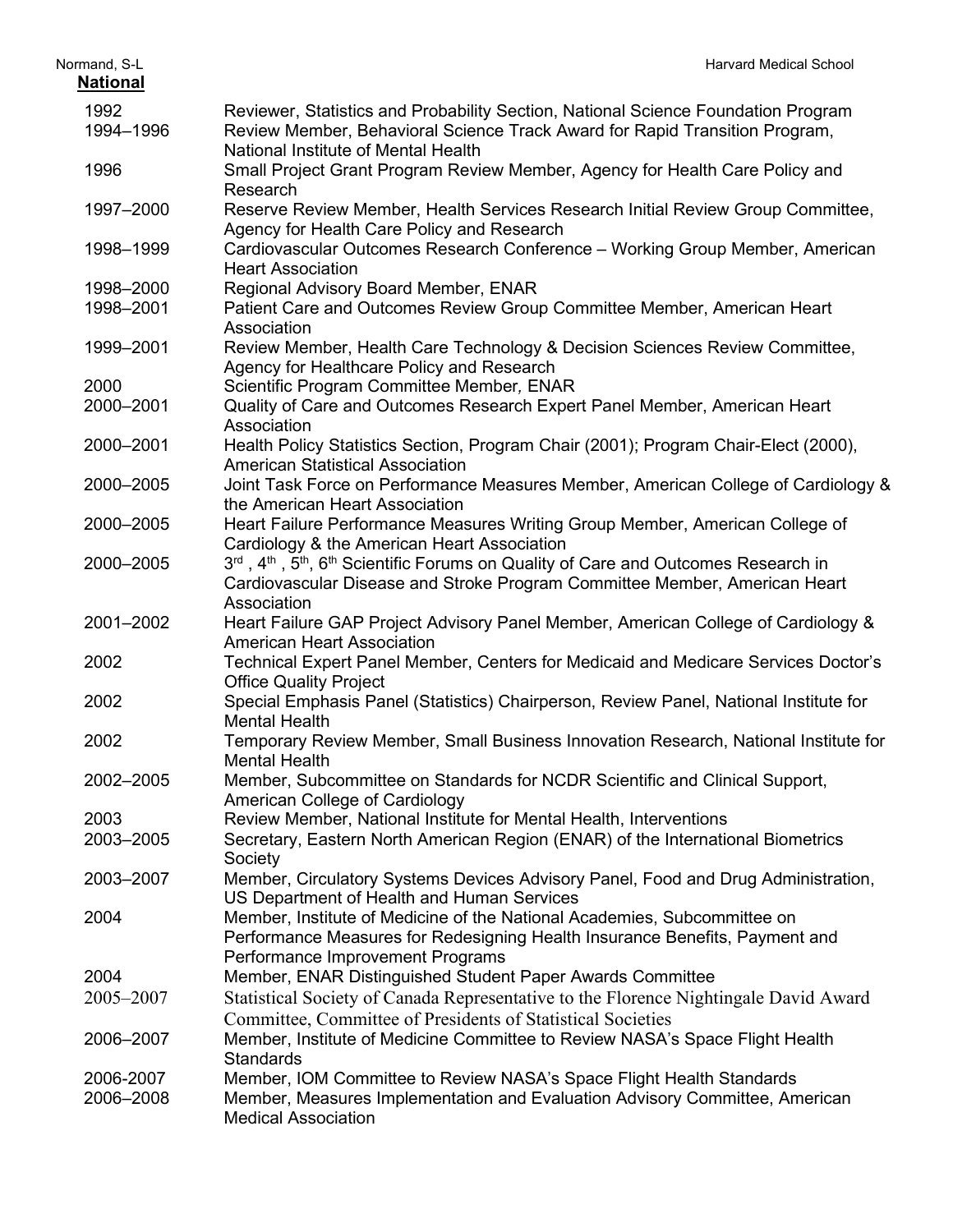## National

| | |
|---|---|
| 1992 | Reviewer, Statistics and Probability Section, National Science Foundation Program |
| 1994–1996 | Review Member, Behavioral Science Track Award for Rapid Transition Program, National Institute of Mental Health |
| 1996 | Small Project Grant Program Review Member, Agency for Health Care Policy and Research |
| 1997–2000 | Reserve Review Member, Health Services Research Initial Review Group Committee, Agency for Health Care Policy and Research |
| 1998–1999 | Cardiovascular Outcomes Research Conference – Working Group Member, American Heart Association |
| 1998–2000 | Regional Advisory Board Member, ENAR |
| 1998–2001 | Patient Care and Outcomes Review Group Committee Member, American Heart Association |
| 1999–2001 | Review Member, Health Care Technology & Decision Sciences Review Committee, Agency for Healthcare Policy and Research |
| 2000 | Scientific Program Committee Member, ENAR |
| 2000–2001 | Quality of Care and Outcomes Research Expert Panel Member, American Heart Association |
| 2000–2001 | Health Policy Statistics Section, Program Chair (2001); Program Chair-Elect (2000), American Statistical Association |
| 2000–2005 | Joint Task Force on Performance Measures Member, American College of Cardiology & the American Heart Association |
| 2000–2005 | Heart Failure Performance Measures Writing Group Member, American College of Cardiology & the American Heart Association |
| 2000–2005 | 3rd , 4th , 5th, 6th Scientific Forums on Quality of Care and Outcomes Research in Cardiovascular Disease and Stroke Program Committee Member, American Heart Association |
| 2001–2002 | Heart Failure GAP Project Advisory Panel Member, American College of Cardiology & American Heart Association |
| 2002 | Technical Expert Panel Member, Centers for Medicaid and Medicare Services Doctor's Office Quality Project |
| 2002 | Special Emphasis Panel (Statistics) Chairperson, Review Panel, National Institute for Mental Health |
| 2002 | Temporary Review Member, Small Business Innovation Research, National Institute for Mental Health |
| 2002–2005 | Member, Subcommittee on Standards for NCDR Scientific and Clinical Support, American College of Cardiology |
| 2003 | Review Member, National Institute for Mental Health, Interventions |
| 2003–2005 | Secretary, Eastern North American Region (ENAR) of the International Biometrics Society |
| 2003–2007 | Member, Circulatory Systems Devices Advisory Panel, Food and Drug Administration, US Department of Health and Human Services |
| 2004 | Member, Institute of Medicine of the National Academies, Subcommittee on Performance Measures for Redesigning Health Insurance Benefits, Payment and Performance Improvement Programs |
| 2004 | Member, ENAR Distinguished Student Paper Awards Committee |
| 2005–2007 | Statistical Society of Canada Representative to the Florence Nightingale David Award Committee, Committee of Presidents of Statistical Societies |
| 2006–2007 | Member, Institute of Medicine Committee to Review NASA's Space Flight Health Standards |
| 2006-2007 | Member, IOM Committee to Review NASA's Space Flight Health Standards |
| 2006–2008 | Member, Measures Implementation and Evaluation Advisory Committee, American Medical Association |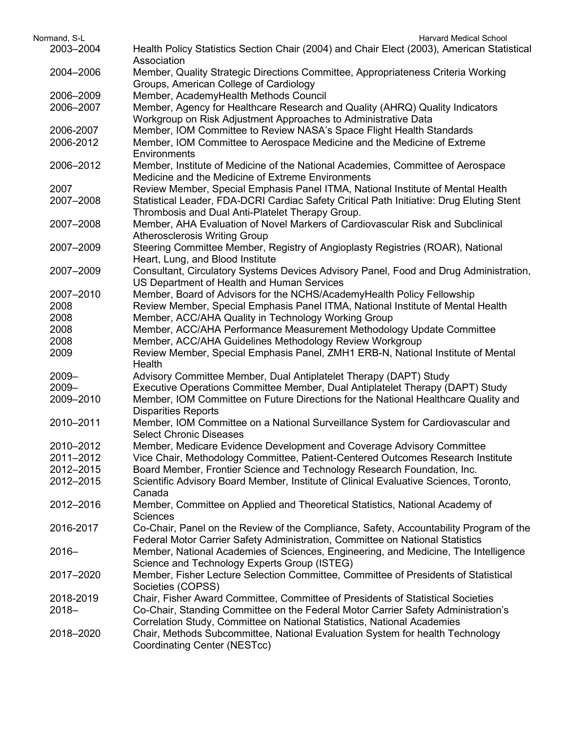| | |
|---|---|
| 2003–2004 | Health Policy Statistics Section Chair (2004) and Chair Elect (2003), American Statistical Association |
| 2004–2006 | Member, Quality Strategic Directions Committee, Appropriateness Criteria Working Groups, American College of Cardiology |
| 2006–2009 | Member, AcademyHealth Methods Council |
| 2006–2007 | Member, Agency for Healthcare Research and Quality (AHRQ) Quality Indicators Workgroup on Risk Adjustment Approaches to Administrative Data |
| 2006-2007 | Member, IOM Committee to Review NASA's Space Flight Health Standards |
| 2006-2012 | Member, IOM Committee to Aerospace Medicine and the Medicine of Extreme Environments |
| 2006–2012 | Member, Institute of Medicine of the National Academies, Committee of Aerospace Medicine and the Medicine of Extreme Environments |
| 2007 | Review Member, Special Emphasis Panel ITMA, National Institute of Mental Health |
| 2007–2008 | Statistical Leader, FDA-DCRI Cardiac Safety Critical Path Initiative: Drug Eluting Stent Thrombosis and Dual Anti-Platelet Therapy Group. |
| 2007–2008 | Member, AHA Evaluation of Novel Markers of Cardiovascular Risk and Subclinical Atherosclerosis Writing Group |
| 2007–2009 | Steering Committee Member, Registry of Angioplasty Registries (ROAR), National Heart, Lung, and Blood Institute |
| 2007–2009 | Consultant, Circulatory Systems Devices Advisory Panel, Food and Drug Administration, US Department of Health and Human Services |
| 2007–2010 | Member, Board of Advisors for the NCHS/AcademyHealth Policy Fellowship |
| 2008 | Review Member, Special Emphasis Panel ITMA, National Institute of Mental Health |
| 2008 | Member, ACC/AHA Quality in Technology Working Group |
| 2008 | Member, ACC/AHA Performance Measurement Methodology Update Committee |
| 2008 | Member, ACC/AHA Guidelines Methodology Review Workgroup |
| 2009 | Review Member, Special Emphasis Panel, ZMH1 ERB-N, National Institute of Mental Health |
| 2009– | Advisory Committee Member, Dual Antiplatelet Therapy (DAPT) Study |
| 2009– | Executive Operations Committee Member, Dual Antiplatelet Therapy (DAPT) Study |
| 2009–2010 | Member, IOM Committee on Future Directions for the National Healthcare Quality and Disparities Reports |
| 2010–2011 | Member, IOM Committee on a National Surveillance System for Cardiovascular and Select Chronic Diseases |
| 2010–2012 | Member, Medicare Evidence Development and Coverage Advisory Committee |
| 2011–2012 | Vice Chair, Methodology Committee, Patient-Centered Outcomes Research Institute |
| 2012–2015 | Board Member, Frontier Science and Technology Research Foundation, Inc. |
| 2012–2015 | Scientific Advisory Board Member, Institute of Clinical Evaluative Sciences, Toronto, Canada |
| 2012–2016 | Member, Committee on Applied and Theoretical Statistics, National Academy of Sciences |
| 2016-2017 | Co-Chair, Panel on the Review of the Compliance, Safety, Accountability Program of the Federal Motor Carrier Safety Administration, Committee on National Statistics |
| 2016– | Member, National Academies of Sciences, Engineering, and Medicine, The Intelligence Science and Technology Experts Group (ISTEG) |
| 2017–2020 | Member, Fisher Lecture Selection Committee, Committee of Presidents of Statistical Societies (COPSS) |
| 2018-2019 | Chair, Fisher Award Committee, Committee of Presidents of Statistical Societies |
| 2018– | Co-Chair, Standing Committee on the Federal Motor Carrier Safety Administration's Correlation Study, Committee on National Statistics, National Academies |
| 2018–2020 | Chair, Methods Subcommittee, National Evaluation System for health Technology Coordinating Center (NESTcc) |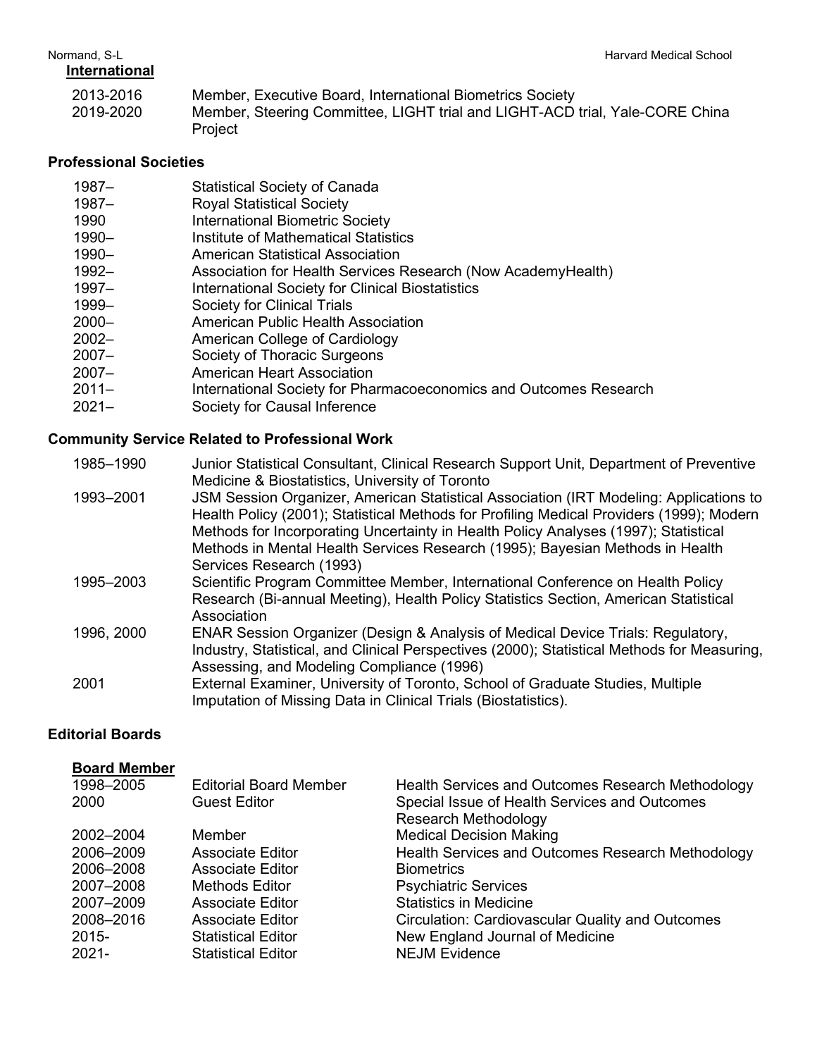**International**

| | |
|---|---|
| 2013-2016 | Member, Executive Board, International Biometrics Society |
| 2019-2020 | Member, Steering Committee, LIGHT trial and LIGHT-ACD trial, Yale-CORE China Project |

## Professional Societies

| | |
|---|---|
| 1987– | Statistical Society of Canada |
| 1987– | Royal Statistical Society |
| 1990 | International Biometric Society |
| 1990– | Institute of Mathematical Statistics |
| 1990– | American Statistical Association |
| 1992– | Association for Health Services Research (Now AcademyHealth) |
| 1997– | International Society for Clinical Biostatistics |
| 1999– | Society for Clinical Trials |
| 2000– | American Public Health Association |
| 2002– | American College of Cardiology |
| 2007– | Society of Thoracic Surgeons |
| 2007– | American Heart Association |
| 2011– | International Society for Pharmacoeconomics and Outcomes Research |
| 2021– | Society for Causal Inference |

## Community Service Related to Professional Work

| | |
|---|---|
| 1985–1990 | Junior Statistical Consultant, Clinical Research Support Unit, Department of Preventive Medicine & Biostatistics, University of Toronto |
| 1993–2001 | JSM Session Organizer, American Statistical Association (IRT Modeling: Applications to Health Policy (2001); Statistical Methods for Profiling Medical Providers (1999); Modern Methods for Incorporating Uncertainty in Health Policy Analyses (1997); Statistical Methods in Mental Health Services Research (1995); Bayesian Methods in Health Services Research (1993) |
| 1995–2003 | Scientific Program Committee Member, International Conference on Health Policy Research (Bi-annual Meeting), Health Policy Statistics Section, American Statistical Association |
| 1996, 2000 | ENAR Session Organizer (Design & Analysis of Medical Device Trials: Regulatory, Industry, Statistical, and Clinical Perspectives (2000); Statistical Methods for Measuring, Assessing, and Modeling Compliance (1996) |
| 2001 | External Examiner, University of Toronto, School of Graduate Studies, Multiple Imputation of Missing Data in Clinical Trials (Biostatistics). |

## Editorial Boards

**Board Member**

| | | |
|---|---|---|
| 1998–2005 | Editorial Board Member | Health Services and Outcomes Research Methodology |
| 2000 | Guest Editor | Special Issue of Health Services and Outcomes Research Methodology |
| 2002–2004 | Member | Medical Decision Making |
| 2006–2009 | Associate Editor | Health Services and Outcomes Research Methodology |
| 2006–2008 | Associate Editor | Biometrics |
| 2007–2008 | Methods Editor | Psychiatric Services |
| 2007–2009 | Associate Editor | Statistics in Medicine |
| 2008–2016 | Associate Editor | Circulation: Cardiovascular Quality and Outcomes |
| 2015- | Statistical Editor | New England Journal of Medicine |
| 2021- | Statistical Editor | NEJM Evidence |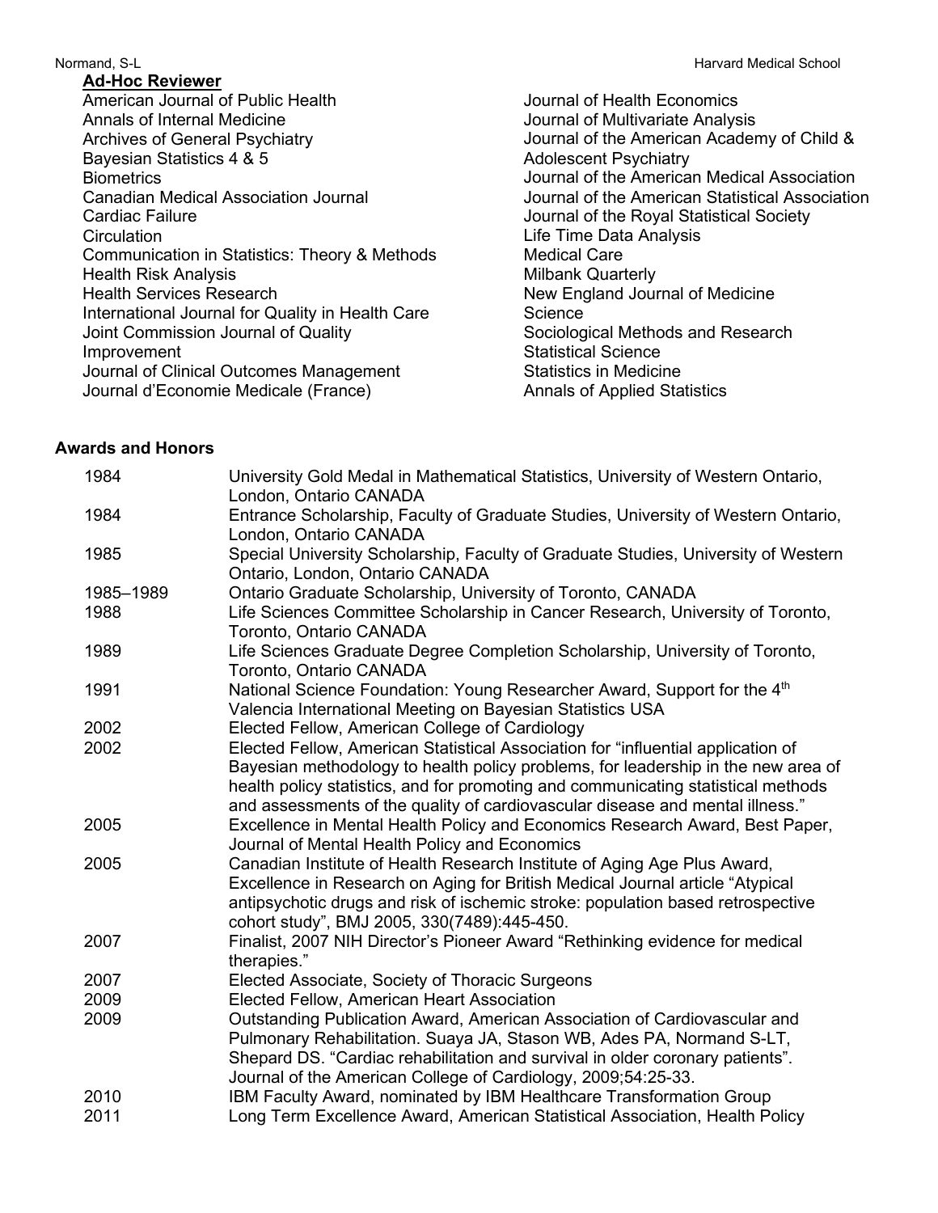**Ad-Hoc Reviewer**

- American Journal of Public Health
- Annals of Internal Medicine
- Archives of General Psychiatry
- Bayesian Statistics 4 & 5
- Biometrics
- Canadian Medical Association Journal
- Cardiac Failure
- Circulation
- Communication in Statistics: Theory & Methods
- Health Risk Analysis
- Health Services Research
- International Journal for Quality in Health Care
- Joint Commission Journal of Quality Improvement
- Journal of Clinical Outcomes Management
- Journal d'Economie Medicale (France)
- Journal of Health Economics
- Journal of Multivariate Analysis
- Journal of the American Academy of Child & Adolescent Psychiatry
- Journal of the American Medical Association
- Journal of the American Statistical Association
- Journal of the Royal Statistical Society
- Life Time Data Analysis
- Medical Care
- Milbank Quarterly
- New England Journal of Medicine
- Science
- Sociological Methods and Research
- Statistical Science
- Statistics in Medicine
- Annals of Applied Statistics

### Awards and Honors

| | |
|---|---|
| 1984 | University Gold Medal in Mathematical Statistics, University of Western Ontario, London, Ontario CANADA |
| 1984 | Entrance Scholarship, Faculty of Graduate Studies, University of Western Ontario, London, Ontario CANADA |
| 1985 | Special University Scholarship, Faculty of Graduate Studies, University of Western Ontario, London, Ontario CANADA |
| 1985–1989 | Ontario Graduate Scholarship, University of Toronto, CANADA |
| 1988 | Life Sciences Committee Scholarship in Cancer Research, University of Toronto, Toronto, Ontario CANADA |
| 1989 | Life Sciences Graduate Degree Completion Scholarship, University of Toronto, Toronto, Ontario CANADA |
| 1991 | National Science Foundation: Young Researcher Award, Support for the 4th Valencia International Meeting on Bayesian Statistics USA |
| 2002 | Elected Fellow, American College of Cardiology |
| 2002 | Elected Fellow, American Statistical Association for "influential application of Bayesian methodology to health policy problems, for leadership in the new area of health policy statistics, and for promoting and communicating statistical methods and assessments of the quality of cardiovascular disease and mental illness." |
| 2005 | Excellence in Mental Health Policy and Economics Research Award, Best Paper, Journal of Mental Health Policy and Economics |
| 2005 | Canadian Institute of Health Research Institute of Aging Age Plus Award, Excellence in Research on Aging for British Medical Journal article "Atypical antipsychotic drugs and risk of ischemic stroke: population based retrospective cohort study", BMJ 2005, 330(7489):445-450. |
| 2007 | Finalist, 2007 NIH Director's Pioneer Award "Rethinking evidence for medical therapies." |
| 2007 | Elected Associate, Society of Thoracic Surgeons |
| 2009 | Elected Fellow, American Heart Association |
| 2009 | Outstanding Publication Award, American Association of Cardiovascular and Pulmonary Rehabilitation. Suaya JA, Stason WB, Ades PA, Normand S-LT, Shepard DS. "Cardiac rehabilitation and survival in older coronary patients". Journal of the American College of Cardiology, 2009;54:25-33. |
| 2010 | IBM Faculty Award, nominated by IBM Healthcare Transformation Group |
| 2011 | Long Term Excellence Award, American Statistical Association, Health Policy |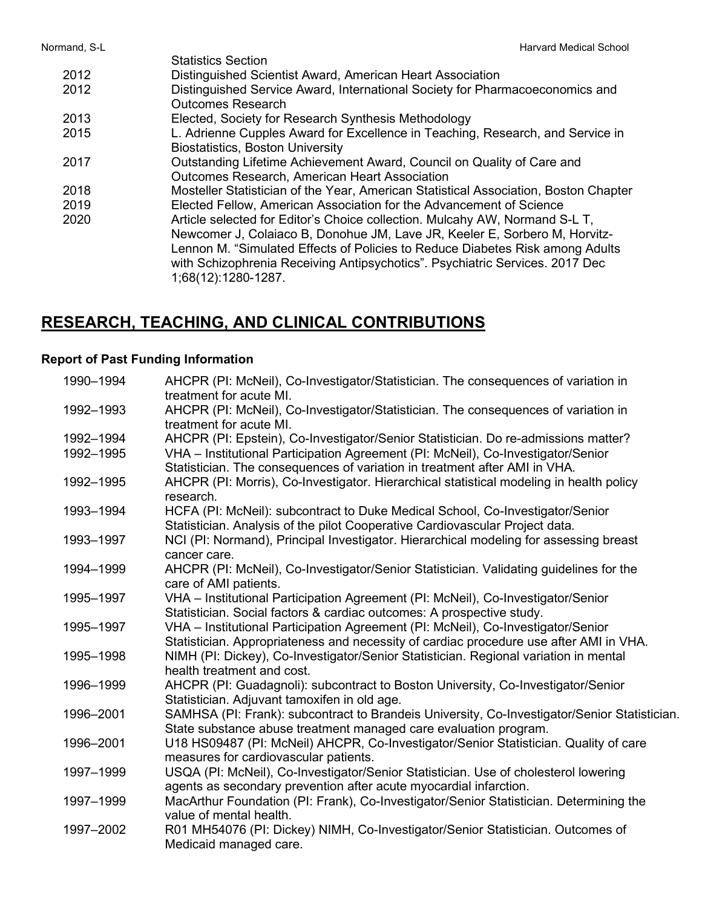| | |
|---|---|
| | Statistics Section |
| 2012 | Distinguished Scientist Award, American Heart Association |
| 2012 | Distinguished Service Award, International Society for Pharmacoeconomics and Outcomes Research |
| 2013 | Elected, Society for Research Synthesis Methodology |
| 2015 | L. Adrienne Cupples Award for Excellence in Teaching, Research, and Service in Biostatistics, Boston University |
| 2017 | Outstanding Lifetime Achievement Award, Council on Quality of Care and Outcomes Research, American Heart Association |
| 2018 | Mosteller Statistician of the Year, American Statistical Association, Boston Chapter |
| 2019 | Elected Fellow, American Association for the Advancement of Science |
| 2020 | Article selected for Editor's Choice collection. Mulcahy AW, Normand S-L T, Newcomer J, Colaiaco B, Donohue JM, Lave JR, Keeler E, Sorbero M, Horvitz-Lennon M. "Simulated Effects of Policies to Reduce Diabetes Risk among Adults with Schizophrenia Receiving Antipsychotics". Psychiatric Services. 2017 Dec 1;68(12):1280-1287. |

## RESEARCH, TEACHING, AND CLINICAL CONTRIBUTIONS

### Report of Past Funding Information

| | |
|---|---|
| 1990–1994 | AHCPR (PI: McNeil), Co-Investigator/Statistician. The consequences of variation in treatment for acute MI. |
| 1992–1993 | AHCPR (PI: McNeil), Co-Investigator/Statistician. The consequences of variation in treatment for acute MI. |
| 1992–1994 | AHCPR (PI: Epstein), Co-Investigator/Senior Statistician. Do re-admissions matter? |
| 1992–1995 | VHA – Institutional Participation Agreement (PI: McNeil), Co-Investigator/Senior Statistician. The consequences of variation in treatment after AMI in VHA. |
| 1992–1995 | AHCPR (PI: Morris), Co-Investigator. Hierarchical statistical modeling in health policy research. |
| 1993–1994 | HCFA (PI: McNeil): subcontract to Duke Medical School, Co-Investigator/Senior Statistician. Analysis of the pilot Cooperative Cardiovascular Project data. |
| 1993–1997 | NCI (PI: Normand), Principal Investigator. Hierarchical modeling for assessing breast cancer care. |
| 1994–1999 | AHCPR (PI: McNeil), Co-Investigator/Senior Statistician. Validating guidelines for the care of AMI patients. |
| 1995–1997 | VHA – Institutional Participation Agreement (PI: McNeil), Co-Investigator/Senior Statistician. Social factors & cardiac outcomes: A prospective study. |
| 1995–1997 | VHA – Institutional Participation Agreement (PI: McNeil), Co-Investigator/Senior Statistician. Appropriateness and necessity of cardiac procedure use after AMI in VHA. |
| 1995–1998 | NIMH (PI: Dickey), Co-Investigator/Senior Statistician. Regional variation in mental health treatment and cost. |
| 1996–1999 | AHCPR (PI: Guadagnoli): subcontract to Boston University, Co-Investigator/Senior Statistician. Adjuvant tamoxifen in old age. |
| 1996–2001 | SAMHSA (PI: Frank): subcontract to Brandeis University, Co-Investigator/Senior Statistician. State substance abuse treatment managed care evaluation program. |
| 1996–2001 | U18 HS09487 (PI: McNeil) AHCPR, Co-Investigator/Senior Statistician. Quality of care measures for cardiovascular patients. |
| 1997–1999 | USQA (PI: McNeil), Co-Investigator/Senior Statistician. Use of cholesterol lowering agents as secondary prevention after acute myocardial infarction. |
| 1997–1999 | MacArthur Foundation (PI: Frank), Co-Investigator/Senior Statistician. Determining the value of mental health. |
| 1997–2002 | R01 MH54076 (PI: Dickey) NIMH, Co-Investigator/Senior Statistician. Outcomes of Medicaid managed care. |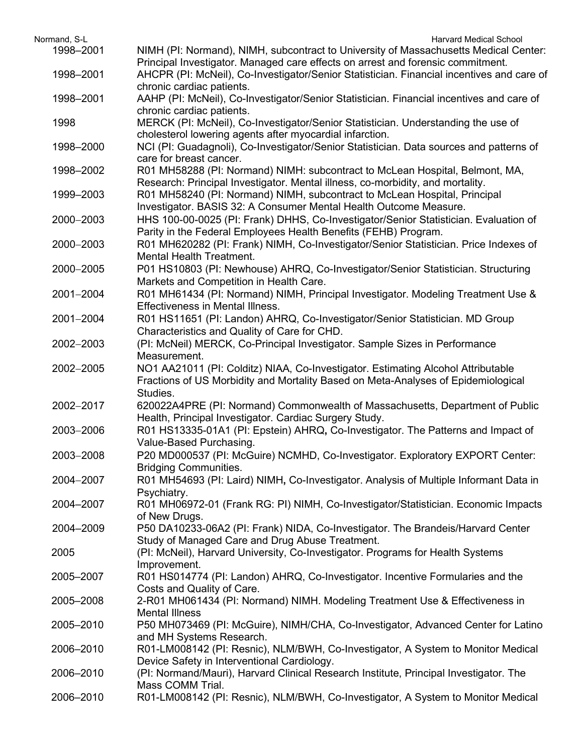| | |
|---|---|
| 1998–2001 | NIMH (PI: Normand), NIMH, subcontract to University of Massachusetts Medical Center: Principal Investigator. Managed care effects on arrest and forensic commitment. |
| 1998–2001 | AHCPR (PI: McNeil), Co-Investigator/Senior Statistician. Financial incentives and care of chronic cardiac patients. |
| 1998–2001 | AAHP (PI: McNeil), Co-Investigator/Senior Statistician. Financial incentives and care of chronic cardiac patients. |
| 1998 | MERCK (PI: McNeil), Co-Investigator/Senior Statistician. Understanding the use of cholesterol lowering agents after myocardial infarction. |
| 1998–2000 | NCI (PI: Guadagnoli), Co-Investigator/Senior Statistician. Data sources and patterns of care for breast cancer. |
| 1998–2002 | R01 MH58288 (PI: Normand) NIMH: subcontract to McLean Hospital, Belmont, MA, Research: Principal Investigator. Mental illness, co-morbidity, and mortality. |
| 1999–2003 | R01 MH58240 (PI: Normand) NIMH, subcontract to McLean Hospital, Principal Investigator. BASIS 32: A Consumer Mental Health Outcome Measure. |
| 2000–2003 | HHS 100-00-0025 (PI: Frank) DHHS, Co-Investigator/Senior Statistician. Evaluation of Parity in the Federal Employees Health Benefits (FEHB) Program. |
| 2000–2003 | R01 MH620282 (PI: Frank) NIMH, Co-Investigator/Senior Statistician. Price Indexes of Mental Health Treatment. |
| 2000–2005 | P01 HS10803 (PI: Newhouse) AHRQ, Co-Investigator/Senior Statistician. Structuring Markets and Competition in Health Care. |
| 2001–2004 | R01 MH61434 (PI: Normand) NIMH, Principal Investigator. Modeling Treatment Use & Effectiveness in Mental Illness. |
| 2001–2004 | R01 HS11651 (PI: Landon) AHRQ, Co-Investigator/Senior Statistician. MD Group Characteristics and Quality of Care for CHD. |
| 2002–2003 | (PI: McNeil) MERCK, Co-Principal Investigator. Sample Sizes in Performance Measurement. |
| 2002–2005 | NO1 AA21011 (PI: Colditz) NIAA, Co-Investigator. Estimating Alcohol Attributable Fractions of US Morbidity and Mortality Based on Meta-Analyses of Epidemiological Studies. |
| 2002–2017 | 620022A4PRE (PI: Normand) Commonwealth of Massachusetts, Department of Public Health, Principal Investigator. Cardiac Surgery Study. |
| 2003–2006 | R01 HS13335-01A1 (PI: Epstein) AHRQ**,** Co-Investigator. The Patterns and Impact of Value-Based Purchasing. |
| 2003–2008 | P20 MD000537 (PI: McGuire) NCMHD, Co-Investigator. Exploratory EXPORT Center: Bridging Communities. |
| 2004–2007 | R01 MH54693 (PI: Laird) NIMH**,** Co-Investigator. Analysis of Multiple Informant Data in Psychiatry. |
| 2004–2007 | R01 MH06972-01 (Frank RG: PI) NIMH, Co-Investigator/Statistician. Economic Impacts of New Drugs. |
| 2004–2009 | P50 DA10233-06A2 (PI: Frank) NIDA, Co-Investigator. The Brandeis/Harvard Center Study of Managed Care and Drug Abuse Treatment. |
| 2005 | (PI: McNeil), Harvard University, Co-Investigator. Programs for Health Systems Improvement. |
| 2005–2007 | R01 HS014774 (PI: Landon) AHRQ, Co-Investigator. Incentive Formularies and the Costs and Quality of Care. |
| 2005–2008 | 2-R01 MH061434 (PI: Normand) NIMH. Modeling Treatment Use & Effectiveness in Mental Illness |
| 2005–2010 | P50 MH073469 (PI: McGuire), NIMH/CHA, Co-Investigator, Advanced Center for Latino and MH Systems Research. |
| 2006–2010 | R01-LM008142 (PI: Resnic), NLM/BWH, Co-Investigator, A System to Monitor Medical Device Safety in Interventional Cardiology. |
| 2006–2010 | (PI: Normand/Mauri), Harvard Clinical Research Institute, Principal Investigator. The Mass COMM Trial. |
| 2006–2010 | R01-LM008142 (PI: Resnic), NLM/BWH, Co-Investigator, A System to Monitor Medical |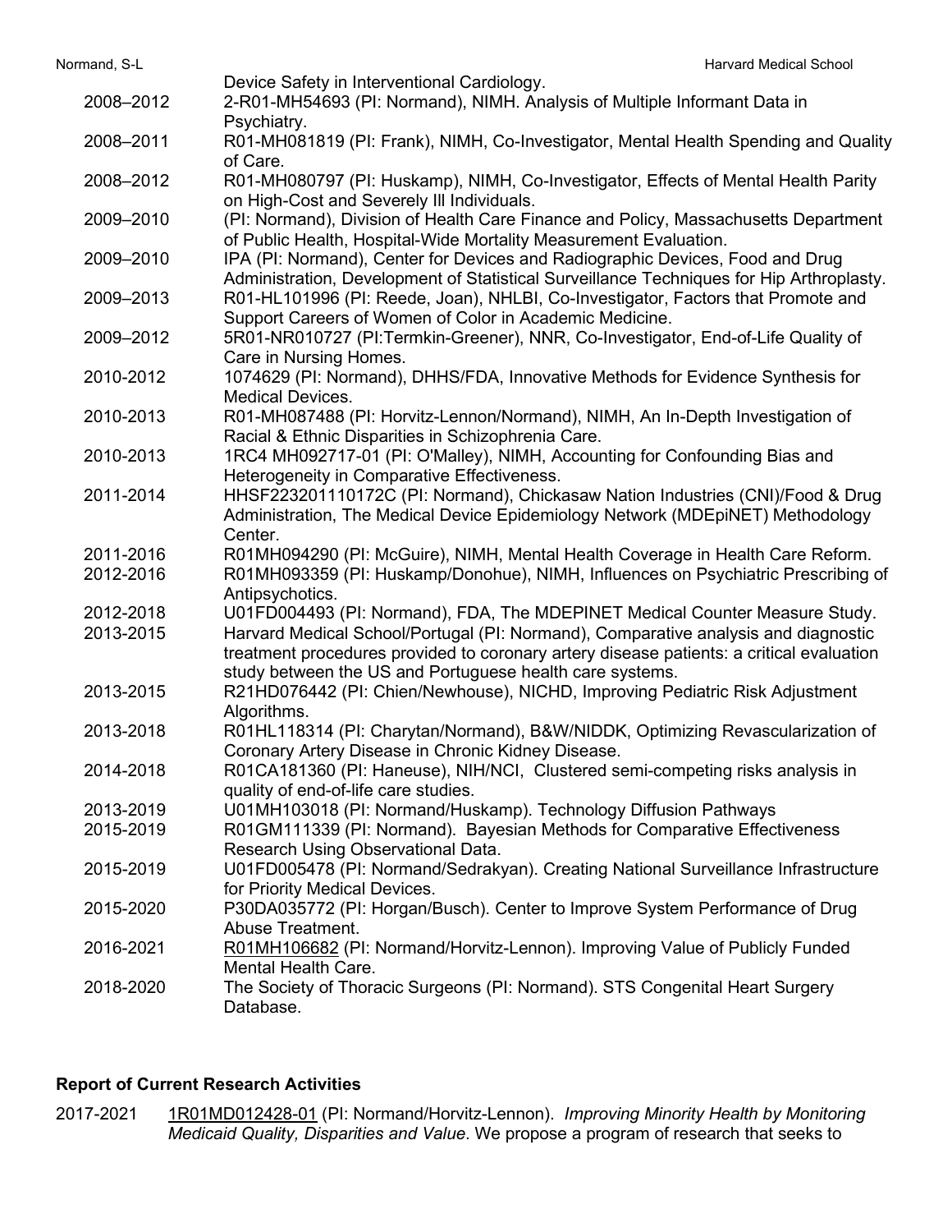|  |  |
|---|---|
|  | Device Safety in Interventional Cardiology. |
| 2008–2012 | 2-R01-MH54693 (PI: Normand), NIMH. Analysis of Multiple Informant Data in Psychiatry. |
| 2008–2011 | R01-MH081819 (PI: Frank), NIMH, Co-Investigator, Mental Health Spending and Quality of Care. |
| 2008–2012 | R01-MH080797 (PI: Huskamp), NIMH, Co-Investigator, Effects of Mental Health Parity on High-Cost and Severely Ill Individuals. |
| 2009–2010 | (PI: Normand), Division of Health Care Finance and Policy, Massachusetts Department of Public Health, Hospital-Wide Mortality Measurement Evaluation. |
| 2009–2010 | IPA (PI: Normand), Center for Devices and Radiographic Devices, Food and Drug Administration, Development of Statistical Surveillance Techniques for Hip Arthroplasty. |
| 2009–2013 | R01-HL101996 (PI: Reede, Joan), NHLBI, Co-Investigator, Factors that Promote and Support Careers of Women of Color in Academic Medicine. |
| 2009–2012 | 5R01-NR010727 (PI:Termkin-Greener), NNR, Co-Investigator, End-of-Life Quality of Care in Nursing Homes. |
| 2010-2012 | 1074629 (PI: Normand), DHHS/FDA, Innovative Methods for Evidence Synthesis for Medical Devices. |
| 2010-2013 | R01-MH087488 (PI: Horvitz-Lennon/Normand), NIMH, An In-Depth Investigation of Racial & Ethnic Disparities in Schizophrenia Care. |
| 2010-2013 | 1RC4 MH092717-01 (PI: O'Malley), NIMH, Accounting for Confounding Bias and Heterogeneity in Comparative Effectiveness. |
| 2011-2014 | HHSF223201110172C (PI: Normand), Chickasaw Nation Industries (CNI)/Food & Drug Administration, The Medical Device Epidemiology Network (MDEpiNET) Methodology Center. |
| 2011-2016 | R01MH094290 (PI: McGuire), NIMH, Mental Health Coverage in Health Care Reform. |
| 2012-2016 | R01MH093359 (PI: Huskamp/Donohue), NIMH, Influences on Psychiatric Prescribing of Antipsychotics. |
| 2012-2018 | U01FD004493 (PI: Normand), FDA, The MDEPINET Medical Counter Measure Study. |
| 2013-2015 | Harvard Medical School/Portugal (PI: Normand), Comparative analysis and diagnostic treatment procedures provided to coronary artery disease patients: a critical evaluation study between the US and Portuguese health care systems. |
| 2013-2015 | R21HD076442 (PI: Chien/Newhouse), NICHD, Improving Pediatric Risk Adjustment Algorithms. |
| 2013-2018 | R01HL118314 (PI: Charytan/Normand), B&W/NIDDK, Optimizing Revascularization of Coronary Artery Disease in Chronic Kidney Disease. |
| 2014-2018 | R01CA181360 (PI: Haneuse), NIH/NCI, Clustered semi-competing risks analysis in quality of end-of-life care studies. |
| 2013-2019 | U01MH103018 (PI: Normand/Huskamp). Technology Diffusion Pathways |
| 2015-2019 | R01GM111339 (PI: Normand). Bayesian Methods for Comparative Effectiveness Research Using Observational Data. |
| 2015-2019 | U01FD005478 (PI: Normand/Sedrakyan). Creating National Surveillance Infrastructure for Priority Medical Devices. |
| 2015-2020 | P30DA035772 (PI: Horgan/Busch). Center to Improve System Performance of Drug Abuse Treatment. |
| 2016-2021 | R01MH106682 (PI: Normand/Horvitz-Lennon). Improving Value of Publicly Funded Mental Health Care. |
| 2018-2020 | The Society of Thoracic Surgeons (PI: Normand). STS Congenital Heart Surgery Database. |

**Report of Current Research Activities**

2017-2021 1R01MD012428-01 (PI: Normand/Horvitz-Lennon). *Improving Minority Health by Monitoring Medicaid Quality, Disparities and Value*. We propose a program of research that seeks to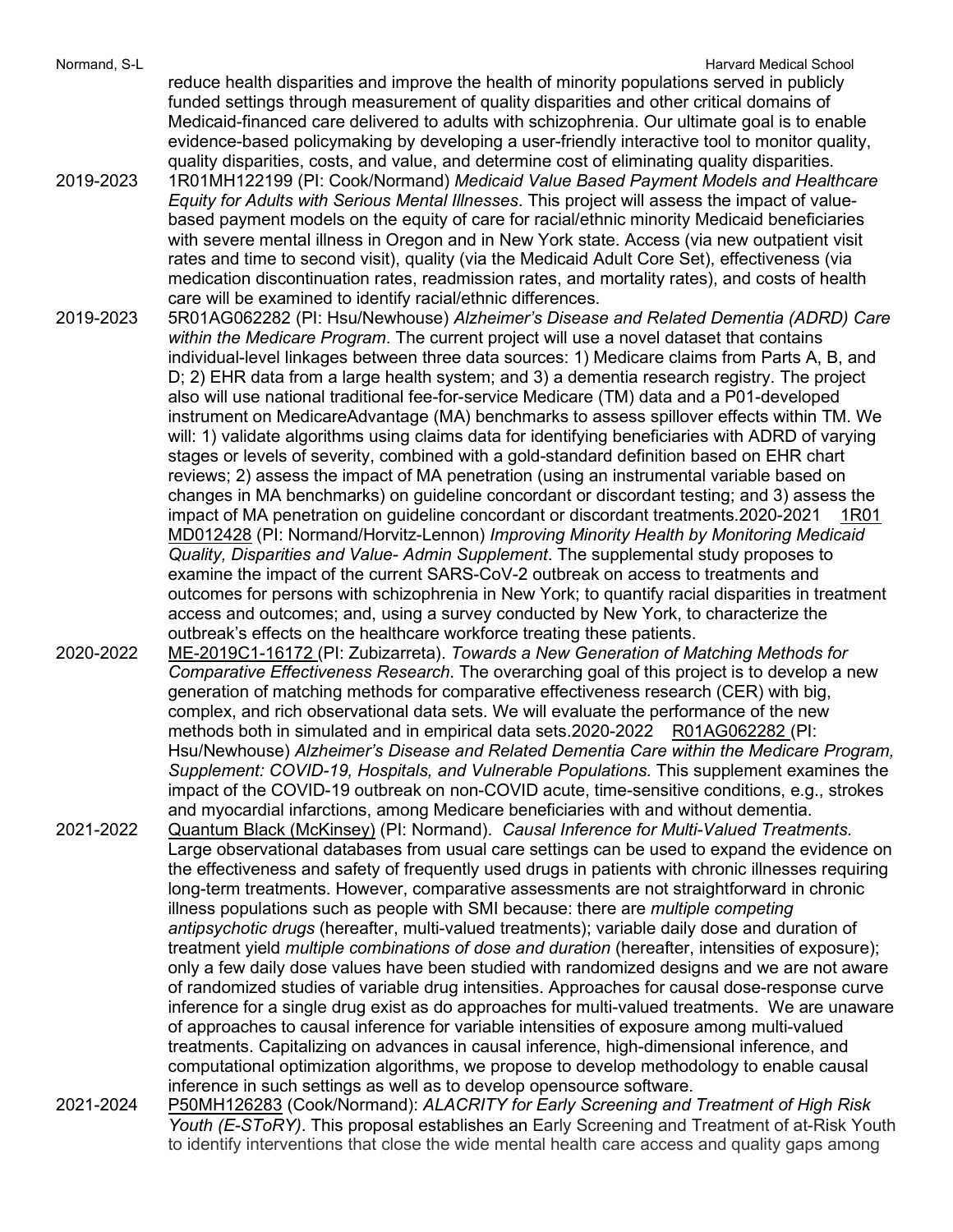reduce health disparities and improve the health of minority populations served in publicly funded settings through measurement of quality disparities and other critical domains of Medicaid-financed care delivered to adults with schizophrenia. Our ultimate goal is to enable evidence-based policymaking by developing a user-friendly interactive tool to monitor quality, quality disparities, costs, and value, and determine cost of eliminating quality disparities.

2019-2023 1R01MH122199 (PI: Cook/Normand) *Medicaid Value Based Payment Models and Healthcare Equity for Adults with Serious Mental Illnesses*. This project will assess the impact of value-based payment models on the equity of care for racial/ethnic minority Medicaid beneficiaries with severe mental illness in Oregon and in New York state. Access (via new outpatient visit rates and time to second visit), quality (via the Medicaid Adult Core Set), effectiveness (via medication discontinuation rates, readmission rates, and mortality rates), and costs of health care will be examined to identify racial/ethnic differences.

2019-2023 5R01AG062282 (PI: Hsu/Newhouse) *Alzheimer's Disease and Related Dementia (ADRD) Care within the Medicare Program*. The current project will use a novel dataset that contains individual-level linkages between three data sources: 1) Medicare claims from Parts A, B, and D; 2) EHR data from a large health system; and 3) a dementia research registry. The project also will use national traditional fee-for-service Medicare (TM) data and a P01-developed instrument on MedicareAdvantage (MA) benchmarks to assess spillover effects within TM. We will: 1) validate algorithms using claims data for identifying beneficiaries with ADRD of varying stages or levels of severity, combined with a gold-standard definition based on EHR chart reviews; 2) assess the impact of MA penetration (using an instrumental variable based on changes in MA benchmarks) on guideline concordant or discordant testing; and 3) assess the impact of MA penetration on guideline concordant or discordant treatments.2020-2021 1R01 MD012428 (PI: Normand/Horvitz-Lennon) *Improving Minority Health by Monitoring Medicaid Quality, Disparities and Value- Admin Supplement*. The supplemental study proposes to examine the impact of the current SARS-CoV-2 outbreak on access to treatments and outcomes for persons with schizophrenia in New York; to quantify racial disparities in treatment access and outcomes; and, using a survey conducted by New York, to characterize the outbreak's effects on the healthcare workforce treating these patients.

2020-2022 ME-2019C1-16172 (PI: Zubizarreta). *Towards a New Generation of Matching Methods for Comparative Effectiveness Research*. The overarching goal of this project is to develop a new generation of matching methods for comparative effectiveness research (CER) with big, complex, and rich observational data sets. We will evaluate the performance of the new methods both in simulated and in empirical data sets.2020-2022 R01AG062282 (PI: Hsu/Newhouse) *Alzheimer's Disease and Related Dementia Care within the Medicare Program, Supplement: COVID-19, Hospitals, and Vulnerable Populations.* This supplement examines the impact of the COVID-19 outbreak on non-COVID acute, time-sensitive conditions, e.g., strokes and myocardial infarctions, among Medicare beneficiaries with and without dementia.

2021-2022 Quantum Black (McKinsey) (PI: Normand). *Causal Inference for Multi-Valued Treatments.* Large observational databases from usual care settings can be used to expand the evidence on the effectiveness and safety of frequently used drugs in patients with chronic illnesses requiring long-term treatments. However, comparative assessments are not straightforward in chronic illness populations such as people with SMI because: there are *multiple competing antipsychotic drugs* (hereafter, multi-valued treatments); variable daily dose and duration of treatment yield *multiple combinations of dose and duration* (hereafter, intensities of exposure); only a few daily dose values have been studied with randomized designs and we are not aware of randomized studies of variable drug intensities. Approaches for causal dose-response curve inference for a single drug exist as do approaches for multi-valued treatments. We are unaware of approaches to causal inference for variable intensities of exposure among multi-valued treatments. Capitalizing on advances in causal inference, high-dimensional inference, and computational optimization algorithms, we propose to develop methodology to enable causal inference in such settings as well as to develop opensource software.

2021-2024 P50MH126283 (Cook/Normand): *ALACRITY for Early Screening and Treatment of High Risk Youth (E-SToRY)*. This proposal establishes an Early Screening and Treatment of at-Risk Youth to identify interventions that close the wide mental health care access and quality gaps among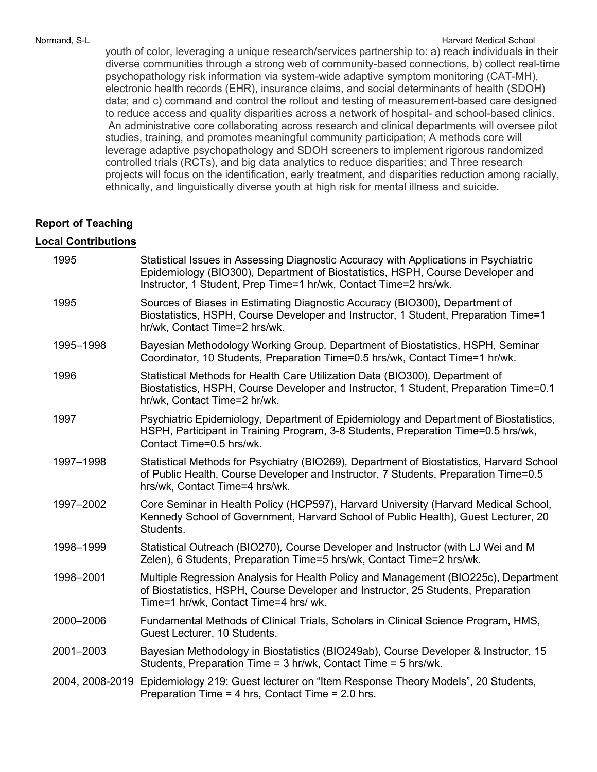youth of color, leveraging a unique research/services partnership to: a) reach individuals in their diverse communities through a strong web of community-based connections, b) collect real-time psychopathology risk information via system-wide adaptive symptom monitoring (CAT-MH), electronic health records (EHR), insurance claims, and social determinants of health (SDOH) data; and c) command and control the rollout and testing of measurement-based care designed to reduce access and quality disparities across a network of hospital- and school-based clinics. An administrative core collaborating across research and clinical departments will oversee pilot studies, training, and promotes meaningful community participation; A methods core will leverage adaptive psychopathology and SDOH screeners to implement rigorous randomized controlled trials (RCTs), and big data analytics to reduce disparities; and Three research projects will focus on the identification, early treatment, and disparities reduction among racially, ethnically, and linguistically diverse youth at high risk for mental illness and suicide.

## Report of Teaching

### Local Contributions

| | |
|---|---|
| 1995 | Statistical Issues in Assessing Diagnostic Accuracy with Applications in Psychiatric Epidemiology (BIO300), Department of Biostatistics, HSPH, Course Developer and Instructor, 1 Student, Prep Time=1 hr/wk, Contact Time=2 hrs/wk. |
| 1995 | Sources of Biases in Estimating Diagnostic Accuracy (BIO300), Department of Biostatistics, HSPH, Course Developer and Instructor, 1 Student, Preparation Time=1 hr/wk, Contact Time=2 hrs/wk. |
| 1995–1998 | Bayesian Methodology Working Group, Department of Biostatistics, HSPH, Seminar Coordinator, 10 Students, Preparation Time=0.5 hrs/wk, Contact Time=1 hr/wk. |
| 1996 | Statistical Methods for Health Care Utilization Data (BIO300), Department of Biostatistics, HSPH, Course Developer and Instructor, 1 Student, Preparation Time=0.1 hr/wk, Contact Time=2 hr/wk. |
| 1997 | Psychiatric Epidemiology, Department of Epidemiology and Department of Biostatistics, HSPH, Participant in Training Program, 3-8 Students, Preparation Time=0.5 hrs/wk, Contact Time=0.5 hrs/wk. |
| 1997–1998 | Statistical Methods for Psychiatry (BIO269), Department of Biostatistics, Harvard School of Public Health, Course Developer and Instructor, 7 Students, Preparation Time=0.5 hrs/wk, Contact Time=4 hrs/wk. |
| 1997–2002 | Core Seminar in Health Policy (HCP597), Harvard University (Harvard Medical School, Kennedy School of Government, Harvard School of Public Health), Guest Lecturer, 20 Students. |
| 1998–1999 | Statistical Outreach (BIO270), Course Developer and Instructor (with LJ Wei and M Zelen), 6 Students, Preparation Time=5 hrs/wk, Contact Time=2 hrs/wk. |
| 1998–2001 | Multiple Regression Analysis for Health Policy and Management (BIO225c), Department of Biostatistics, HSPH, Course Developer and Instructor, 25 Students, Preparation Time=1 hr/wk, Contact Time=4 hrs/ wk. |
| 2000–2006 | Fundamental Methods of Clinical Trials, Scholars in Clinical Science Program, HMS, Guest Lecturer, 10 Students. |
| 2001–2003 | Bayesian Methodology in Biostatistics (BIO249ab), Course Developer & Instructor, 15 Students, Preparation Time = 3 hr/wk, Contact Time = 5 hrs/wk. |
| 2004, 2008-2019 | Epidemiology 219: Guest lecturer on "Item Response Theory Models", 20 Students, Preparation Time = 4 hrs, Contact Time = 2.0 hrs. |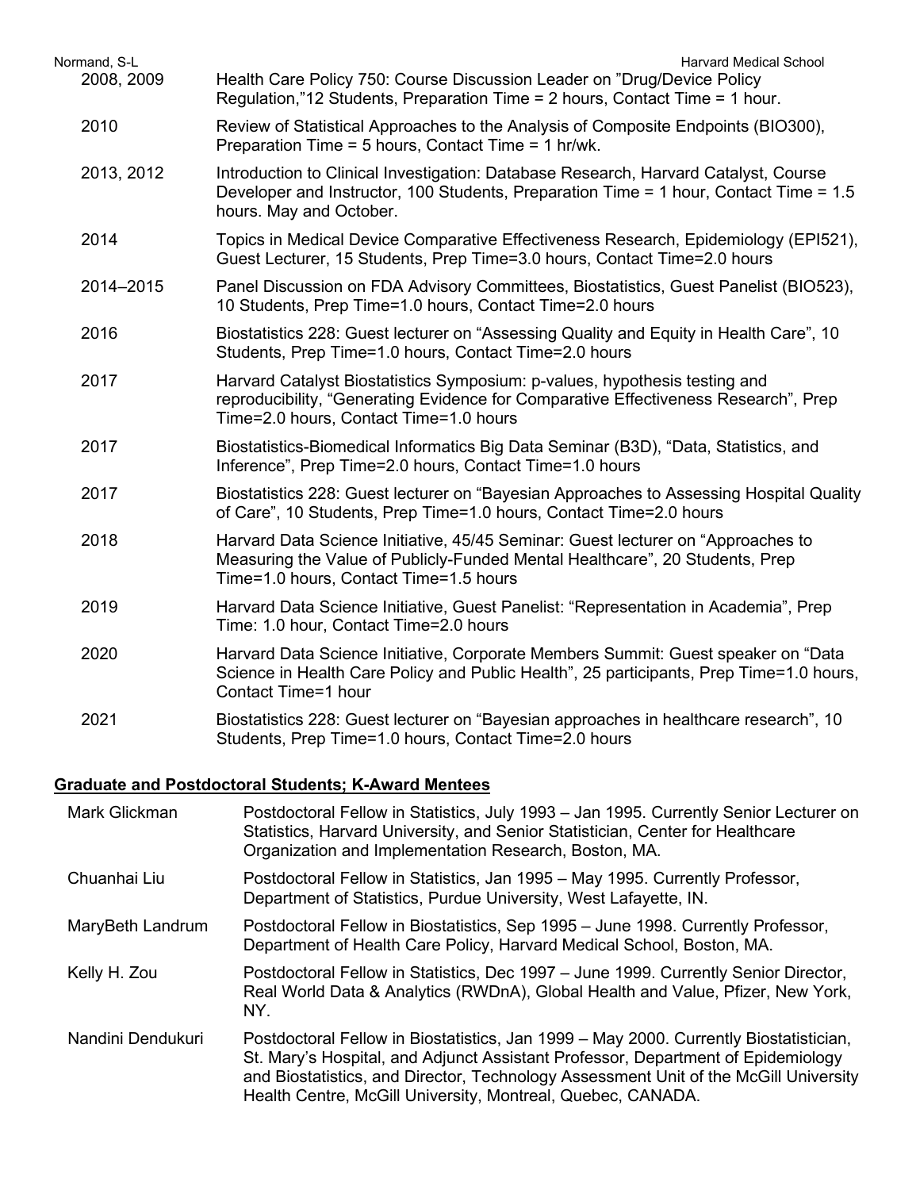| | |
|---|---|
| 2008, 2009 | Health Care Policy 750: Course Discussion Leader on "Drug/Device Policy Regulation,"12 Students, Preparation Time = 2 hours, Contact Time = 1 hour. |
| 2010 | Review of Statistical Approaches to the Analysis of Composite Endpoints (BIO300), Preparation Time = 5 hours, Contact Time = 1 hr/wk. |
| 2013, 2012 | Introduction to Clinical Investigation: Database Research, Harvard Catalyst, Course Developer and Instructor, 100 Students, Preparation Time = 1 hour, Contact Time = 1.5 hours. May and October. |
| 2014 | Topics in Medical Device Comparative Effectiveness Research, Epidemiology (EPI521), Guest Lecturer, 15 Students, Prep Time=3.0 hours, Contact Time=2.0 hours |
| 2014–2015 | Panel Discussion on FDA Advisory Committees, Biostatistics, Guest Panelist (BIO523), 10 Students, Prep Time=1.0 hours, Contact Time=2.0 hours |
| 2016 | Biostatistics 228: Guest lecturer on "Assessing Quality and Equity in Health Care", 10 Students, Prep Time=1.0 hours, Contact Time=2.0 hours |
| 2017 | Harvard Catalyst Biostatistics Symposium: p-values, hypothesis testing and reproducibility, "Generating Evidence for Comparative Effectiveness Research", Prep Time=2.0 hours, Contact Time=1.0 hours |
| 2017 | Biostatistics-Biomedical Informatics Big Data Seminar (B3D), "Data, Statistics, and Inference", Prep Time=2.0 hours, Contact Time=1.0 hours |
| 2017 | Biostatistics 228: Guest lecturer on "Bayesian Approaches to Assessing Hospital Quality of Care", 10 Students, Prep Time=1.0 hours, Contact Time=2.0 hours |
| 2018 | Harvard Data Science Initiative, 45/45 Seminar: Guest lecturer on "Approaches to Measuring the Value of Publicly-Funded Mental Healthcare", 20 Students, Prep Time=1.0 hours, Contact Time=1.5 hours |
| 2019 | Harvard Data Science Initiative, Guest Panelist: "Representation in Academia", Prep Time: 1.0 hour, Contact Time=2.0 hours |
| 2020 | Harvard Data Science Initiative, Corporate Members Summit: Guest speaker on "Data Science in Health Care Policy and Public Health", 25 participants, Prep Time=1.0 hours, Contact Time=1 hour |
| 2021 | Biostatistics 228: Guest lecturer on "Bayesian approaches in healthcare research", 10 Students, Prep Time=1.0 hours, Contact Time=2.0 hours |

## Graduate and Postdoctoral Students; K-Award Mentees

| | |
|---|---|
| Mark Glickman | Postdoctoral Fellow in Statistics, July 1993 – Jan 1995. Currently Senior Lecturer on Statistics, Harvard University, and Senior Statistician, Center for Healthcare Organization and Implementation Research, Boston, MA. |
| Chuanhai Liu | Postdoctoral Fellow in Statistics, Jan 1995 – May 1995. Currently Professor, Department of Statistics, Purdue University, West Lafayette, IN. |
| MaryBeth Landrum | Postdoctoral Fellow in Biostatistics, Sep 1995 – June 1998. Currently Professor, Department of Health Care Policy, Harvard Medical School, Boston, MA. |
| Kelly H. Zou | Postdoctoral Fellow in Statistics, Dec 1997 – June 1999. Currently Senior Director, Real World Data & Analytics (RWDnA), Global Health and Value, Pfizer, New York, NY. |
| Nandini Dendukuri | Postdoctoral Fellow in Biostatistics, Jan 1999 – May 2000. Currently Biostatistician, St. Mary's Hospital, and Adjunct Assistant Professor, Department of Epidemiology and Biostatistics, and Director, Technology Assessment Unit of the McGill University Health Centre, McGill University, Montreal, Quebec, CANADA. |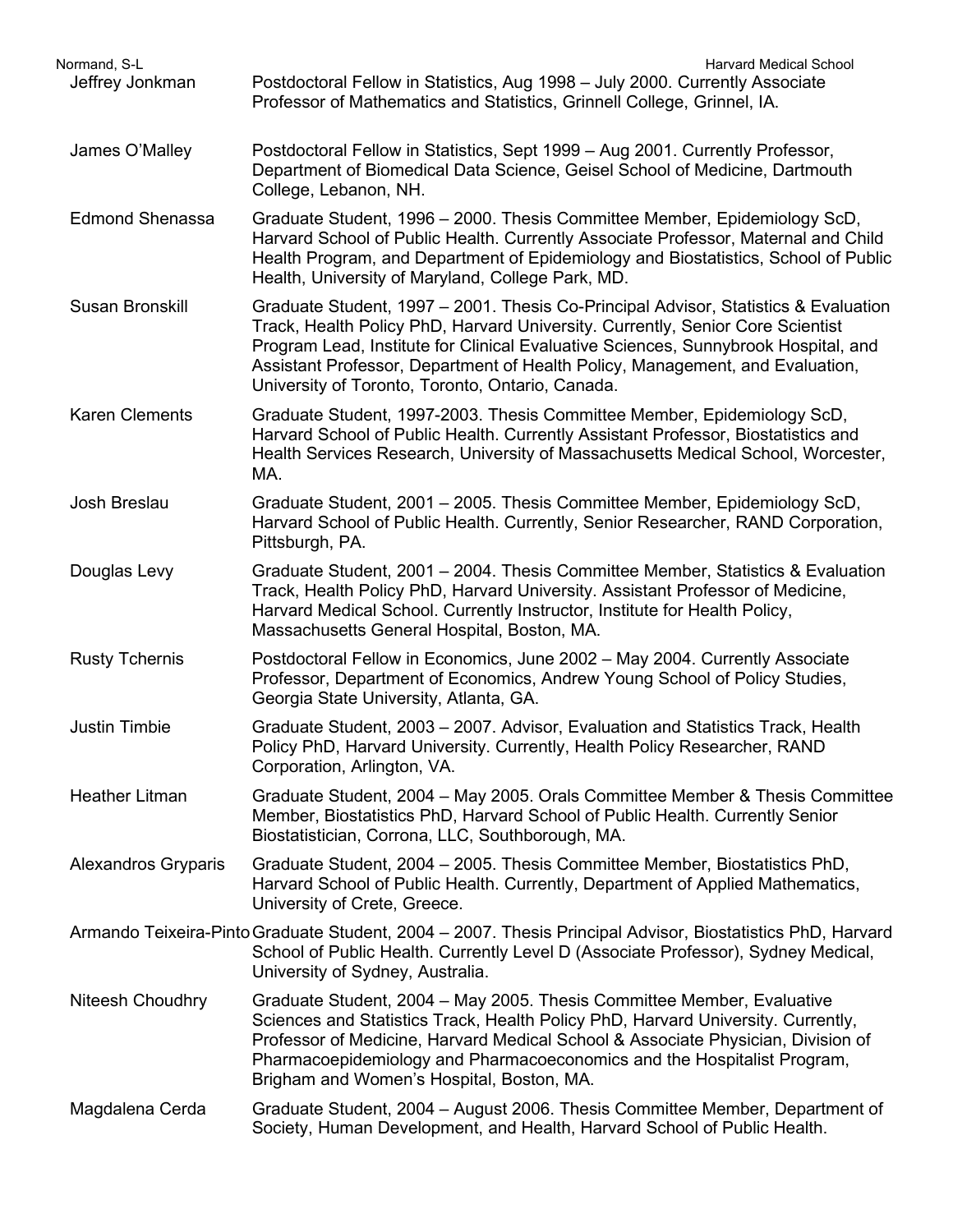| | |
|---|---|
| Jeffrey Jonkman | Postdoctoral Fellow in Statistics, Aug 1998 – July 2000. Currently Associate Professor of Mathematics and Statistics, Grinnell College, Grinnel, IA. |
| James O'Malley | Postdoctoral Fellow in Statistics, Sept 1999 – Aug 2001. Currently Professor, Department of Biomedical Data Science, Geisel School of Medicine, Dartmouth College, Lebanon, NH. |
| Edmond Shenassa | Graduate Student, 1996 – 2000. Thesis Committee Member, Epidemiology ScD, Harvard School of Public Health. Currently Associate Professor, Maternal and Child Health Program, and Department of Epidemiology and Biostatistics, School of Public Health, University of Maryland, College Park, MD. |
| Susan Bronskill | Graduate Student, 1997 – 2001. Thesis Co-Principal Advisor, Statistics & Evaluation Track, Health Policy PhD, Harvard University. Currently, Senior Core Scientist Program Lead, Institute for Clinical Evaluative Sciences, Sunnybrook Hospital, and Assistant Professor, Department of Health Policy, Management, and Evaluation, University of Toronto, Toronto, Ontario, Canada. |
| Karen Clements | Graduate Student, 1997-2003. Thesis Committee Member, Epidemiology ScD, Harvard School of Public Health. Currently Assistant Professor, Biostatistics and Health Services Research, University of Massachusetts Medical School, Worcester, MA. |
| Josh Breslau | Graduate Student, 2001 – 2005. Thesis Committee Member, Epidemiology ScD, Harvard School of Public Health. Currently, Senior Researcher, RAND Corporation, Pittsburgh, PA. |
| Douglas Levy | Graduate Student, 2001 – 2004. Thesis Committee Member, Statistics & Evaluation Track, Health Policy PhD, Harvard University. Assistant Professor of Medicine, Harvard Medical School. Currently Instructor, Institute for Health Policy, Massachusetts General Hospital, Boston, MA. |
| Rusty Tchernis | Postdoctoral Fellow in Economics, June 2002 – May 2004. Currently Associate Professor, Department of Economics, Andrew Young School of Policy Studies, Georgia State University, Atlanta, GA. |
| Justin Timbie | Graduate Student, 2003 – 2007. Advisor, Evaluation and Statistics Track, Health Policy PhD, Harvard University. Currently, Health Policy Researcher, RAND Corporation, Arlington, VA. |
| Heather Litman | Graduate Student, 2004 – May 2005. Orals Committee Member & Thesis Committee Member, Biostatistics PhD, Harvard School of Public Health. Currently Senior Biostatistician, Corrona, LLC, Southborough, MA. |
| Alexandros Gryparis | Graduate Student, 2004 – 2005. Thesis Committee Member, Biostatistics PhD, Harvard School of Public Health. Currently, Department of Applied Mathematics, University of Crete, Greece. |
| Armando Teixeira-Pinto | Graduate Student, 2004 – 2007. Thesis Principal Advisor, Biostatistics PhD, Harvard School of Public Health. Currently Level D (Associate Professor), Sydney Medical, University of Sydney, Australia. |
| Niteesh Choudhry | Graduate Student, 2004 – May 2005. Thesis Committee Member, Evaluative Sciences and Statistics Track, Health Policy PhD, Harvard University. Currently, Professor of Medicine, Harvard Medical School & Associate Physician, Division of Pharmacoepidemiology and Pharmacoeconomics and the Hospitalist Program, Brigham and Women's Hospital, Boston, MA. |
| Magdalena Cerda | Graduate Student, 2004 – August 2006. Thesis Committee Member, Department of Society, Human Development, and Health, Harvard School of Public Health. |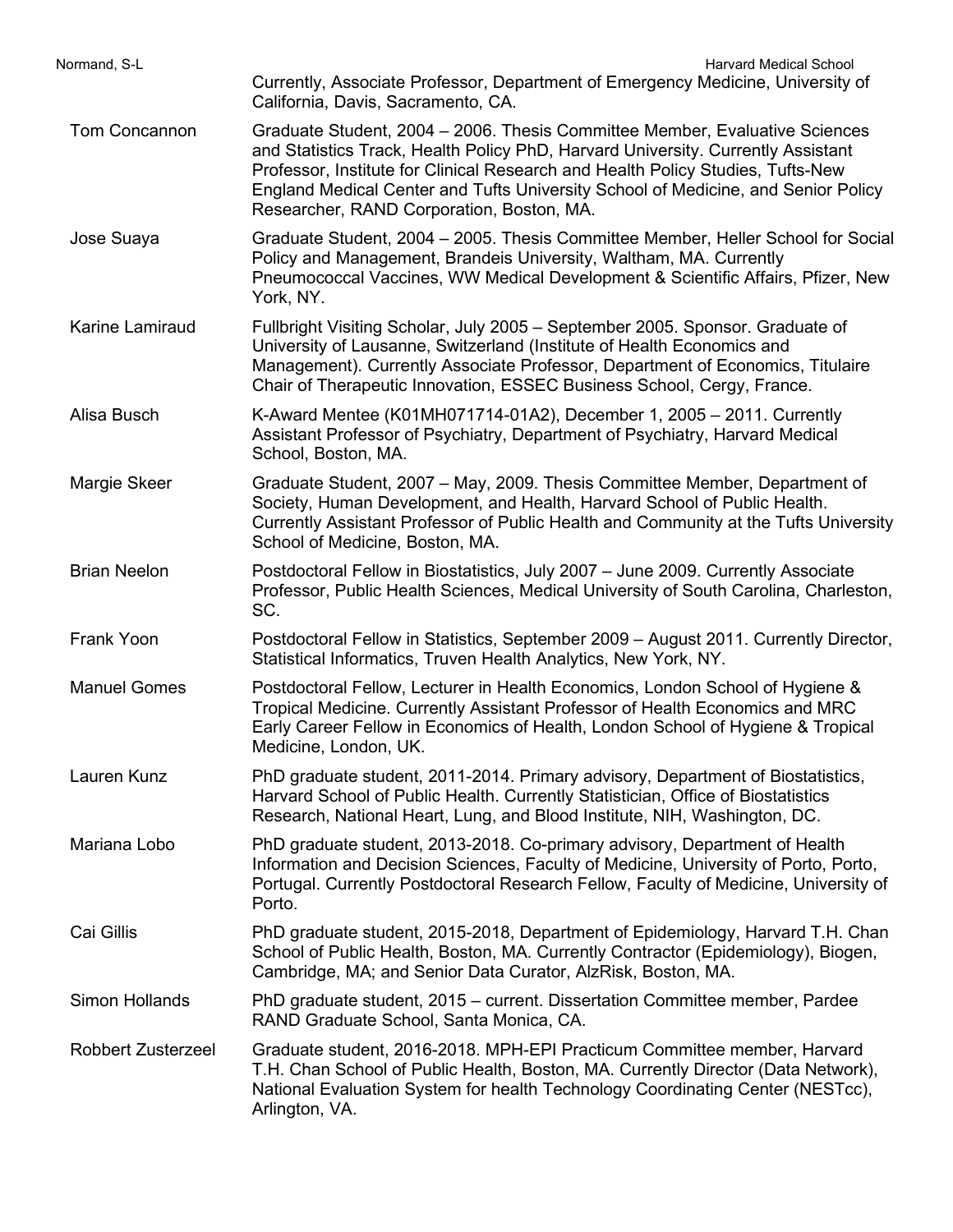Currently, Associate Professor, Department of Emergency Medicine, University of California, Davis, Sacramento, CA.

| | |
|---|---|
| Tom Concannon | Graduate Student, 2004 – 2006. Thesis Committee Member, Evaluative Sciences and Statistics Track, Health Policy PhD, Harvard University. Currently Assistant Professor, Institute for Clinical Research and Health Policy Studies, Tufts-New England Medical Center and Tufts University School of Medicine, and Senior Policy Researcher, RAND Corporation, Boston, MA. |
| Jose Suaya | Graduate Student, 2004 – 2005. Thesis Committee Member, Heller School for Social Policy and Management, Brandeis University, Waltham, MA. Currently Pneumococcal Vaccines, WW Medical Development & Scientific Affairs, Pfizer, New York, NY. |
| Karine Lamiraud | Fullbright Visiting Scholar, July 2005 – September 2005. Sponsor. Graduate of University of Lausanne, Switzerland (Institute of Health Economics and Management). Currently Associate Professor, Department of Economics, Titulaire Chair of Therapeutic Innovation, ESSEC Business School, Cergy, France. |
| Alisa Busch | K-Award Mentee (K01MH071714-01A2), December 1, 2005 – 2011. Currently Assistant Professor of Psychiatry, Department of Psychiatry, Harvard Medical School, Boston, MA. |
| Margie Skeer | Graduate Student, 2007 – May, 2009. Thesis Committee Member, Department of Society, Human Development, and Health, Harvard School of Public Health. Currently Assistant Professor of Public Health and Community at the Tufts University School of Medicine, Boston, MA. |
| Brian Neelon | Postdoctoral Fellow in Biostatistics, July 2007 – June 2009. Currently Associate Professor, Public Health Sciences, Medical University of South Carolina, Charleston, SC. |
| Frank Yoon | Postdoctoral Fellow in Statistics, September 2009 – August 2011. Currently Director, Statistical Informatics, Truven Health Analytics, New York, NY. |
| Manuel Gomes | Postdoctoral Fellow, Lecturer in Health Economics, London School of Hygiene & Tropical Medicine. Currently Assistant Professor of Health Economics and MRC Early Career Fellow in Economics of Health, London School of Hygiene & Tropical Medicine, London, UK. |
| Lauren Kunz | PhD graduate student, 2011-2014. Primary advisory, Department of Biostatistics, Harvard School of Public Health. Currently Statistician, Office of Biostatistics Research, National Heart, Lung, and Blood Institute, NIH, Washington, DC. |
| Mariana Lobo | PhD graduate student, 2013-2018. Co-primary advisory, Department of Health Information and Decision Sciences, Faculty of Medicine, University of Porto, Porto, Portugal. Currently Postdoctoral Research Fellow, Faculty of Medicine, University of Porto. |
| Cai Gillis | PhD graduate student, 2015-2018, Department of Epidemiology, Harvard T.H. Chan School of Public Health, Boston, MA. Currently Contractor (Epidemiology), Biogen, Cambridge, MA; and Senior Data Curator, AlzRisk, Boston, MA. |
| Simon Hollands | PhD graduate student, 2015 – current. Dissertation Committee member, Pardee RAND Graduate School, Santa Monica, CA. |
| Robbert Zusterzeel | Graduate student, 2016-2018. MPH-EPI Practicum Committee member, Harvard T.H. Chan School of Public Health, Boston, MA. Currently Director (Data Network), National Evaluation System for health Technology Coordinating Center (NESTcc), Arlington, VA. |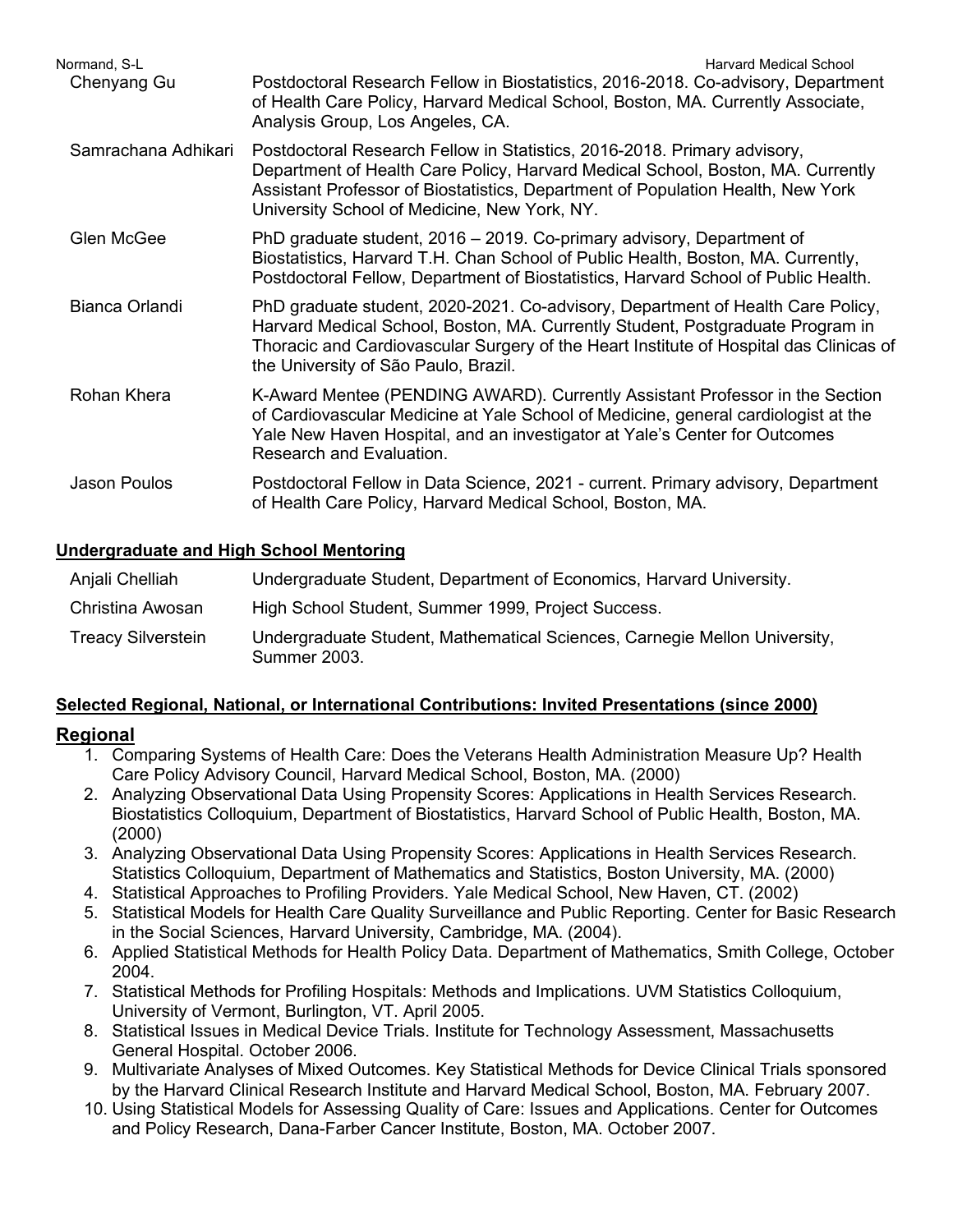| | |
|---|---|
| Chenyang Gu | Postdoctoral Research Fellow in Biostatistics, 2016-2018. Co-advisory, Department of Health Care Policy, Harvard Medical School, Boston, MA. Currently Associate, Analysis Group, Los Angeles, CA. |
| Samrachana Adhikari | Postdoctoral Research Fellow in Statistics, 2016-2018. Primary advisory, Department of Health Care Policy, Harvard Medical School, Boston, MA. Currently Assistant Professor of Biostatistics, Department of Population Health, New York University School of Medicine, New York, NY. |
| Glen McGee | PhD graduate student, 2016 – 2019. Co-primary advisory, Department of Biostatistics, Harvard T.H. Chan School of Public Health, Boston, MA. Currently, Postdoctoral Fellow, Department of Biostatistics, Harvard School of Public Health. |
| Bianca Orlandi | PhD graduate student, 2020-2021. Co-advisory, Department of Health Care Policy, Harvard Medical School, Boston, MA. Currently Student, Postgraduate Program in Thoracic and Cardiovascular Surgery of the Heart Institute of Hospital das Clinicas of the University of São Paulo, Brazil. |
| Rohan Khera | K-Award Mentee (PENDING AWARD). Currently Assistant Professor in the Section of Cardiovascular Medicine at Yale School of Medicine, general cardiologist at the Yale New Haven Hospital, and an investigator at Yale's Center for Outcomes Research and Evaluation. |
| Jason Poulos | Postdoctoral Fellow in Data Science, 2021 - current. Primary advisory, Department of Health Care Policy, Harvard Medical School, Boston, MA. |

### Undergraduate and High School Mentoring

| | |
|---|---|
| Anjali Chelliah | Undergraduate Student, Department of Economics, Harvard University. |
| Christina Awosan | High School Student, Summer 1999, Project Success. |
| Treacy Silverstein | Undergraduate Student, Mathematical Sciences, Carnegie Mellon University, Summer 2003. |

### Selected Regional, National, or International Contributions: Invited Presentations (since 2000)

## Regional

1. Comparing Systems of Health Care: Does the Veterans Health Administration Measure Up? Health Care Policy Advisory Council, Harvard Medical School, Boston, MA. (2000)
2. Analyzing Observational Data Using Propensity Scores: Applications in Health Services Research. Biostatistics Colloquium, Department of Biostatistics, Harvard School of Public Health, Boston, MA. (2000)
3. Analyzing Observational Data Using Propensity Scores: Applications in Health Services Research. Statistics Colloquium, Department of Mathematics and Statistics, Boston University, MA. (2000)
4. Statistical Approaches to Profiling Providers. Yale Medical School, New Haven, CT. (2002)
5. Statistical Models for Health Care Quality Surveillance and Public Reporting. Center for Basic Research in the Social Sciences, Harvard University, Cambridge, MA. (2004).
6. Applied Statistical Methods for Health Policy Data. Department of Mathematics, Smith College, October 2004.
7. Statistical Methods for Profiling Hospitals: Methods and Implications. UVM Statistics Colloquium, University of Vermont, Burlington, VT. April 2005.
8. Statistical Issues in Medical Device Trials. Institute for Technology Assessment, Massachusetts General Hospital. October 2006.
9. Multivariate Analyses of Mixed Outcomes. Key Statistical Methods for Device Clinical Trials sponsored by the Harvard Clinical Research Institute and Harvard Medical School, Boston, MA. February 2007.
10. Using Statistical Models for Assessing Quality of Care: Issues and Applications. Center for Outcomes and Policy Research, Dana-Farber Cancer Institute, Boston, MA. October 2007.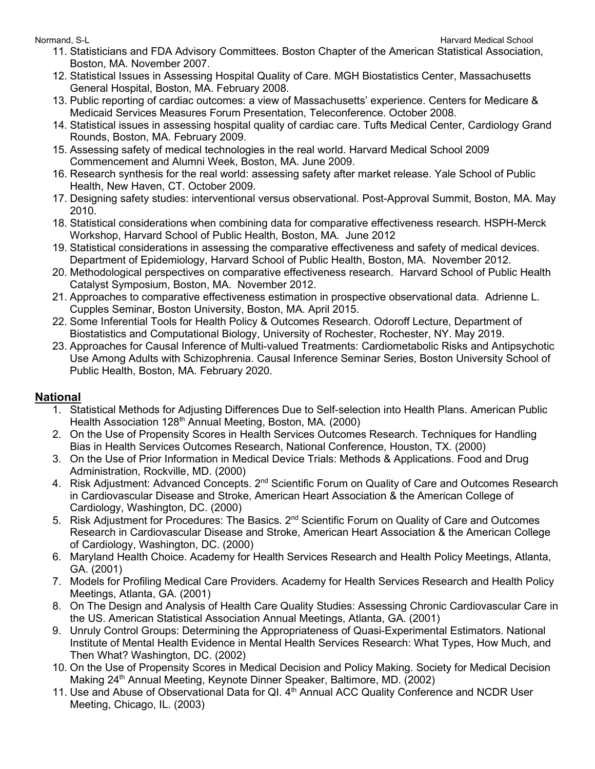11. Statisticians and FDA Advisory Committees. Boston Chapter of the American Statistical Association, Boston, MA. November 2007.
12. Statistical Issues in Assessing Hospital Quality of Care. MGH Biostatistics Center, Massachusetts General Hospital, Boston, MA. February 2008.
13. Public reporting of cardiac outcomes: a view of Massachusetts' experience. Centers for Medicare & Medicaid Services Measures Forum Presentation, Teleconference. October 2008.
14. Statistical issues in assessing hospital quality of cardiac care. Tufts Medical Center, Cardiology Grand Rounds, Boston, MA. February 2009.
15. Assessing safety of medical technologies in the real world. Harvard Medical School 2009 Commencement and Alumni Week, Boston, MA. June 2009.
16. Research synthesis for the real world: assessing safety after market release. Yale School of Public Health, New Haven, CT. October 2009.
17. Designing safety studies: interventional versus observational. Post-Approval Summit, Boston, MA. May 2010.
18. Statistical considerations when combining data for comparative effectiveness research. HSPH-Merck Workshop, Harvard School of Public Health, Boston, MA. June 2012
19. Statistical considerations in assessing the comparative effectiveness and safety of medical devices. Department of Epidemiology, Harvard School of Public Health, Boston, MA. November 2012.
20. Methodological perspectives on comparative effectiveness research. Harvard School of Public Health Catalyst Symposium, Boston, MA. November 2012.
21. Approaches to comparative effectiveness estimation in prospective observational data. Adrienne L. Cupples Seminar, Boston University, Boston, MA. April 2015.
22. Some Inferential Tools for Health Policy & Outcomes Research. Odoroff Lecture, Department of Biostatistics and Computational Biology, University of Rochester, Rochester, NY. May 2019.
23. Approaches for Causal Inference of Multi-valued Treatments: Cardiometabolic Risks and Antipsychotic Use Among Adults with Schizophrenia. Causal Inference Seminar Series, Boston University School of Public Health, Boston, MA. February 2020.

## National

1. Statistical Methods for Adjusting Differences Due to Self-selection into Health Plans. American Public Health Association 128th Annual Meeting, Boston, MA. (2000)
2. On the Use of Propensity Scores in Health Services Outcomes Research. Techniques for Handling Bias in Health Services Outcomes Research, National Conference, Houston, TX. (2000)
3. On the Use of Prior Information in Medical Device Trials: Methods & Applications. Food and Drug Administration, Rockville, MD. (2000)
4. Risk Adjustment: Advanced Concepts. 2nd Scientific Forum on Quality of Care and Outcomes Research in Cardiovascular Disease and Stroke, American Heart Association & the American College of Cardiology, Washington, DC. (2000)
5. Risk Adjustment for Procedures: The Basics. 2nd Scientific Forum on Quality of Care and Outcomes Research in Cardiovascular Disease and Stroke, American Heart Association & the American College of Cardiology, Washington, DC. (2000)
6. Maryland Health Choice. Academy for Health Services Research and Health Policy Meetings, Atlanta, GA. (2001)
7. Models for Profiling Medical Care Providers. Academy for Health Services Research and Health Policy Meetings, Atlanta, GA. (2001)
8. On The Design and Analysis of Health Care Quality Studies: Assessing Chronic Cardiovascular Care in the US. American Statistical Association Annual Meetings, Atlanta, GA. (2001)
9. Unruly Control Groups: Determining the Appropriateness of Quasi-Experimental Estimators. National Institute of Mental Health Evidence in Mental Health Services Research: What Types, How Much, and Then What? Washington, DC. (2002)
10. On the Use of Propensity Scores in Medical Decision and Policy Making. Society for Medical Decision Making 24th Annual Meeting, Keynote Dinner Speaker, Baltimore, MD. (2002)
11. Use and Abuse of Observational Data for QI. 4th Annual ACC Quality Conference and NCDR User Meeting, Chicago, IL. (2003)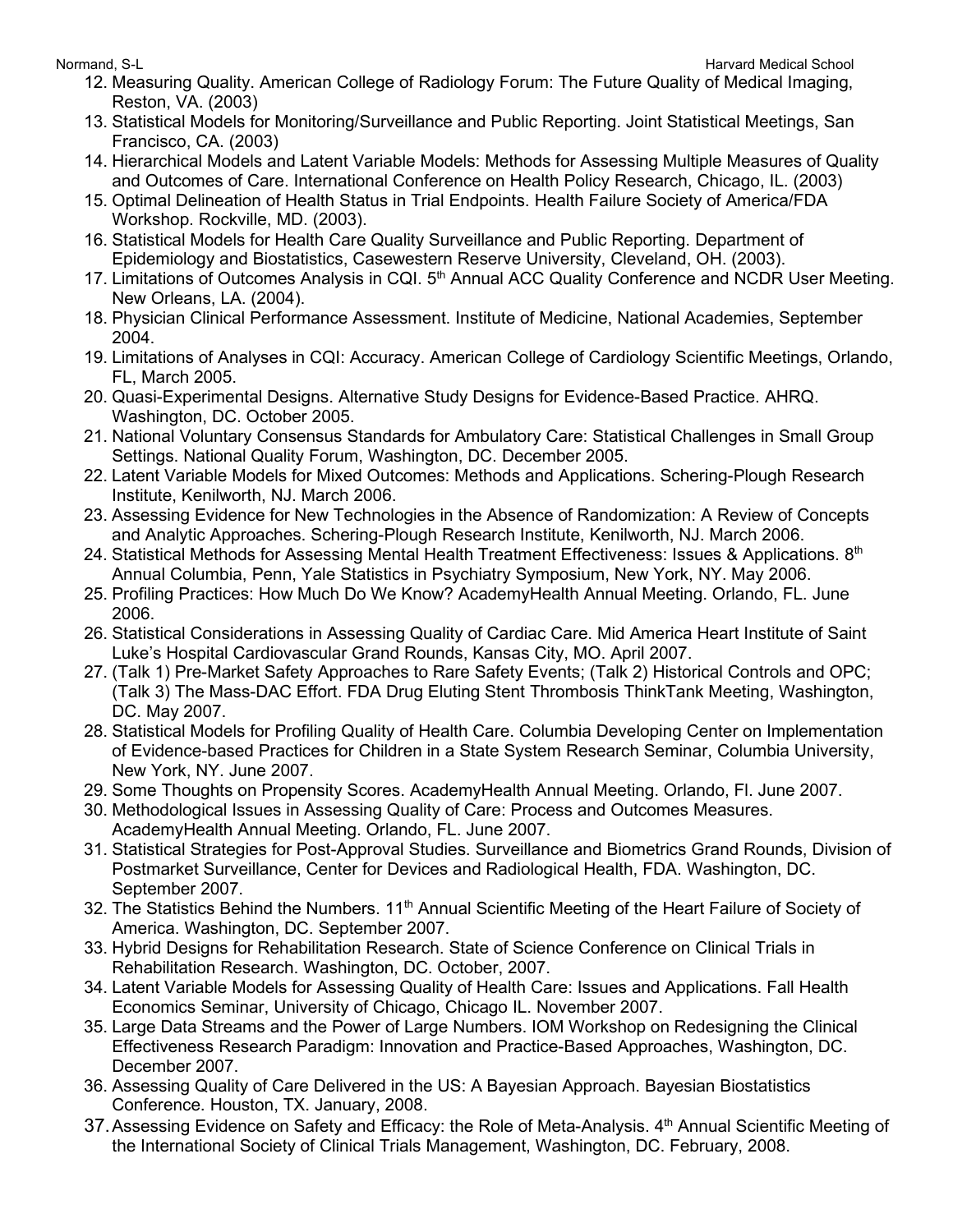12. Measuring Quality. American College of Radiology Forum: The Future Quality of Medical Imaging, Reston, VA. (2003)
13. Statistical Models for Monitoring/Surveillance and Public Reporting. Joint Statistical Meetings, San Francisco, CA. (2003)
14. Hierarchical Models and Latent Variable Models: Methods for Assessing Multiple Measures of Quality and Outcomes of Care. International Conference on Health Policy Research, Chicago, IL. (2003)
15. Optimal Delineation of Health Status in Trial Endpoints. Health Failure Society of America/FDA Workshop. Rockville, MD. (2003).
16. Statistical Models for Health Care Quality Surveillance and Public Reporting. Department of Epidemiology and Biostatistics, Casewestern Reserve University, Cleveland, OH. (2003).
17. Limitations of Outcomes Analysis in CQI. 5th Annual ACC Quality Conference and NCDR User Meeting. New Orleans, LA. (2004).
18. Physician Clinical Performance Assessment. Institute of Medicine, National Academies, September 2004.
19. Limitations of Analyses in CQI: Accuracy. American College of Cardiology Scientific Meetings, Orlando, FL, March 2005.
20. Quasi-Experimental Designs. Alternative Study Designs for Evidence-Based Practice. AHRQ. Washington, DC. October 2005.
21. National Voluntary Consensus Standards for Ambulatory Care: Statistical Challenges in Small Group Settings. National Quality Forum, Washington, DC. December 2005.
22. Latent Variable Models for Mixed Outcomes: Methods and Applications. Schering-Plough Research Institute, Kenilworth, NJ. March 2006.
23. Assessing Evidence for New Technologies in the Absence of Randomization: A Review of Concepts and Analytic Approaches. Schering-Plough Research Institute, Kenilworth, NJ. March 2006.
24. Statistical Methods for Assessing Mental Health Treatment Effectiveness: Issues & Applications. 8th Annual Columbia, Penn, Yale Statistics in Psychiatry Symposium, New York, NY. May 2006.
25. Profiling Practices: How Much Do We Know? AcademyHealth Annual Meeting. Orlando, FL. June 2006.
26. Statistical Considerations in Assessing Quality of Cardiac Care. Mid America Heart Institute of Saint Luke's Hospital Cardiovascular Grand Rounds, Kansas City, MO. April 2007.
27. (Talk 1) Pre-Market Safety Approaches to Rare Safety Events; (Talk 2) Historical Controls and OPC; (Talk 3) The Mass-DAC Effort. FDA Drug Eluting Stent Thrombosis ThinkTank Meeting, Washington, DC. May 2007.
28. Statistical Models for Profiling Quality of Health Care. Columbia Developing Center on Implementation of Evidence-based Practices for Children in a State System Research Seminar, Columbia University, New York, NY. June 2007.
29. Some Thoughts on Propensity Scores. AcademyHealth Annual Meeting. Orlando, Fl. June 2007.
30. Methodological Issues in Assessing Quality of Care: Process and Outcomes Measures. AcademyHealth Annual Meeting. Orlando, FL. June 2007.
31. Statistical Strategies for Post-Approval Studies. Surveillance and Biometrics Grand Rounds, Division of Postmarket Surveillance, Center for Devices and Radiological Health, FDA. Washington, DC. September 2007.
32. The Statistics Behind the Numbers. 11th Annual Scientific Meeting of the Heart Failure of Society of America. Washington, DC. September 2007.
33. Hybrid Designs for Rehabilitation Research. State of Science Conference on Clinical Trials in Rehabilitation Research. Washington, DC. October, 2007.
34. Latent Variable Models for Assessing Quality of Health Care: Issues and Applications. Fall Health Economics Seminar, University of Chicago, Chicago IL. November 2007.
35. Large Data Streams and the Power of Large Numbers. IOM Workshop on Redesigning the Clinical Effectiveness Research Paradigm: Innovation and Practice-Based Approaches, Washington, DC. December 2007.
36. Assessing Quality of Care Delivered in the US: A Bayesian Approach. Bayesian Biostatistics Conference. Houston, TX. January, 2008.
37. Assessing Evidence on Safety and Efficacy: the Role of Meta-Analysis. 4th Annual Scientific Meeting of the International Society of Clinical Trials Management, Washington, DC. February, 2008.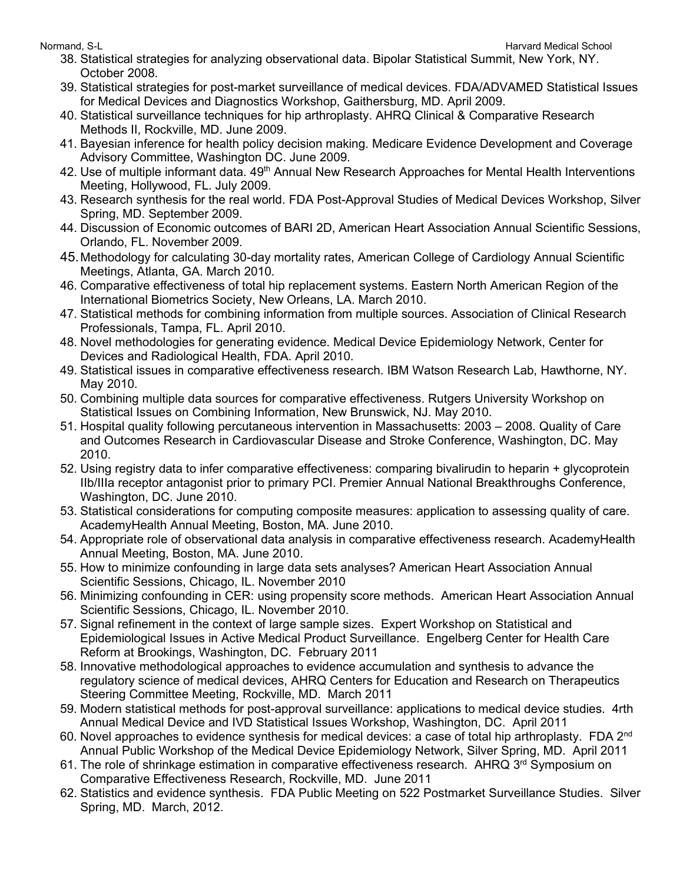38. Statistical strategies for analyzing observational data. Bipolar Statistical Summit, New York, NY. October 2008.
39. Statistical strategies for post-market surveillance of medical devices. FDA/ADVAMED Statistical Issues for Medical Devices and Diagnostics Workshop, Gaithersburg, MD. April 2009.
40. Statistical surveillance techniques for hip arthroplasty. AHRQ Clinical & Comparative Research Methods II, Rockville, MD. June 2009.
41. Bayesian inference for health policy decision making. Medicare Evidence Development and Coverage Advisory Committee, Washington DC. June 2009.
42. Use of multiple informant data. 49th Annual New Research Approaches for Mental Health Interventions Meeting, Hollywood, FL. July 2009.
43. Research synthesis for the real world. FDA Post-Approval Studies of Medical Devices Workshop, Silver Spring, MD. September 2009.
44. Discussion of Economic outcomes of BARI 2D, American Heart Association Annual Scientific Sessions, Orlando, FL. November 2009.
45. Methodology for calculating 30-day mortality rates, American College of Cardiology Annual Scientific Meetings, Atlanta, GA. March 2010.
46. Comparative effectiveness of total hip replacement systems. Eastern North American Region of the International Biometrics Society, New Orleans, LA. March 2010.
47. Statistical methods for combining information from multiple sources. Association of Clinical Research Professionals, Tampa, FL. April 2010.
48. Novel methodologies for generating evidence. Medical Device Epidemiology Network, Center for Devices and Radiological Health, FDA. April 2010.
49. Statistical issues in comparative effectiveness research. IBM Watson Research Lab, Hawthorne, NY. May 2010.
50. Combining multiple data sources for comparative effectiveness. Rutgers University Workshop on Statistical Issues on Combining Information, New Brunswick, NJ. May 2010.
51. Hospital quality following percutaneous intervention in Massachusetts: 2003 – 2008. Quality of Care and Outcomes Research in Cardiovascular Disease and Stroke Conference, Washington, DC. May 2010.
52. Using registry data to infer comparative effectiveness: comparing bivalirudin to heparin + glycoprotein IIb/IIIa receptor antagonist prior to primary PCI. Premier Annual National Breakthroughs Conference, Washington, DC. June 2010.
53. Statistical considerations for computing composite measures: application to assessing quality of care. AcademyHealth Annual Meeting, Boston, MA. June 2010.
54. Appropriate role of observational data analysis in comparative effectiveness research. AcademyHealth Annual Meeting, Boston, MA. June 2010.
55. How to minimize confounding in large data sets analyses? American Heart Association Annual Scientific Sessions, Chicago, IL. November 2010
56. Minimizing confounding in CER: using propensity score methods. American Heart Association Annual Scientific Sessions, Chicago, IL. November 2010.
57. Signal refinement in the context of large sample sizes. Expert Workshop on Statistical and Epidemiological Issues in Active Medical Product Surveillance. Engelberg Center for Health Care Reform at Brookings, Washington, DC. February 2011
58. Innovative methodological approaches to evidence accumulation and synthesis to advance the regulatory science of medical devices, AHRQ Centers for Education and Research on Therapeutics Steering Committee Meeting, Rockville, MD. March 2011
59. Modern statistical methods for post-approval surveillance: applications to medical device studies. 4rth Annual Medical Device and IVD Statistical Issues Workshop, Washington, DC. April 2011
60. Novel approaches to evidence synthesis for medical devices: a case of total hip arthroplasty. FDA 2nd Annual Public Workshop of the Medical Device Epidemiology Network, Silver Spring, MD. April 2011
61. The role of shrinkage estimation in comparative effectiveness research. AHRQ 3rd Symposium on Comparative Effectiveness Research, Rockville, MD. June 2011
62. Statistics and evidence synthesis. FDA Public Meeting on 522 Postmarket Surveillance Studies. Silver Spring, MD. March, 2012.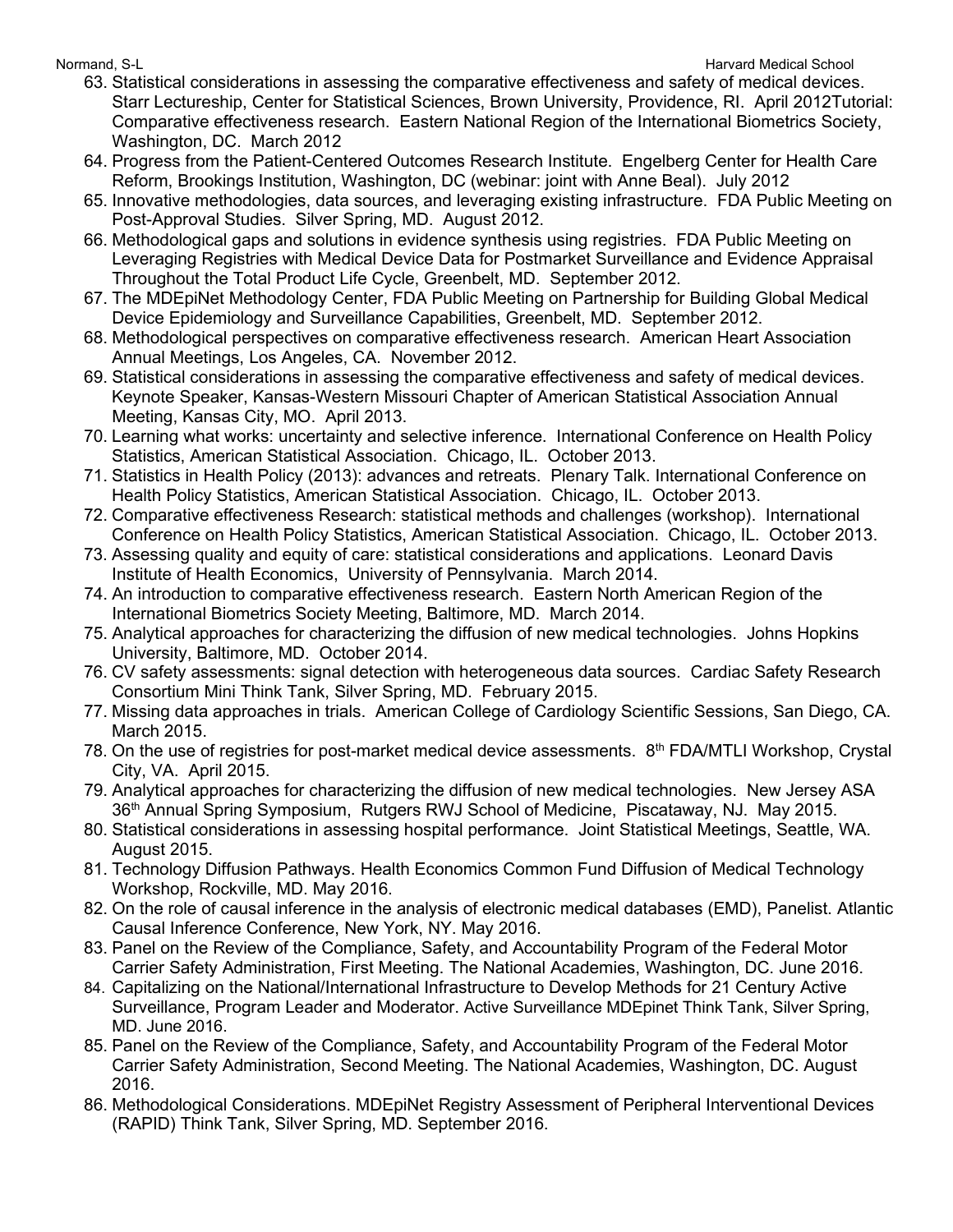63. Statistical considerations in assessing the comparative effectiveness and safety of medical devices. Starr Lectureship, Center for Statistical Sciences, Brown University, Providence, RI. April 2012Tutorial: Comparative effectiveness research. Eastern National Region of the International Biometrics Society, Washington, DC. March 2012
64. Progress from the Patient-Centered Outcomes Research Institute. Engelberg Center for Health Care Reform, Brookings Institution, Washington, DC (webinar: joint with Anne Beal). July 2012
65. Innovative methodologies, data sources, and leveraging existing infrastructure. FDA Public Meeting on Post-Approval Studies. Silver Spring, MD. August 2012.
66. Methodological gaps and solutions in evidence synthesis using registries. FDA Public Meeting on Leveraging Registries with Medical Device Data for Postmarket Surveillance and Evidence Appraisal Throughout the Total Product Life Cycle, Greenbelt, MD. September 2012.
67. The MDEpiNet Methodology Center, FDA Public Meeting on Partnership for Building Global Medical Device Epidemiology and Surveillance Capabilities, Greenbelt, MD. September 2012.
68. Methodological perspectives on comparative effectiveness research. American Heart Association Annual Meetings, Los Angeles, CA. November 2012.
69. Statistical considerations in assessing the comparative effectiveness and safety of medical devices. Keynote Speaker, Kansas-Western Missouri Chapter of American Statistical Association Annual Meeting, Kansas City, MO. April 2013.
70. Learning what works: uncertainty and selective inference. International Conference on Health Policy Statistics, American Statistical Association. Chicago, IL. October 2013.
71. Statistics in Health Policy (2013): advances and retreats. Plenary Talk. International Conference on Health Policy Statistics, American Statistical Association. Chicago, IL. October 2013.
72. Comparative effectiveness Research: statistical methods and challenges (workshop). International Conference on Health Policy Statistics, American Statistical Association. Chicago, IL. October 2013.
73. Assessing quality and equity of care: statistical considerations and applications. Leonard Davis Institute of Health Economics, University of Pennsylvania. March 2014.
74. An introduction to comparative effectiveness research. Eastern North American Region of the International Biometrics Society Meeting, Baltimore, MD. March 2014.
75. Analytical approaches for characterizing the diffusion of new medical technologies. Johns Hopkins University, Baltimore, MD. October 2014.
76. CV safety assessments: signal detection with heterogeneous data sources. Cardiac Safety Research Consortium Mini Think Tank, Silver Spring, MD. February 2015.
77. Missing data approaches in trials. American College of Cardiology Scientific Sessions, San Diego, CA. March 2015.
78. On the use of registries for post-market medical device assessments. 8th FDA/MTLI Workshop, Crystal City, VA. April 2015.
79. Analytical approaches for characterizing the diffusion of new medical technologies. New Jersey ASA 36th Annual Spring Symposium, Rutgers RWJ School of Medicine, Piscataway, NJ. May 2015.
80. Statistical considerations in assessing hospital performance. Joint Statistical Meetings, Seattle, WA. August 2015.
81. Technology Diffusion Pathways. Health Economics Common Fund Diffusion of Medical Technology Workshop, Rockville, MD. May 2016.
82. On the role of causal inference in the analysis of electronic medical databases (EMD), Panelist. Atlantic Causal Inference Conference, New York, NY. May 2016.
83. Panel on the Review of the Compliance, Safety, and Accountability Program of the Federal Motor Carrier Safety Administration, First Meeting. The National Academies, Washington, DC. June 2016.
84. Capitalizing on the National/International Infrastructure to Develop Methods for 21 Century Active Surveillance, Program Leader and Moderator. Active Surveillance MDEpinet Think Tank, Silver Spring, MD. June 2016.
85. Panel on the Review of the Compliance, Safety, and Accountability Program of the Federal Motor Carrier Safety Administration, Second Meeting. The National Academies, Washington, DC. August 2016.
86. Methodological Considerations. MDEpiNet Registry Assessment of Peripheral Interventional Devices (RAPID) Think Tank, Silver Spring, MD. September 2016.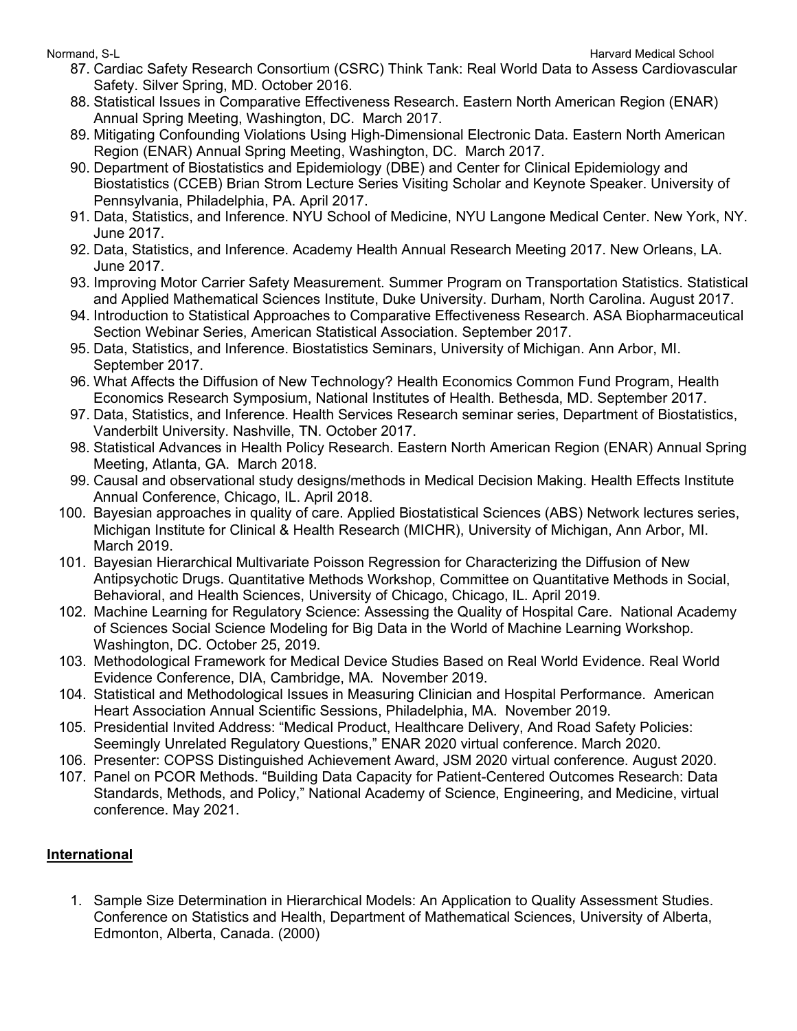87. Cardiac Safety Research Consortium (CSRC) Think Tank: Real World Data to Assess Cardiovascular Safety. Silver Spring, MD. October 2016.
88. Statistical Issues in Comparative Effectiveness Research. Eastern North American Region (ENAR) Annual Spring Meeting, Washington, DC. March 2017.
89. Mitigating Confounding Violations Using High-Dimensional Electronic Data. Eastern North American Region (ENAR) Annual Spring Meeting, Washington, DC. March 2017.
90. Department of Biostatistics and Epidemiology (DBE) and Center for Clinical Epidemiology and Biostatistics (CCEB) Brian Strom Lecture Series Visiting Scholar and Keynote Speaker. University of Pennsylvania, Philadelphia, PA. April 2017.
91. Data, Statistics, and Inference. NYU School of Medicine, NYU Langone Medical Center. New York, NY. June 2017.
92. Data, Statistics, and Inference. Academy Health Annual Research Meeting 2017. New Orleans, LA. June 2017.
93. Improving Motor Carrier Safety Measurement. Summer Program on Transportation Statistics. Statistical and Applied Mathematical Sciences Institute, Duke University. Durham, North Carolina. August 2017.
94. Introduction to Statistical Approaches to Comparative Effectiveness Research. ASA Biopharmaceutical Section Webinar Series, American Statistical Association. September 2017.
95. Data, Statistics, and Inference. Biostatistics Seminars, University of Michigan. Ann Arbor, MI. September 2017.
96. What Affects the Diffusion of New Technology? Health Economics Common Fund Program, Health Economics Research Symposium, National Institutes of Health. Bethesda, MD. September 2017.
97. Data, Statistics, and Inference. Health Services Research seminar series, Department of Biostatistics, Vanderbilt University. Nashville, TN. October 2017.
98. Statistical Advances in Health Policy Research. Eastern North American Region (ENAR) Annual Spring Meeting, Atlanta, GA. March 2018.
99. Causal and observational study designs/methods in Medical Decision Making. Health Effects Institute Annual Conference, Chicago, IL. April 2018.
100. Bayesian approaches in quality of care. Applied Biostatistical Sciences (ABS) Network lectures series, Michigan Institute for Clinical & Health Research (MICHR), University of Michigan, Ann Arbor, MI. March 2019.
101. Bayesian Hierarchical Multivariate Poisson Regression for Characterizing the Diffusion of New Antipsychotic Drugs. Quantitative Methods Workshop, Committee on Quantitative Methods in Social, Behavioral, and Health Sciences, University of Chicago, Chicago, IL. April 2019.
102. Machine Learning for Regulatory Science: Assessing the Quality of Hospital Care. National Academy of Sciences Social Science Modeling for Big Data in the World of Machine Learning Workshop. Washington, DC. October 25, 2019.
103. Methodological Framework for Medical Device Studies Based on Real World Evidence. Real World Evidence Conference, DIA, Cambridge, MA. November 2019.
104. Statistical and Methodological Issues in Measuring Clinician and Hospital Performance. American Heart Association Annual Scientific Sessions, Philadelphia, MA. November 2019.
105. Presidential Invited Address: "Medical Product, Healthcare Delivery, And Road Safety Policies: Seemingly Unrelated Regulatory Questions," ENAR 2020 virtual conference. March 2020.
106. Presenter: COPSS Distinguished Achievement Award, JSM 2020 virtual conference. August 2020.
107. Panel on PCOR Methods. "Building Data Capacity for Patient-Centered Outcomes Research: Data Standards, Methods, and Policy," National Academy of Science, Engineering, and Medicine, virtual conference. May 2021.

**International**

1. Sample Size Determination in Hierarchical Models: An Application to Quality Assessment Studies. Conference on Statistics and Health, Department of Mathematical Sciences, University of Alberta, Edmonton, Alberta, Canada. (2000)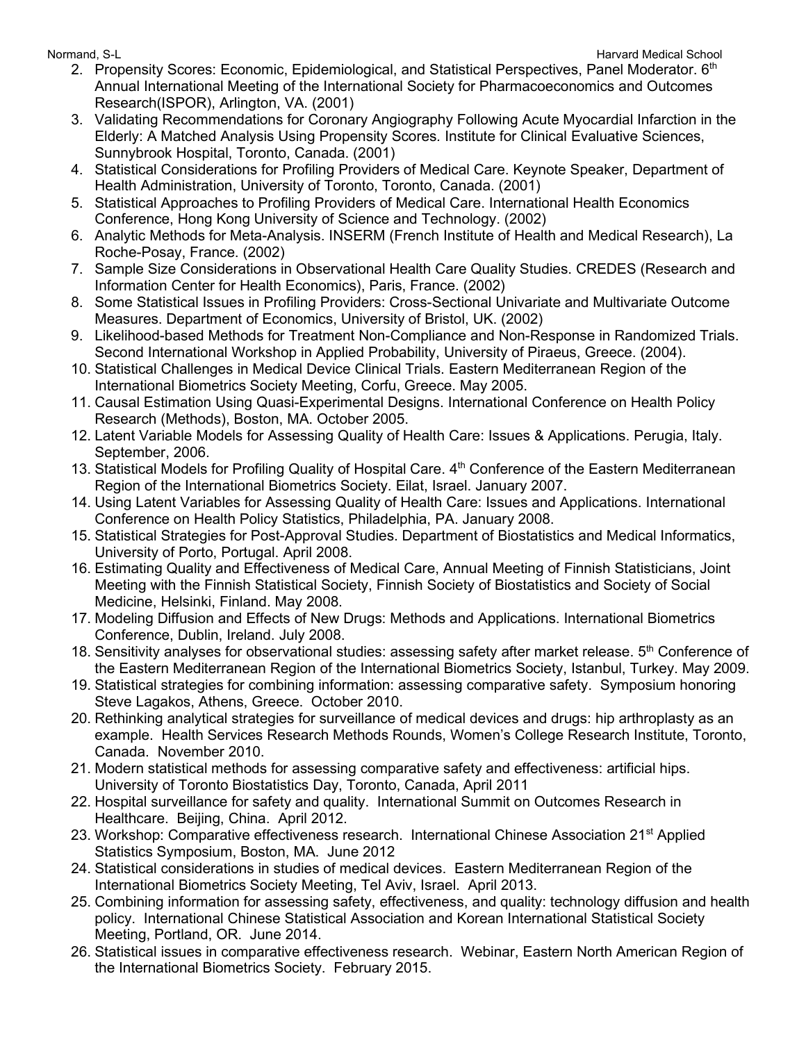2. Propensity Scores: Economic, Epidemiological, and Statistical Perspectives, Panel Moderator. 6th Annual International Meeting of the International Society for Pharmacoeconomics and Outcomes Research(ISPOR), Arlington, VA. (2001)
3. Validating Recommendations for Coronary Angiography Following Acute Myocardial Infarction in the Elderly: A Matched Analysis Using Propensity Scores. Institute for Clinical Evaluative Sciences, Sunnybrook Hospital, Toronto, Canada. (2001)
4. Statistical Considerations for Profiling Providers of Medical Care. Keynote Speaker, Department of Health Administration, University of Toronto, Toronto, Canada. (2001)
5. Statistical Approaches to Profiling Providers of Medical Care. International Health Economics Conference, Hong Kong University of Science and Technology. (2002)
6. Analytic Methods for Meta-Analysis. INSERM (French Institute of Health and Medical Research), La Roche-Posay, France. (2002)
7. Sample Size Considerations in Observational Health Care Quality Studies. CREDES (Research and Information Center for Health Economics), Paris, France. (2002)
8. Some Statistical Issues in Profiling Providers: Cross-Sectional Univariate and Multivariate Outcome Measures. Department of Economics, University of Bristol, UK. (2002)
9. Likelihood-based Methods for Treatment Non-Compliance and Non-Response in Randomized Trials. Second International Workshop in Applied Probability, University of Piraeus, Greece. (2004).
10. Statistical Challenges in Medical Device Clinical Trials. Eastern Mediterranean Region of the International Biometrics Society Meeting, Corfu, Greece. May 2005.
11. Causal Estimation Using Quasi-Experimental Designs. International Conference on Health Policy Research (Methods), Boston, MA. October 2005.
12. Latent Variable Models for Assessing Quality of Health Care: Issues & Applications. Perugia, Italy. September, 2006.
13. Statistical Models for Profiling Quality of Hospital Care. 4th Conference of the Eastern Mediterranean Region of the International Biometrics Society. Eilat, Israel. January 2007.
14. Using Latent Variables for Assessing Quality of Health Care: Issues and Applications. International Conference on Health Policy Statistics, Philadelphia, PA. January 2008.
15. Statistical Strategies for Post-Approval Studies. Department of Biostatistics and Medical Informatics, University of Porto, Portugal. April 2008.
16. Estimating Quality and Effectiveness of Medical Care, Annual Meeting of Finnish Statisticians, Joint Meeting with the Finnish Statistical Society, Finnish Society of Biostatistics and Society of Social Medicine, Helsinki, Finland. May 2008.
17. Modeling Diffusion and Effects of New Drugs: Methods and Applications. International Biometrics Conference, Dublin, Ireland. July 2008.
18. Sensitivity analyses for observational studies: assessing safety after market release. 5th Conference of the Eastern Mediterranean Region of the International Biometrics Society, Istanbul, Turkey. May 2009.
19. Statistical strategies for combining information: assessing comparative safety. Symposium honoring Steve Lagakos, Athens, Greece. October 2010.
20. Rethinking analytical strategies for surveillance of medical devices and drugs: hip arthroplasty as an example. Health Services Research Methods Rounds, Women's College Research Institute, Toronto, Canada. November 2010.
21. Modern statistical methods for assessing comparative safety and effectiveness: artificial hips. University of Toronto Biostatistics Day, Toronto, Canada, April 2011
22. Hospital surveillance for safety and quality. International Summit on Outcomes Research in Healthcare. Beijing, China. April 2012.
23. Workshop: Comparative effectiveness research. International Chinese Association 21st Applied Statistics Symposium, Boston, MA. June 2012
24. Statistical considerations in studies of medical devices. Eastern Mediterranean Region of the International Biometrics Society Meeting, Tel Aviv, Israel. April 2013.
25. Combining information for assessing safety, effectiveness, and quality: technology diffusion and health policy. International Chinese Statistical Association and Korean International Statistical Society Meeting, Portland, OR. June 2014.
26. Statistical issues in comparative effectiveness research. Webinar, Eastern North American Region of the International Biometrics Society. February 2015.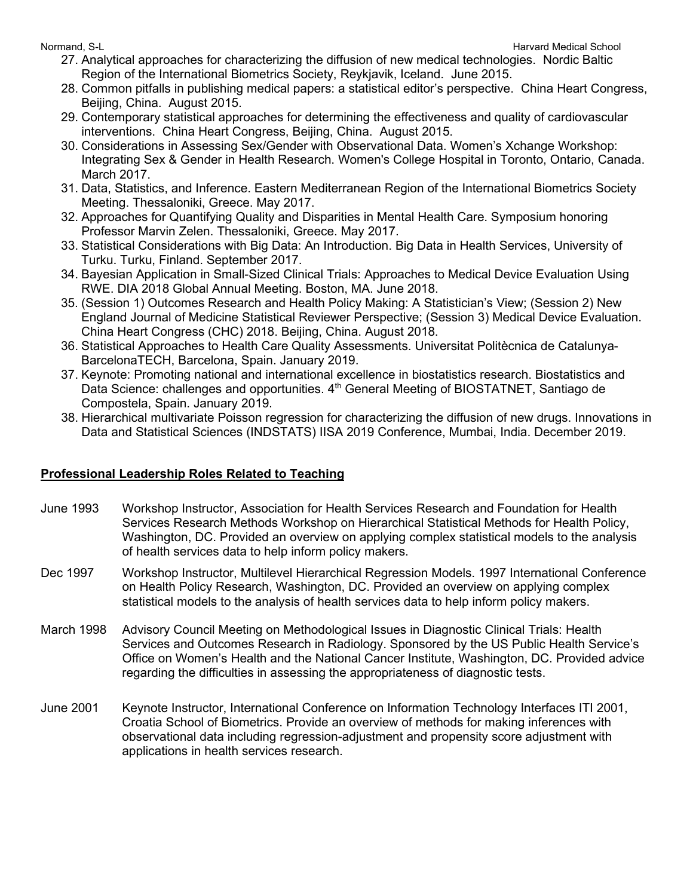27. Analytical approaches for characterizing the diffusion of new medical technologies. Nordic Baltic Region of the International Biometrics Society, Reykjavik, Iceland. June 2015.
28. Common pitfalls in publishing medical papers: a statistical editor's perspective. China Heart Congress, Beijing, China. August 2015.
29. Contemporary statistical approaches for determining the effectiveness and quality of cardiovascular interventions. China Heart Congress, Beijing, China. August 2015.
30. Considerations in Assessing Sex/Gender with Observational Data. Women's Xchange Workshop: Integrating Sex & Gender in Health Research. Women's College Hospital in Toronto, Ontario, Canada. March 2017.
31. Data, Statistics, and Inference. Eastern Mediterranean Region of the International Biometrics Society Meeting. Thessaloniki, Greece. May 2017.
32. Approaches for Quantifying Quality and Disparities in Mental Health Care. Symposium honoring Professor Marvin Zelen. Thessaloniki, Greece. May 2017.
33. Statistical Considerations with Big Data: An Introduction. Big Data in Health Services, University of Turku. Turku, Finland. September 2017.
34. Bayesian Application in Small-Sized Clinical Trials: Approaches to Medical Device Evaluation Using RWE. DIA 2018 Global Annual Meeting. Boston, MA. June 2018.
35. (Session 1) Outcomes Research and Health Policy Making: A Statistician's View; (Session 2) New England Journal of Medicine Statistical Reviewer Perspective; (Session 3) Medical Device Evaluation. China Heart Congress (CHC) 2018. Beijing, China. August 2018.
36. Statistical Approaches to Health Care Quality Assessments. Universitat Politècnica de Catalunya-BarcelonaTECH, Barcelona, Spain. January 2019.
37. Keynote: Promoting national and international excellence in biostatistics research. Biostatistics and Data Science: challenges and opportunities. 4th General Meeting of BIOSTATNET, Santiago de Compostela, Spain. January 2019.
38. Hierarchical multivariate Poisson regression for characterizing the diffusion of new drugs. Innovations in Data and Statistical Sciences (INDSTATS) IISA 2019 Conference, Mumbai, India. December 2019.

## Professional Leadership Roles Related to Teaching

| | |
|---|---|
| June 1993 | Workshop Instructor, Association for Health Services Research and Foundation for Health Services Research Methods Workshop on Hierarchical Statistical Methods for Health Policy, Washington, DC. Provided an overview on applying complex statistical models to the analysis of health services data to help inform policy makers. |
| Dec 1997 | Workshop Instructor, Multilevel Hierarchical Regression Models. 1997 International Conference on Health Policy Research, Washington, DC. Provided an overview on applying complex statistical models to the analysis of health services data to help inform policy makers. |
| March 1998 | Advisory Council Meeting on Methodological Issues in Diagnostic Clinical Trials: Health Services and Outcomes Research in Radiology. Sponsored by the US Public Health Service's Office on Women's Health and the National Cancer Institute, Washington, DC. Provided advice regarding the difficulties in assessing the appropriateness of diagnostic tests. |
| June 2001 | Keynote Instructor, International Conference on Information Technology Interfaces ITI 2001, Croatia School of Biometrics. Provide an overview of methods for making inferences with observational data including regression-adjustment and propensity score adjustment with applications in health services research. |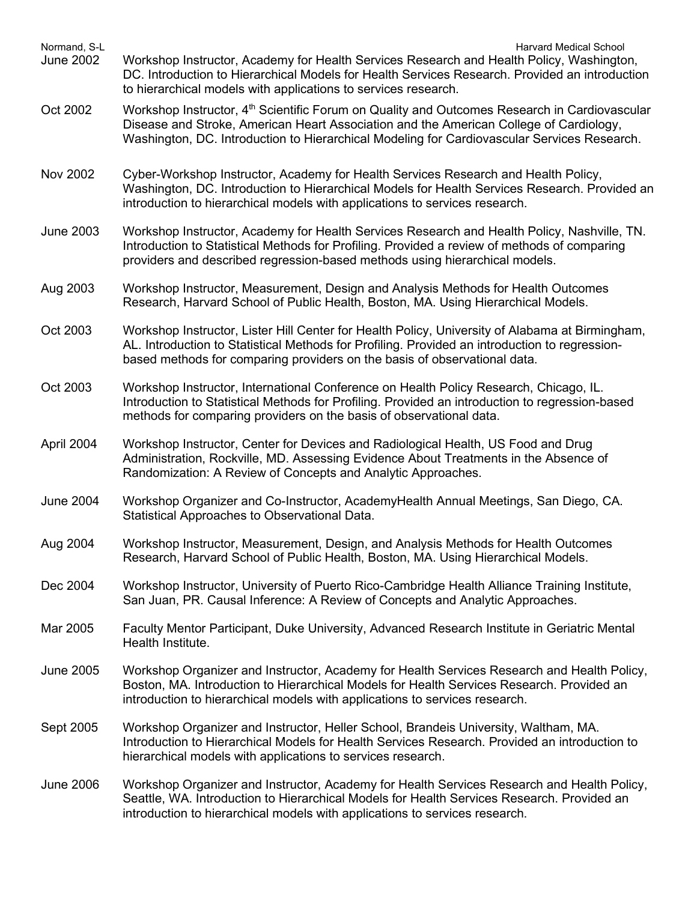June 2002 Workshop Instructor, Academy for Health Services Research and Health Policy, Washington, DC. Introduction to Hierarchical Models for Health Services Research. Provided an introduction to hierarchical models with applications to services research.

Oct 2002 Workshop Instructor, 4th Scientific Forum on Quality and Outcomes Research in Cardiovascular Disease and Stroke, American Heart Association and the American College of Cardiology, Washington, DC. Introduction to Hierarchical Modeling for Cardiovascular Services Research.

Nov 2002 Cyber-Workshop Instructor, Academy for Health Services Research and Health Policy, Washington, DC. Introduction to Hierarchical Models for Health Services Research. Provided an introduction to hierarchical models with applications to services research.

June 2003 Workshop Instructor, Academy for Health Services Research and Health Policy, Nashville, TN. Introduction to Statistical Methods for Profiling. Provided a review of methods of comparing providers and described regression-based methods using hierarchical models.

Aug 2003 Workshop Instructor, Measurement, Design and Analysis Methods for Health Outcomes Research, Harvard School of Public Health, Boston, MA. Using Hierarchical Models.

Oct 2003 Workshop Instructor, Lister Hill Center for Health Policy, University of Alabama at Birmingham, AL. Introduction to Statistical Methods for Profiling. Provided an introduction to regression-based methods for comparing providers on the basis of observational data.

Oct 2003 Workshop Instructor, International Conference on Health Policy Research, Chicago, IL. Introduction to Statistical Methods for Profiling. Provided an introduction to regression-based methods for comparing providers on the basis of observational data.

April 2004 Workshop Instructor, Center for Devices and Radiological Health, US Food and Drug Administration, Rockville, MD. Assessing Evidence About Treatments in the Absence of Randomization: A Review of Concepts and Analytic Approaches.

June 2004 Workshop Organizer and Co-Instructor, AcademyHealth Annual Meetings, San Diego, CA. Statistical Approaches to Observational Data.

Aug 2004 Workshop Instructor, Measurement, Design, and Analysis Methods for Health Outcomes Research, Harvard School of Public Health, Boston, MA. Using Hierarchical Models.

Dec 2004 Workshop Instructor, University of Puerto Rico-Cambridge Health Alliance Training Institute, San Juan, PR. Causal Inference: A Review of Concepts and Analytic Approaches.

Mar 2005 Faculty Mentor Participant, Duke University, Advanced Research Institute in Geriatric Mental Health Institute.

June 2005 Workshop Organizer and Instructor, Academy for Health Services Research and Health Policy, Boston, MA. Introduction to Hierarchical Models for Health Services Research. Provided an introduction to hierarchical models with applications to services research.

Sept 2005 Workshop Organizer and Instructor, Heller School, Brandeis University, Waltham, MA. Introduction to Hierarchical Models for Health Services Research. Provided an introduction to hierarchical models with applications to services research.

June 2006 Workshop Organizer and Instructor, Academy for Health Services Research and Health Policy, Seattle, WA. Introduction to Hierarchical Models for Health Services Research. Provided an introduction to hierarchical models with applications to services research.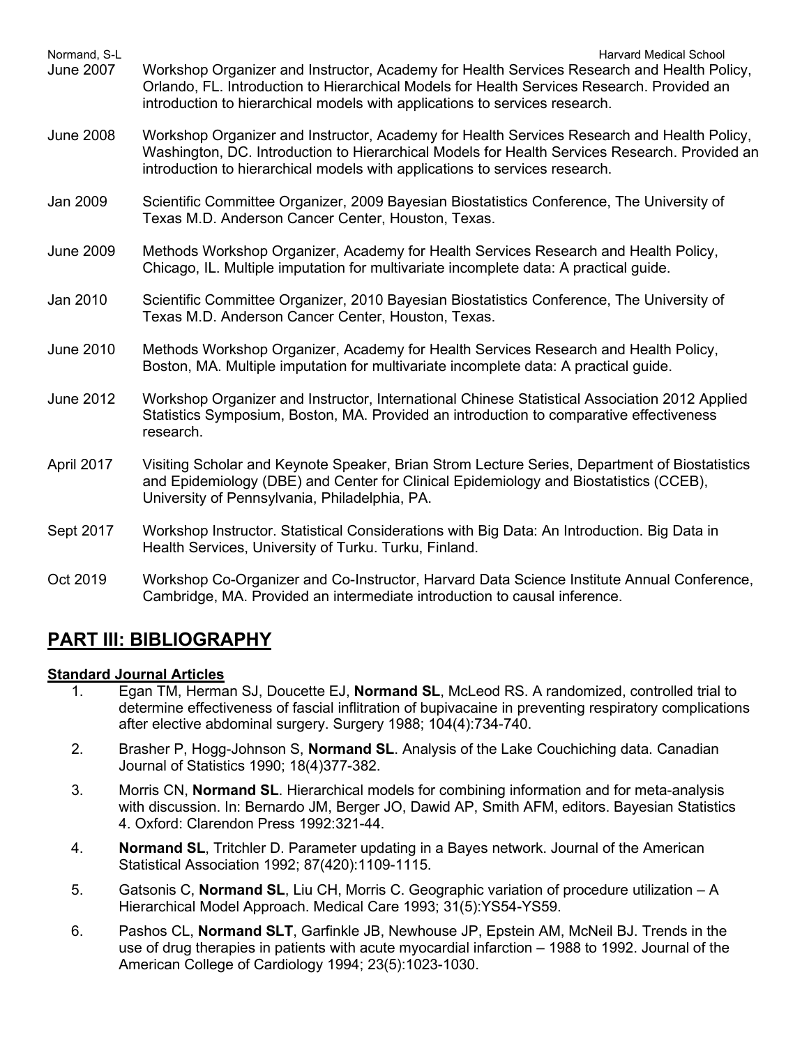June 2007 Workshop Organizer and Instructor, Academy for Health Services Research and Health Policy, Orlando, FL. Introduction to Hierarchical Models for Health Services Research. Provided an introduction to hierarchical models with applications to services research.

June 2008 Workshop Organizer and Instructor, Academy for Health Services Research and Health Policy, Washington, DC. Introduction to Hierarchical Models for Health Services Research. Provided an introduction to hierarchical models with applications to services research.

Jan 2009 Scientific Committee Organizer, 2009 Bayesian Biostatistics Conference, The University of Texas M.D. Anderson Cancer Center, Houston, Texas.

June 2009 Methods Workshop Organizer, Academy for Health Services Research and Health Policy, Chicago, IL. Multiple imputation for multivariate incomplete data: A practical guide.

Jan 2010 Scientific Committee Organizer, 2010 Bayesian Biostatistics Conference, The University of Texas M.D. Anderson Cancer Center, Houston, Texas.

June 2010 Methods Workshop Organizer, Academy for Health Services Research and Health Policy, Boston, MA. Multiple imputation for multivariate incomplete data: A practical guide.

June 2012 Workshop Organizer and Instructor, International Chinese Statistical Association 2012 Applied Statistics Symposium, Boston, MA. Provided an introduction to comparative effectiveness research.

April 2017 Visiting Scholar and Keynote Speaker, Brian Strom Lecture Series, Department of Biostatistics and Epidemiology (DBE) and Center for Clinical Epidemiology and Biostatistics (CCEB), University of Pennsylvania, Philadelphia, PA.

Sept 2017 Workshop Instructor. Statistical Considerations with Big Data: An Introduction. Big Data in Health Services, University of Turku. Turku, Finland.

Oct 2019 Workshop Co-Organizer and Co-Instructor, Harvard Data Science Institute Annual Conference, Cambridge, MA. Provided an intermediate introduction to causal inference.

## PART III: BIBLIOGRAPHY

### Standard Journal Articles

1. Egan TM, Herman SJ, Doucette EJ, **Normand SL**, McLeod RS. A randomized, controlled trial to determine effectiveness of fascial inflitration of bupivacaine in preventing respiratory complications after elective abdominal surgery. Surgery 1988; 104(4):734-740.
2. Brasher P, Hogg-Johnson S, **Normand SL**. Analysis of the Lake Couchiching data. Canadian Journal of Statistics 1990; 18(4)377-382.
3. Morris CN, **Normand SL**. Hierarchical models for combining information and for meta-analysis with discussion. In: Bernardo JM, Berger JO, Dawid AP, Smith AFM, editors. Bayesian Statistics 4. Oxford: Clarendon Press 1992:321-44.
4. **Normand SL**, Tritchler D. Parameter updating in a Bayes network. Journal of the American Statistical Association 1992; 87(420):1109-1115.
5. Gatsonis C, **Normand SL**, Liu CH, Morris C. Geographic variation of procedure utilization – A Hierarchical Model Approach. Medical Care 1993; 31(5):YS54-YS59.
6. Pashos CL, **Normand SLT**, Garfinkle JB, Newhouse JP, Epstein AM, McNeil BJ. Trends in the use of drug therapies in patients with acute myocardial infarction – 1988 to 1992. Journal of the American College of Cardiology 1994; 23(5):1023-1030.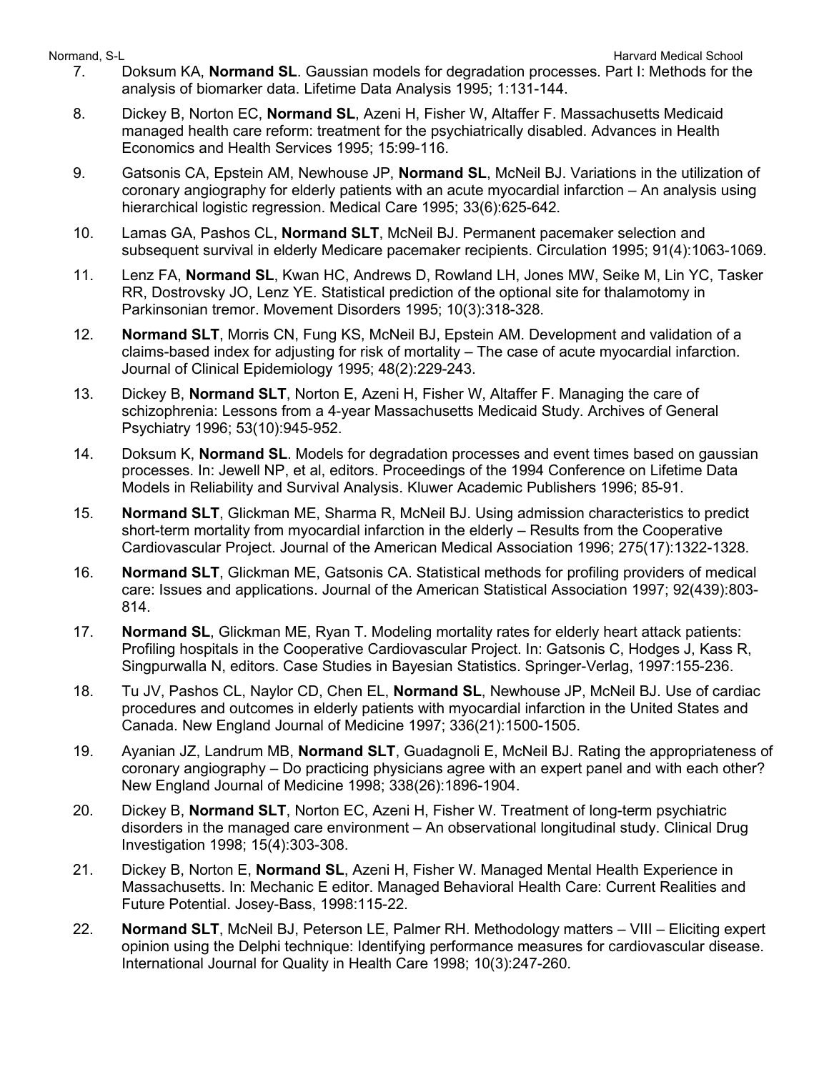7. Doksum KA, **Normand SL**. Gaussian models for degradation processes. Part I: Methods for the analysis of biomarker data. Lifetime Data Analysis 1995; 1:131-144.

8. Dickey B, Norton EC, **Normand SL**, Azeni H, Fisher W, Altaffer F. Massachusetts Medicaid managed health care reform: treatment for the psychiatrically disabled. Advances in Health Economics and Health Services 1995; 15:99-116.

9. Gatsonis CA, Epstein AM, Newhouse JP, **Normand SL**, McNeil BJ. Variations in the utilization of coronary angiography for elderly patients with an acute myocardial infarction – An analysis using hierarchical logistic regression. Medical Care 1995; 33(6):625-642.

10. Lamas GA, Pashos CL, **Normand SLT**, McNeil BJ. Permanent pacemaker selection and subsequent survival in elderly Medicare pacemaker recipients. Circulation 1995; 91(4):1063-1069.

11. Lenz FA, **Normand SL**, Kwan HC, Andrews D, Rowland LH, Jones MW, Seike M, Lin YC, Tasker RR, Dostrovsky JO, Lenz YE. Statistical prediction of the optional site for thalamotomy in Parkinsonian tremor. Movement Disorders 1995; 10(3):318-328.

12. **Normand SLT**, Morris CN, Fung KS, McNeil BJ, Epstein AM. Development and validation of a claims-based index for adjusting for risk of mortality – The case of acute myocardial infarction. Journal of Clinical Epidemiology 1995; 48(2):229-243.

13. Dickey B, **Normand SLT**, Norton E, Azeni H, Fisher W, Altaffer F. Managing the care of schizophrenia: Lessons from a 4-year Massachusetts Medicaid Study. Archives of General Psychiatry 1996; 53(10):945-952.

14. Doksum K, **Normand SL**. Models for degradation processes and event times based on gaussian processes. In: Jewell NP, et al, editors. Proceedings of the 1994 Conference on Lifetime Data Models in Reliability and Survival Analysis. Kluwer Academic Publishers 1996; 85-91.

15. **Normand SLT**, Glickman ME, Sharma R, McNeil BJ. Using admission characteristics to predict short-term mortality from myocardial infarction in the elderly – Results from the Cooperative Cardiovascular Project. Journal of the American Medical Association 1996; 275(17):1322-1328.

16. **Normand SLT**, Glickman ME, Gatsonis CA. Statistical methods for profiling providers of medical care: Issues and applications. Journal of the American Statistical Association 1997; 92(439):803-814.

17. **Normand SL**, Glickman ME, Ryan T. Modeling mortality rates for elderly heart attack patients: Profiling hospitals in the Cooperative Cardiovascular Project. In: Gatsonis C, Hodges J, Kass R, Singpurwalla N, editors. Case Studies in Bayesian Statistics. Springer-Verlag, 1997:155-236.

18. Tu JV, Pashos CL, Naylor CD, Chen EL, **Normand SL**, Newhouse JP, McNeil BJ. Use of cardiac procedures and outcomes in elderly patients with myocardial infarction in the United States and Canada. New England Journal of Medicine 1997; 336(21):1500-1505.

19. Ayanian JZ, Landrum MB, **Normand SLT**, Guadagnoli E, McNeil BJ. Rating the appropriateness of coronary angiography – Do practicing physicians agree with an expert panel and with each other? New England Journal of Medicine 1998; 338(26):1896-1904.

20. Dickey B, **Normand SLT**, Norton EC, Azeni H, Fisher W. Treatment of long-term psychiatric disorders in the managed care environment – An observational longitudinal study. Clinical Drug Investigation 1998; 15(4):303-308.

21. Dickey B, Norton E, **Normand SL**, Azeni H, Fisher W. Managed Mental Health Experience in Massachusetts. In: Mechanic E editor. Managed Behavioral Health Care: Current Realities and Future Potential. Josey-Bass, 1998:115-22.

22. **Normand SLT**, McNeil BJ, Peterson LE, Palmer RH. Methodology matters – VIII – Eliciting expert opinion using the Delphi technique: Identifying performance measures for cardiovascular disease. International Journal for Quality in Health Care 1998; 10(3):247-260.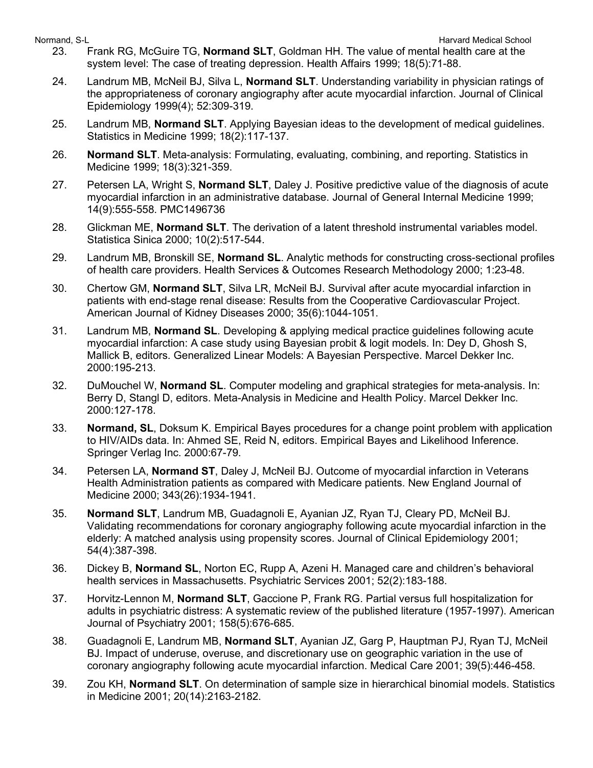23. Frank RG, McGuire TG, **Normand SLT**, Goldman HH. The value of mental health care at the system level: The case of treating depression. Health Affairs 1999; 18(5):71-88.

24. Landrum MB, McNeil BJ, Silva L, **Normand SLT**. Understanding variability in physician ratings of the appropriateness of coronary angiography after acute myocardial infarction. Journal of Clinical Epidemiology 1999(4); 52:309-319.

25. Landrum MB, **Normand SLT**. Applying Bayesian ideas to the development of medical guidelines. Statistics in Medicine 1999; 18(2):117-137.

26. **Normand SLT**. Meta-analysis: Formulating, evaluating, combining, and reporting. Statistics in Medicine 1999; 18(3):321-359.

27. Petersen LA, Wright S, **Normand SLT**, Daley J. Positive predictive value of the diagnosis of acute myocardial infarction in an administrative database. Journal of General Internal Medicine 1999; 14(9):555-558. PMC1496736

28. Glickman ME, **Normand SLT**. The derivation of a latent threshold instrumental variables model. Statistica Sinica 2000; 10(2):517-544.

29. Landrum MB, Bronskill SE, **Normand SL**. Analytic methods for constructing cross-sectional profiles of health care providers. Health Services & Outcomes Research Methodology 2000; 1:23-48.

30. Chertow GM, **Normand SLT**, Silva LR, McNeil BJ. Survival after acute myocardial infarction in patients with end-stage renal disease: Results from the Cooperative Cardiovascular Project. American Journal of Kidney Diseases 2000; 35(6):1044-1051.

31. Landrum MB, **Normand SL**. Developing & applying medical practice guidelines following acute myocardial infarction: A case study using Bayesian probit & logit models. In: Dey D, Ghosh S, Mallick B, editors. Generalized Linear Models: A Bayesian Perspective. Marcel Dekker Inc. 2000:195-213.

32. DuMouchel W, **Normand SL**. Computer modeling and graphical strategies for meta-analysis. In: Berry D, Stangl D, editors. Meta-Analysis in Medicine and Health Policy. Marcel Dekker Inc. 2000:127-178.

33. **Normand, SL**, Doksum K. Empirical Bayes procedures for a change point problem with application to HIV/AIDs data. In: Ahmed SE, Reid N, editors. Empirical Bayes and Likelihood Inference. Springer Verlag Inc. 2000:67-79.

34. Petersen LA, **Normand ST**, Daley J, McNeil BJ. Outcome of myocardial infarction in Veterans Health Administration patients as compared with Medicare patients. New England Journal of Medicine 2000; 343(26):1934-1941.

35. **Normand SLT**, Landrum MB, Guadagnoli E, Ayanian JZ, Ryan TJ, Cleary PD, McNeil BJ. Validating recommendations for coronary angiography following acute myocardial infarction in the elderly: A matched analysis using propensity scores. Journal of Clinical Epidemiology 2001; 54(4):387-398.

36. Dickey B, **Normand SL**, Norton EC, Rupp A, Azeni H. Managed care and children's behavioral health services in Massachusetts. Psychiatric Services 2001; 52(2):183-188.

37. Horvitz-Lennon M, **Normand SLT**, Gaccione P, Frank RG. Partial versus full hospitalization for adults in psychiatric distress: A systematic review of the published literature (1957-1997). American Journal of Psychiatry 2001; 158(5):676-685.

38. Guadagnoli E, Landrum MB, **Normand SLT**, Ayanian JZ, Garg P, Hauptman PJ, Ryan TJ, McNeil BJ. Impact of underuse, overuse, and discretionary use on geographic variation in the use of coronary angiography following acute myocardial infarction. Medical Care 2001; 39(5):446-458.

39. Zou KH, **Normand SLT**. On determination of sample size in hierarchical binomial models. Statistics in Medicine 2001; 20(14):2163-2182.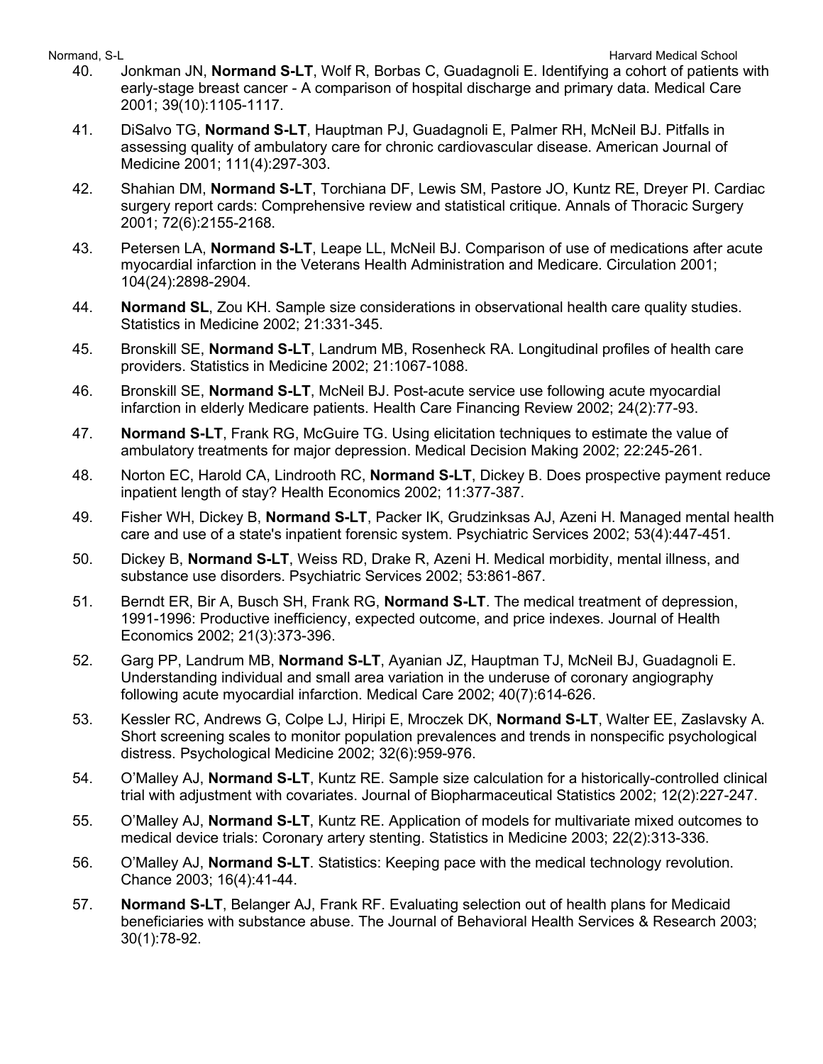40. Jonkman JN, **Normand S-LT**, Wolf R, Borbas C, Guadagnoli E. Identifying a cohort of patients with early-stage breast cancer - A comparison of hospital discharge and primary data. Medical Care 2001; 39(10):1105-1117.

41. DiSalvo TG, **Normand S-LT**, Hauptman PJ, Guadagnoli E, Palmer RH, McNeil BJ. Pitfalls in assessing quality of ambulatory care for chronic cardiovascular disease. American Journal of Medicine 2001; 111(4):297-303.

42. Shahian DM, **Normand S-LT**, Torchiana DF, Lewis SM, Pastore JO, Kuntz RE, Dreyer PI. Cardiac surgery report cards: Comprehensive review and statistical critique. Annals of Thoracic Surgery 2001; 72(6):2155-2168.

43. Petersen LA, **Normand S-LT**, Leape LL, McNeil BJ. Comparison of use of medications after acute myocardial infarction in the Veterans Health Administration and Medicare. Circulation 2001; 104(24):2898-2904.

44. **Normand SL**, Zou KH. Sample size considerations in observational health care quality studies. Statistics in Medicine 2002; 21:331-345.

45. Bronskill SE, **Normand S-LT**, Landrum MB, Rosenheck RA. Longitudinal profiles of health care providers. Statistics in Medicine 2002; 21:1067-1088.

46. Bronskill SE, **Normand S-LT**, McNeil BJ. Post-acute service use following acute myocardial infarction in elderly Medicare patients. Health Care Financing Review 2002; 24(2):77-93.

47. **Normand S-LT**, Frank RG, McGuire TG. Using elicitation techniques to estimate the value of ambulatory treatments for major depression. Medical Decision Making 2002; 22:245-261.

48. Norton EC, Harold CA, Lindrooth RC, **Normand S-LT**, Dickey B. Does prospective payment reduce inpatient length of stay? Health Economics 2002; 11:377-387.

49. Fisher WH, Dickey B, **Normand S-LT**, Packer IK, Grudzinksas AJ, Azeni H. Managed mental health care and use of a state's inpatient forensic system. Psychiatric Services 2002; 53(4):447-451.

50. Dickey B, **Normand S-LT**, Weiss RD, Drake R, Azeni H. Medical morbidity, mental illness, and substance use disorders. Psychiatric Services 2002; 53:861-867.

51. Berndt ER, Bir A, Busch SH, Frank RG, **Normand S-LT**. The medical treatment of depression, 1991-1996: Productive inefficiency, expected outcome, and price indexes. Journal of Health Economics 2002; 21(3):373-396.

52. Garg PP, Landrum MB, **Normand S-LT**, Ayanian JZ, Hauptman TJ, McNeil BJ, Guadagnoli E. Understanding individual and small area variation in the underuse of coronary angiography following acute myocardial infarction. Medical Care 2002; 40(7):614-626.

53. Kessler RC, Andrews G, Colpe LJ, Hiripi E, Mroczek DK, **Normand S-LT**, Walter EE, Zaslavsky A. Short screening scales to monitor population prevalences and trends in nonspecific psychological distress. Psychological Medicine 2002; 32(6):959-976.

54. O'Malley AJ, **Normand S-LT**, Kuntz RE. Sample size calculation for a historically-controlled clinical trial with adjustment with covariates. Journal of Biopharmaceutical Statistics 2002; 12(2):227-247.

55. O'Malley AJ, **Normand S-LT**, Kuntz RE. Application of models for multivariate mixed outcomes to medical device trials: Coronary artery stenting. Statistics in Medicine 2003; 22(2):313-336.

56. O'Malley AJ, **Normand S-LT**. Statistics: Keeping pace with the medical technology revolution. Chance 2003; 16(4):41-44.

57. **Normand S-LT**, Belanger AJ, Frank RF. Evaluating selection out of health plans for Medicaid beneficiaries with substance abuse. The Journal of Behavioral Health Services & Research 2003; 30(1):78-92.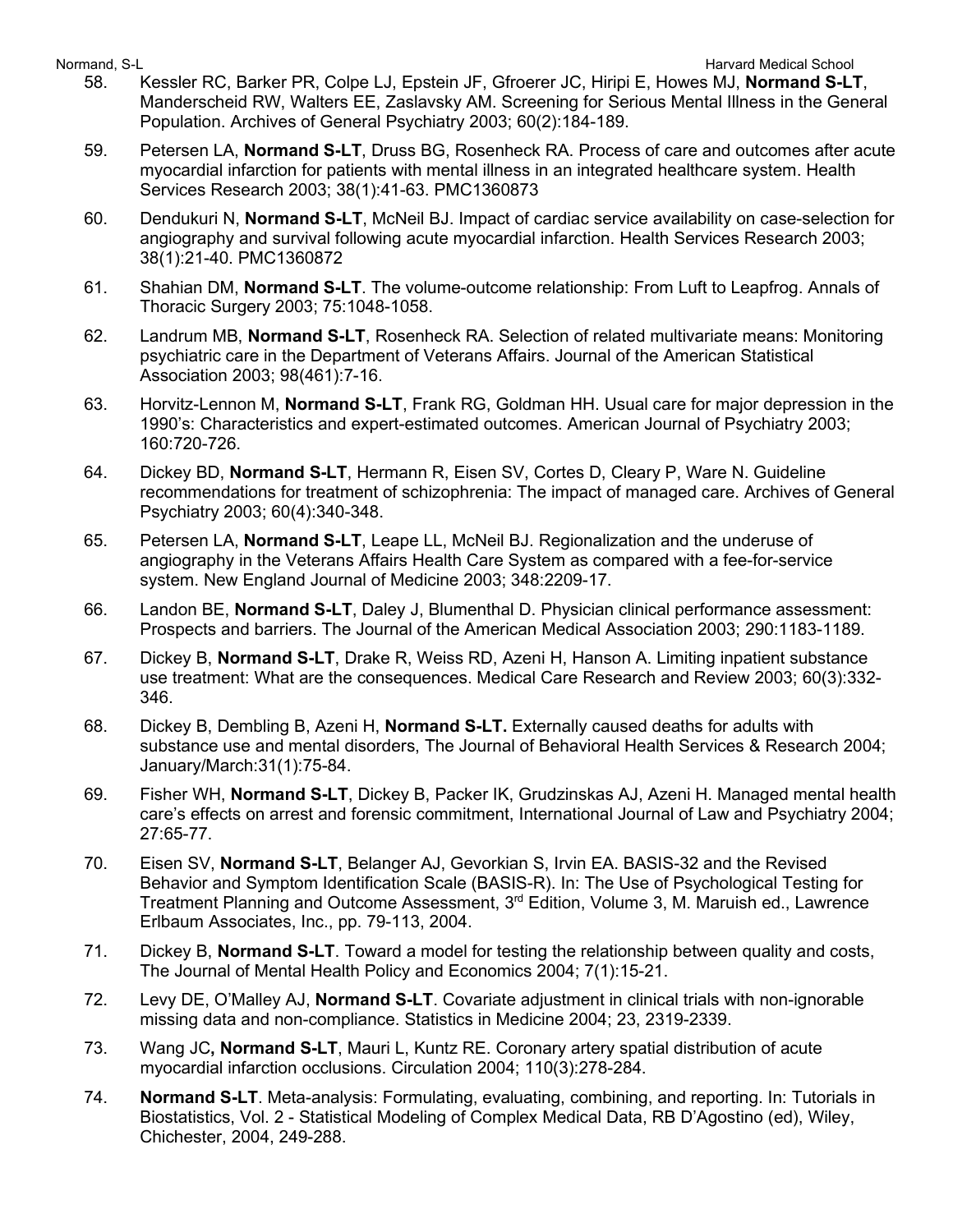58. Kessler RC, Barker PR, Colpe LJ, Epstein JF, Gfroerer JC, Hiripi E, Howes MJ, **Normand S-LT**, Manderscheid RW, Walters EE, Zaslavsky AM. Screening for Serious Mental Illness in the General Population. Archives of General Psychiatry 2003; 60(2):184-189.

59. Petersen LA, **Normand S-LT**, Druss BG, Rosenheck RA. Process of care and outcomes after acute myocardial infarction for patients with mental illness in an integrated healthcare system. Health Services Research 2003; 38(1):41-63. PMC1360873

60. Dendukuri N, **Normand S-LT**, McNeil BJ. Impact of cardiac service availability on case-selection for angiography and survival following acute myocardial infarction. Health Services Research 2003; 38(1):21-40. PMC1360872

61. Shahian DM, **Normand S-LT**. The volume-outcome relationship: From Luft to Leapfrog. Annals of Thoracic Surgery 2003; 75:1048-1058.

62. Landrum MB, **Normand S-LT**, Rosenheck RA. Selection of related multivariate means: Monitoring psychiatric care in the Department of Veterans Affairs. Journal of the American Statistical Association 2003; 98(461):7-16.

63. Horvitz-Lennon M, **Normand S-LT**, Frank RG, Goldman HH. Usual care for major depression in the 1990's: Characteristics and expert-estimated outcomes. American Journal of Psychiatry 2003; 160:720-726.

64. Dickey BD, **Normand S-LT**, Hermann R, Eisen SV, Cortes D, Cleary P, Ware N. Guideline recommendations for treatment of schizophrenia: The impact of managed care. Archives of General Psychiatry 2003; 60(4):340-348.

65. Petersen LA, **Normand S-LT**, Leape LL, McNeil BJ. Regionalization and the underuse of angiography in the Veterans Affairs Health Care System as compared with a fee-for-service system. New England Journal of Medicine 2003; 348:2209-17.

66. Landon BE, **Normand S-LT**, Daley J, Blumenthal D. Physician clinical performance assessment: Prospects and barriers. The Journal of the American Medical Association 2003; 290:1183-1189.

67. Dickey B, **Normand S-LT**, Drake R, Weiss RD, Azeni H, Hanson A. Limiting inpatient substance use treatment: What are the consequences. Medical Care Research and Review 2003; 60(3):332-346.

68. Dickey B, Dembling B, Azeni H, **Normand S-LT.** Externally caused deaths for adults with substance use and mental disorders, The Journal of Behavioral Health Services & Research 2004; January/March:31(1):75-84.

69. Fisher WH, **Normand S-LT**, Dickey B, Packer IK, Grudzinskas AJ, Azeni H. Managed mental health care's effects on arrest and forensic commitment, International Journal of Law and Psychiatry 2004; 27:65-77.

70. Eisen SV, **Normand S-LT**, Belanger AJ, Gevorkian S, Irvin EA. BASIS-32 and the Revised Behavior and Symptom Identification Scale (BASIS-R). In: The Use of Psychological Testing for Treatment Planning and Outcome Assessment, 3rd Edition, Volume 3, M. Maruish ed., Lawrence Erlbaum Associates, Inc., pp. 79-113, 2004.

71. Dickey B, **Normand S-LT**. Toward a model for testing the relationship between quality and costs, The Journal of Mental Health Policy and Economics 2004; 7(1):15-21.

72. Levy DE, O'Malley AJ, **Normand S-LT**. Covariate adjustment in clinical trials with non-ignorable missing data and non-compliance. Statistics in Medicine 2004; 23, 2319-2339.

73. Wang JC**, Normand S-LT**, Mauri L, Kuntz RE. Coronary artery spatial distribution of acute myocardial infarction occlusions. Circulation 2004; 110(3):278-284.

74. **Normand S-LT**. Meta-analysis: Formulating, evaluating, combining, and reporting. In: Tutorials in Biostatistics, Vol. 2 - Statistical Modeling of Complex Medical Data, RB D'Agostino (ed), Wiley, Chichester, 2004, 249-288.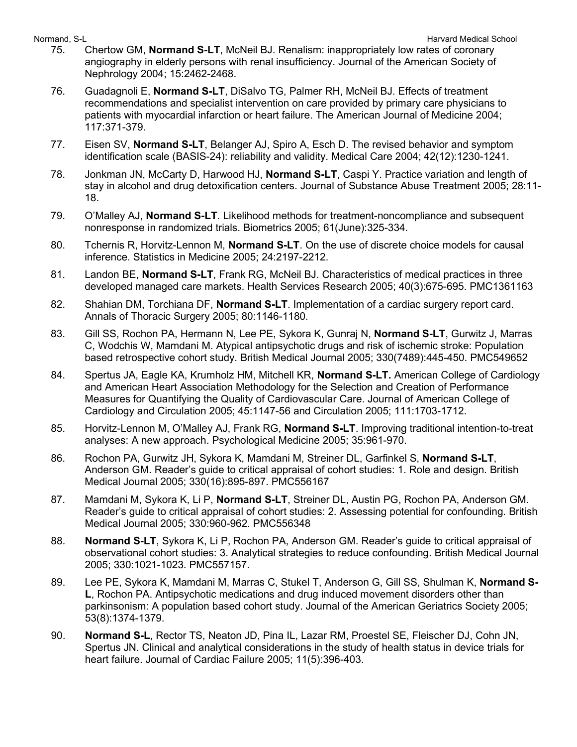75. Chertow GM, **Normand S-LT**, McNeil BJ. Renalism: inappropriately low rates of coronary angiography in elderly persons with renal insufficiency. Journal of the American Society of Nephrology 2004; 15:2462-2468.

76. Guadagnoli E, **Normand S-LT**, DiSalvo TG, Palmer RH, McNeil BJ. Effects of treatment recommendations and specialist intervention on care provided by primary care physicians to patients with myocardial infarction or heart failure. The American Journal of Medicine 2004; 117:371-379.

77. Eisen SV, **Normand S-LT**, Belanger AJ, Spiro A, Esch D. The revised behavior and symptom identification scale (BASIS-24): reliability and validity. Medical Care 2004; 42(12):1230-1241.

78. Jonkman JN, McCarty D, Harwood HJ, **Normand S-LT**, Caspi Y. Practice variation and length of stay in alcohol and drug detoxification centers. Journal of Substance Abuse Treatment 2005; 28:11-18.

79. O'Malley AJ, **Normand S-LT**. Likelihood methods for treatment-noncompliance and subsequent nonresponse in randomized trials. Biometrics 2005; 61(June):325-334.

80. Tchernis R, Horvitz-Lennon M, **Normand S-LT**. On the use of discrete choice models for causal inference. Statistics in Medicine 2005; 24:2197-2212.

81. Landon BE, **Normand S-LT**, Frank RG, McNeil BJ. Characteristics of medical practices in three developed managed care markets. Health Services Research 2005; 40(3):675-695. PMC1361163

82. Shahian DM, Torchiana DF, **Normand S-LT**. Implementation of a cardiac surgery report card. Annals of Thoracic Surgery 2005; 80:1146-1180.

83. Gill SS, Rochon PA, Hermann N, Lee PE, Sykora K, Gunraj N, **Normand S-LT**, Gurwitz J, Marras C, Wodchis W, Mamdani M. Atypical antipsychotic drugs and risk of ischemic stroke: Population based retrospective cohort study. British Medical Journal 2005; 330(7489):445-450. PMC549652

84. Spertus JA, Eagle KA, Krumholz HM, Mitchell KR, **Normand S-LT.** American College of Cardiology and American Heart Association Methodology for the Selection and Creation of Performance Measures for Quantifying the Quality of Cardiovascular Care. Journal of American College of Cardiology and Circulation 2005; 45:1147-56 and Circulation 2005; 111:1703-1712.

85. Horvitz-Lennon M, O'Malley AJ, Frank RG, **Normand S-LT**. Improving traditional intention-to-treat analyses: A new approach. Psychological Medicine 2005; 35:961-970.

86. Rochon PA, Gurwitz JH, Sykora K, Mamdani M, Streiner DL, Garfinkel S, **Normand S-LT**, Anderson GM. Reader's guide to critical appraisal of cohort studies: 1. Role and design. British Medical Journal 2005; 330(16):895-897. PMC556167

87. Mamdani M, Sykora K, Li P, **Normand S-LT**, Streiner DL, Austin PG, Rochon PA, Anderson GM. Reader's guide to critical appraisal of cohort studies: 2. Assessing potential for confounding. British Medical Journal 2005; 330:960-962. PMC556348

88. **Normand S-LT**, Sykora K, Li P, Rochon PA, Anderson GM. Reader's guide to critical appraisal of observational cohort studies: 3. Analytical strategies to reduce confounding. British Medical Journal 2005; 330:1021-1023. PMC557157.

89. Lee PE, Sykora K, Mamdani M, Marras C, Stukel T, Anderson G, Gill SS, Shulman K, **Normand S-L**, Rochon PA. Antipsychotic medications and drug induced movement disorders other than parkinsonism: A population based cohort study. Journal of the American Geriatrics Society 2005; 53(8):1374-1379.

90. **Normand S-L**, Rector TS, Neaton JD, Pina IL, Lazar RM, Proestel SE, Fleischer DJ, Cohn JN, Spertus JN. Clinical and analytical considerations in the study of health status in device trials for heart failure. Journal of Cardiac Failure 2005; 11(5):396-403.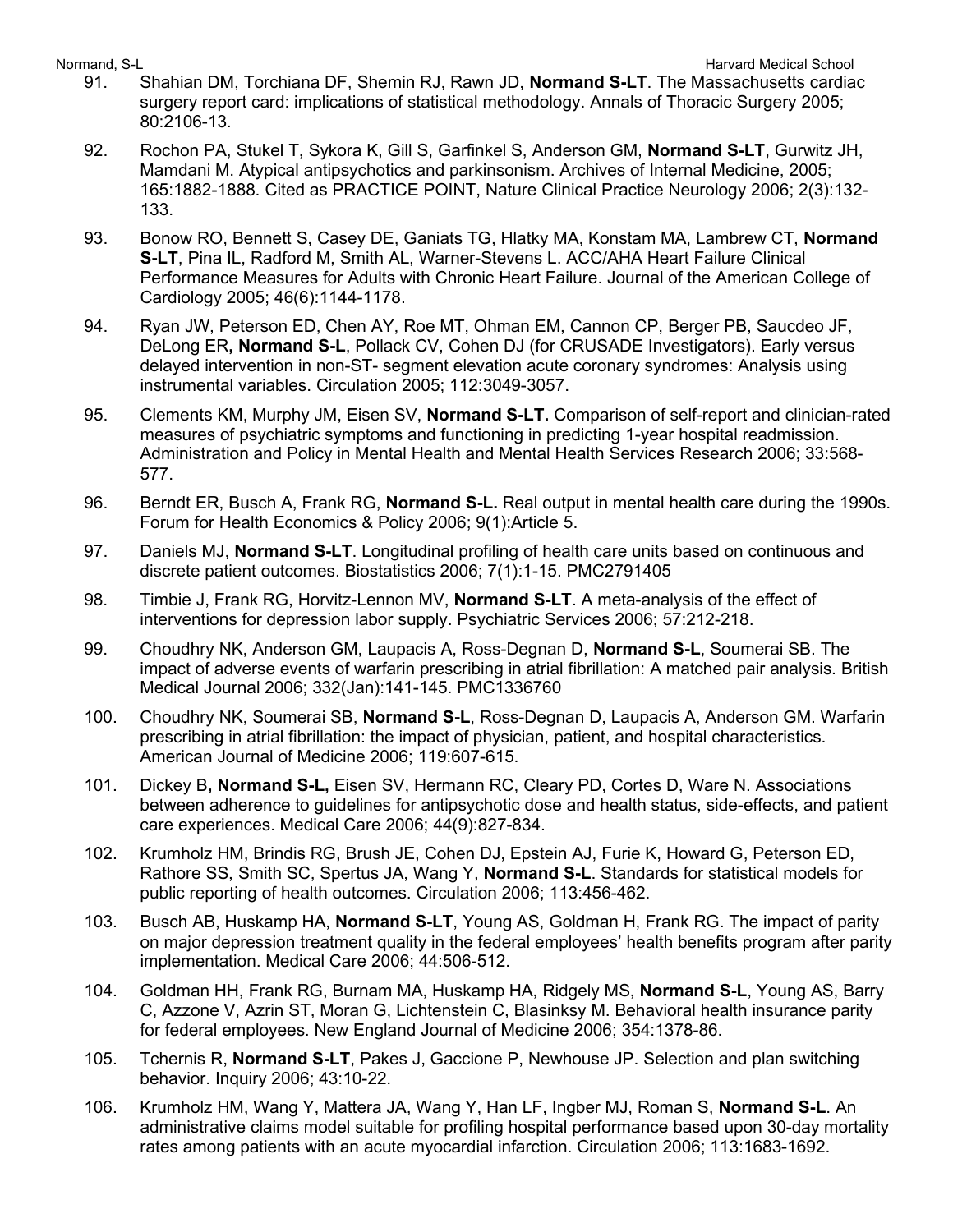91. Shahian DM, Torchiana DF, Shemin RJ, Rawn JD, **Normand S-LT**. The Massachusetts cardiac surgery report card: implications of statistical methodology. Annals of Thoracic Surgery 2005; 80:2106-13.

92. Rochon PA, Stukel T, Sykora K, Gill S, Garfinkel S, Anderson GM, **Normand S-LT**, Gurwitz JH, Mamdani M. Atypical antipsychotics and parkinsonism. Archives of Internal Medicine, 2005; 165:1882-1888. Cited as PRACTICE POINT, Nature Clinical Practice Neurology 2006; 2(3):132-133.

93. Bonow RO, Bennett S, Casey DE, Ganiats TG, Hlatky MA, Konstam MA, Lambrew CT, **Normand S-LT**, Pina IL, Radford M, Smith AL, Warner-Stevens L. ACC/AHA Heart Failure Clinical Performance Measures for Adults with Chronic Heart Failure. Journal of the American College of Cardiology 2005; 46(6):1144-1178.

94. Ryan JW, Peterson ED, Chen AY, Roe MT, Ohman EM, Cannon CP, Berger PB, Saucdeo JF, DeLong ER**, Normand S-L**, Pollack CV, Cohen DJ (for CRUSADE Investigators). Early versus delayed intervention in non-ST- segment elevation acute coronary syndromes: Analysis using instrumental variables. Circulation 2005; 112:3049-3057.

95. Clements KM, Murphy JM, Eisen SV, **Normand S-LT.** Comparison of self-report and clinician-rated measures of psychiatric symptoms and functioning in predicting 1-year hospital readmission. Administration and Policy in Mental Health and Mental Health Services Research 2006; 33:568-577.

96. Berndt ER, Busch A, Frank RG, **Normand S-L.** Real output in mental health care during the 1990s. Forum for Health Economics & Policy 2006; 9(1):Article 5.

97. Daniels MJ, **Normand S-LT**. Longitudinal profiling of health care units based on continuous and discrete patient outcomes. Biostatistics 2006; 7(1):1-15. PMC2791405

98. Timbie J, Frank RG, Horvitz-Lennon MV, **Normand S-LT**. A meta-analysis of the effect of interventions for depression labor supply. Psychiatric Services 2006; 57:212-218.

99. Choudhry NK, Anderson GM, Laupacis A, Ross-Degnan D, **Normand S-L**, Soumerai SB. The impact of adverse events of warfarin prescribing in atrial fibrillation: A matched pair analysis. British Medical Journal 2006; 332(Jan):141-145. PMC1336760

100. Choudhry NK, Soumerai SB, **Normand S-L**, Ross-Degnan D, Laupacis A, Anderson GM. Warfarin prescribing in atrial fibrillation: the impact of physician, patient, and hospital characteristics. American Journal of Medicine 2006; 119:607-615.

101. Dickey B**, Normand S-L,** Eisen SV, Hermann RC, Cleary PD, Cortes D, Ware N. Associations between adherence to guidelines for antipsychotic dose and health status, side-effects, and patient care experiences. Medical Care 2006; 44(9):827-834.

102. Krumholz HM, Brindis RG, Brush JE, Cohen DJ, Epstein AJ, Furie K, Howard G, Peterson ED, Rathore SS, Smith SC, Spertus JA, Wang Y, **Normand S-L**. Standards for statistical models for public reporting of health outcomes. Circulation 2006; 113:456-462.

103. Busch AB, Huskamp HA, **Normand S-LT**, Young AS, Goldman H, Frank RG. The impact of parity on major depression treatment quality in the federal employees' health benefits program after parity implementation. Medical Care 2006; 44:506-512.

104. Goldman HH, Frank RG, Burnam MA, Huskamp HA, Ridgely MS, **Normand S-L**, Young AS, Barry C, Azzone V, Azrin ST, Moran G, Lichtenstein C, Blasinksy M. Behavioral health insurance parity for federal employees. New England Journal of Medicine 2006; 354:1378-86.

105. Tchernis R, **Normand S-LT**, Pakes J, Gaccione P, Newhouse JP. Selection and plan switching behavior. Inquiry 2006; 43:10-22.

106. Krumholz HM, Wang Y, Mattera JA, Wang Y, Han LF, Ingber MJ, Roman S, **Normand S-L**. An administrative claims model suitable for profiling hospital performance based upon 30-day mortality rates among patients with an acute myocardial infarction. Circulation 2006; 113:1683-1692.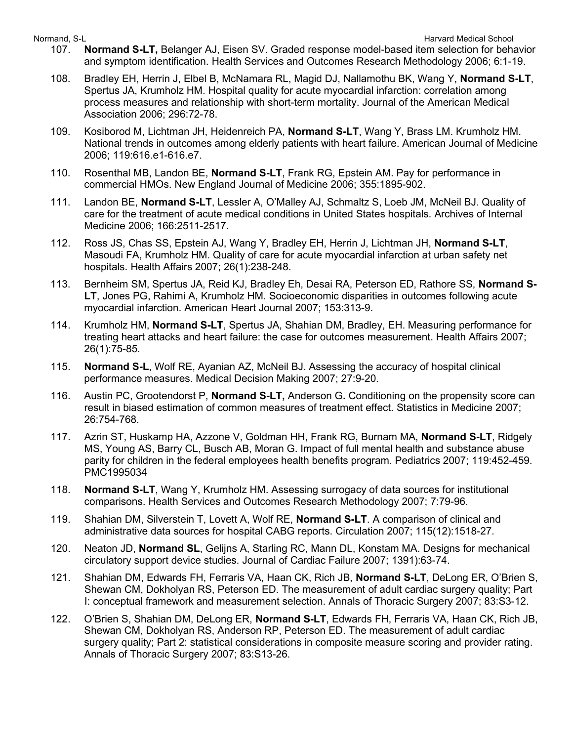107. **Normand S-LT,** Belanger AJ, Eisen SV. Graded response model-based item selection for behavior and symptom identification. Health Services and Outcomes Research Methodology 2006; 6:1-19.

108. Bradley EH, Herrin J, Elbel B, McNamara RL, Magid DJ, Nallamothu BK, Wang Y, **Normand S-LT**, Spertus JA, Krumholz HM. Hospital quality for acute myocardial infarction: correlation among process measures and relationship with short-term mortality. Journal of the American Medical Association 2006; 296:72-78.

109. Kosiborod M, Lichtman JH, Heidenreich PA, **Normand S-LT**, Wang Y, Brass LM. Krumholz HM. National trends in outcomes among elderly patients with heart failure. American Journal of Medicine 2006; 119:616.e1-616.e7.

110. Rosenthal MB, Landon BE, **Normand S-LT**, Frank RG, Epstein AM. Pay for performance in commercial HMOs. New England Journal of Medicine 2006; 355:1895-902.

111. Landon BE, **Normand S-LT**, Lessler A, O'Malley AJ, Schmaltz S, Loeb JM, McNeil BJ. Quality of care for the treatment of acute medical conditions in United States hospitals. Archives of Internal Medicine 2006; 166:2511-2517.

112. Ross JS, Chas SS, Epstein AJ, Wang Y, Bradley EH, Herrin J, Lichtman JH, **Normand S-LT**, Masoudi FA, Krumholz HM. Quality of care for acute myocardial infarction at urban safety net hospitals. Health Affairs 2007; 26(1):238-248.

113. Bernheim SM, Spertus JA, Reid KJ, Bradley Eh, Desai RA, Peterson ED, Rathore SS, **Normand S-LT**, Jones PG, Rahimi A, Krumholz HM. Socioeconomic disparities in outcomes following acute myocardial infarction. American Heart Journal 2007; 153:313-9.

114. Krumholz HM, **Normand S-LT**, Spertus JA, Shahian DM, Bradley, EH. Measuring performance for treating heart attacks and heart failure: the case for outcomes measurement. Health Affairs 2007; 26(1):75-85.

115. **Normand S-L**, Wolf RE, Ayanian AZ, McNeil BJ. Assessing the accuracy of hospital clinical performance measures. Medical Decision Making 2007; 27:9-20.

116. Austin PC, Grootendorst P, **Normand S-LT,** Anderson G**.** Conditioning on the propensity score can result in biased estimation of common measures of treatment effect. Statistics in Medicine 2007; 26:754-768.

117. Azrin ST, Huskamp HA, Azzone V, Goldman HH, Frank RG, Burnam MA, **Normand S-LT**, Ridgely MS, Young AS, Barry CL, Busch AB, Moran G. Impact of full mental health and substance abuse parity for children in the federal employees health benefits program. Pediatrics 2007; 119:452-459. PMC1995034

118. **Normand S-LT**, Wang Y, Krumholz HM. Assessing surrogacy of data sources for institutional comparisons. Health Services and Outcomes Research Methodology 2007; 7:79-96.

119. Shahian DM, Silverstein T, Lovett A, Wolf RE, **Normand S-LT**. A comparison of clinical and administrative data sources for hospital CABG reports. Circulation 2007; 115(12):1518-27.

120. Neaton JD, **Normand SL**, Gelijns A, Starling RC, Mann DL, Konstam MA. Designs for mechanical circulatory support device studies. Journal of Cardiac Failure 2007; 1391):63-74.

121. Shahian DM, Edwards FH, Ferraris VA, Haan CK, Rich JB, **Normand S-LT**, DeLong ER, O'Brien S, Shewan CM, Dokholyan RS, Peterson ED. The measurement of adult cardiac surgery quality; Part I: conceptual framework and measurement selection. Annals of Thoracic Surgery 2007; 83:S3-12.

122. O'Brien S, Shahian DM, DeLong ER, **Normand S-LT**, Edwards FH, Ferraris VA, Haan CK, Rich JB, Shewan CM, Dokholyan RS, Anderson RP, Peterson ED. The measurement of adult cardiac surgery quality; Part 2: statistical considerations in composite measure scoring and provider rating. Annals of Thoracic Surgery 2007; 83:S13-26.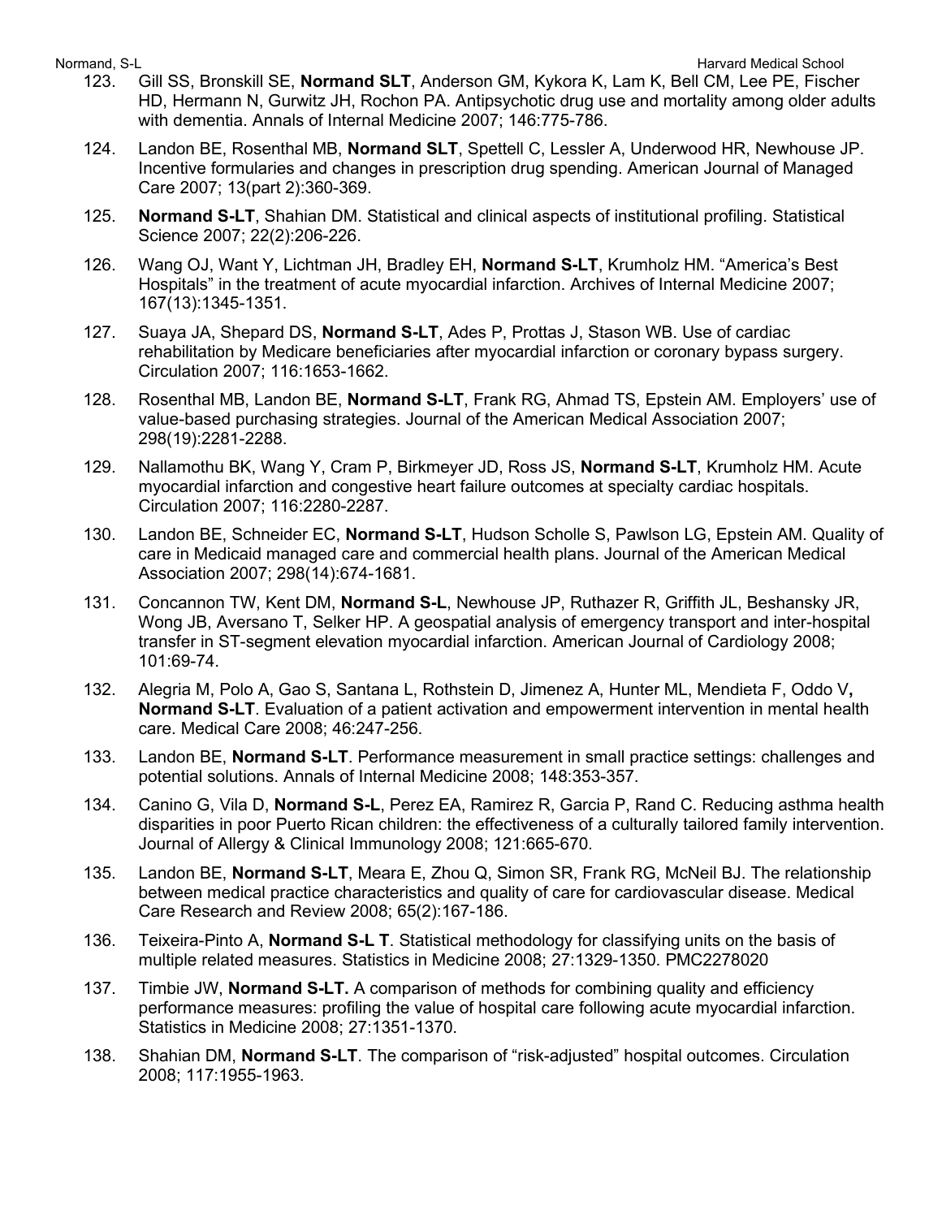123. Gill SS, Bronskill SE, **Normand SLT**, Anderson GM, Kykora K, Lam K, Bell CM, Lee PE, Fischer HD, Hermann N, Gurwitz JH, Rochon PA. Antipsychotic drug use and mortality among older adults with dementia. Annals of Internal Medicine 2007; 146:775-786.

124. Landon BE, Rosenthal MB, **Normand SLT**, Spettell C, Lessler A, Underwood HR, Newhouse JP. Incentive formularies and changes in prescription drug spending. American Journal of Managed Care 2007; 13(part 2):360-369.

125. **Normand S-LT**, Shahian DM. Statistical and clinical aspects of institutional profiling. Statistical Science 2007; 22(2):206-226.

126. Wang OJ, Want Y, Lichtman JH, Bradley EH, **Normand S-LT**, Krumholz HM. "America's Best Hospitals" in the treatment of acute myocardial infarction. Archives of Internal Medicine 2007; 167(13):1345-1351.

127. Suaya JA, Shepard DS, **Normand S-LT**, Ades P, Prottas J, Stason WB. Use of cardiac rehabilitation by Medicare beneficiaries after myocardial infarction or coronary bypass surgery. Circulation 2007; 116:1653-1662.

128. Rosenthal MB, Landon BE, **Normand S-LT**, Frank RG, Ahmad TS, Epstein AM. Employers' use of value-based purchasing strategies. Journal of the American Medical Association 2007; 298(19):2281-2288.

129. Nallamothu BK, Wang Y, Cram P, Birkmeyer JD, Ross JS, **Normand S-LT**, Krumholz HM. Acute myocardial infarction and congestive heart failure outcomes at specialty cardiac hospitals. Circulation 2007; 116:2280-2287.

130. Landon BE, Schneider EC, **Normand S-LT**, Hudson Scholle S, Pawlson LG, Epstein AM. Quality of care in Medicaid managed care and commercial health plans. Journal of the American Medical Association 2007; 298(14):674-1681.

131. Concannon TW, Kent DM, **Normand S-L**, Newhouse JP, Ruthazer R, Griffith JL, Beshansky JR, Wong JB, Aversano T, Selker HP. A geospatial analysis of emergency transport and inter-hospital transfer in ST-segment elevation myocardial infarction. American Journal of Cardiology 2008; 101:69-74.

132. Alegria M, Polo A, Gao S, Santana L, Rothstein D, Jimenez A, Hunter ML, Mendieta F, Oddo V**,** **Normand S-LT**. Evaluation of a patient activation and empowerment intervention in mental health care. Medical Care 2008; 46:247-256.

133. Landon BE, **Normand S-LT**. Performance measurement in small practice settings: challenges and potential solutions. Annals of Internal Medicine 2008; 148:353-357.

134. Canino G, Vila D, **Normand S-L**, Perez EA, Ramirez R, Garcia P, Rand C. Reducing asthma health disparities in poor Puerto Rican children: the effectiveness of a culturally tailored family intervention. Journal of Allergy & Clinical Immunology 2008; 121:665-670.

135. Landon BE, **Normand S-LT**, Meara E, Zhou Q, Simon SR, Frank RG, McNeil BJ. The relationship between medical practice characteristics and quality of care for cardiovascular disease. Medical Care Research and Review 2008; 65(2):167-186.

136. Teixeira-Pinto A, **Normand S-L T**. Statistical methodology for classifying units on the basis of multiple related measures. Statistics in Medicine 2008; 27:1329-1350. PMC2278020

137. Timbie JW, **Normand S-LT.** A comparison of methods for combining quality and efficiency performance measures: profiling the value of hospital care following acute myocardial infarction. Statistics in Medicine 2008; 27:1351-1370.

138. Shahian DM, **Normand S-LT**. The comparison of "risk-adjusted" hospital outcomes. Circulation 2008; 117:1955-1963.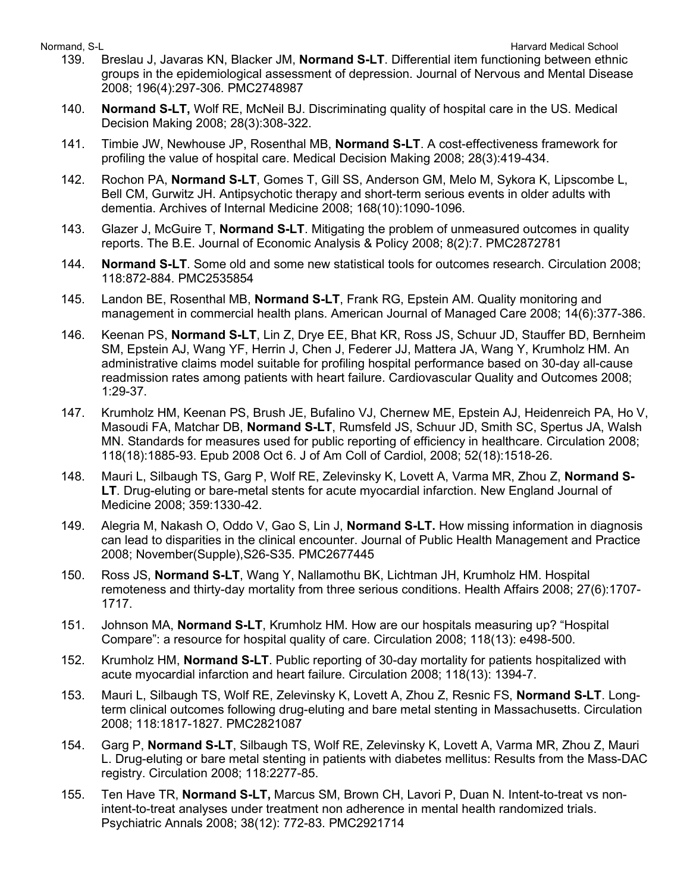139. Breslau J, Javaras KN, Blacker JM, **Normand S-LT**. Differential item functioning between ethnic groups in the epidemiological assessment of depression. Journal of Nervous and Mental Disease 2008; 196(4):297-306. PMC2748987

140. **Normand S-LT,** Wolf RE, McNeil BJ. Discriminating quality of hospital care in the US. Medical Decision Making 2008; 28(3):308-322.

141. Timbie JW, Newhouse JP, Rosenthal MB, **Normand S-LT**. A cost-effectiveness framework for profiling the value of hospital care. Medical Decision Making 2008; 28(3):419-434.

142. Rochon PA, **Normand S-LT**, Gomes T, Gill SS, Anderson GM, Melo M, Sykora K, Lipscombe L, Bell CM, Gurwitz JH. Antipsychotic therapy and short-term serious events in older adults with dementia. Archives of Internal Medicine 2008; 168(10):1090-1096.

143. Glazer J, McGuire T, **Normand S-LT**. Mitigating the problem of unmeasured outcomes in quality reports. The B.E. Journal of Economic Analysis & Policy 2008; 8(2):7. PMC2872781

144. **Normand S-LT**. Some old and some new statistical tools for outcomes research. Circulation 2008; 118:872-884. PMC2535854

145. Landon BE, Rosenthal MB, **Normand S-LT**, Frank RG, Epstein AM. Quality monitoring and management in commercial health plans. American Journal of Managed Care 2008; 14(6):377-386.

146. Keenan PS, **Normand S-LT**, Lin Z, Drye EE, Bhat KR, Ross JS, Schuur JD, Stauffer BD, Bernheim SM, Epstein AJ, Wang YF, Herrin J, Chen J, Federer JJ, Mattera JA, Wang Y, Krumholz HM. An administrative claims model suitable for profiling hospital performance based on 30-day all-cause readmission rates among patients with heart failure. Cardiovascular Quality and Outcomes 2008; 1:29-37.

147. Krumholz HM, Keenan PS, Brush JE, Bufalino VJ, Chernew ME, Epstein AJ, Heidenreich PA, Ho V, Masoudi FA, Matchar DB, **Normand S-LT**, Rumsfeld JS, Schuur JD, Smith SC, Spertus JA, Walsh MN. Standards for measures used for public reporting of efficiency in healthcare. Circulation 2008; 118(18):1885-93. Epub 2008 Oct 6. J of Am Coll of Cardiol, 2008; 52(18):1518-26.

148. Mauri L, Silbaugh TS, Garg P, Wolf RE, Zelevinsky K, Lovett A, Varma MR, Zhou Z, **Normand S-LT**. Drug-eluting or bare-metal stents for acute myocardial infarction. New England Journal of Medicine 2008; 359:1330-42.

149. Alegria M, Nakash O, Oddo V, Gao S, Lin J, **Normand S-LT.** How missing information in diagnosis can lead to disparities in the clinical encounter. Journal of Public Health Management and Practice 2008; November(Supple),S26-S35. PMC2677445

150. Ross JS, **Normand S-LT**, Wang Y, Nallamothu BK, Lichtman JH, Krumholz HM. Hospital remoteness and thirty-day mortality from three serious conditions. Health Affairs 2008; 27(6):1707-1717.

151. Johnson MA, **Normand S-LT**, Krumholz HM. How are our hospitals measuring up? "Hospital Compare": a resource for hospital quality of care. Circulation 2008; 118(13): e498-500.

152. Krumholz HM, **Normand S-LT**. Public reporting of 30-day mortality for patients hospitalized with acute myocardial infarction and heart failure. Circulation 2008; 118(13): 1394-7.

153. Mauri L, Silbaugh TS, Wolf RE, Zelevinsky K, Lovett A, Zhou Z, Resnic FS, **Normand S-LT**. Long-term clinical outcomes following drug-eluting and bare metal stenting in Massachusetts. Circulation 2008; 118:1817-1827. PMC2821087

154. Garg P, **Normand S-LT**, Silbaugh TS, Wolf RE, Zelevinsky K, Lovett A, Varma MR, Zhou Z, Mauri L. Drug-eluting or bare metal stenting in patients with diabetes mellitus: Results from the Mass-DAC registry. Circulation 2008; 118:2277-85.

155. Ten Have TR, **Normand S-LT,** Marcus SM, Brown CH, Lavori P, Duan N. Intent-to-treat vs non-intent-to-treat analyses under treatment non adherence in mental health randomized trials. Psychiatric Annals 2008; 38(12): 772-83. PMC2921714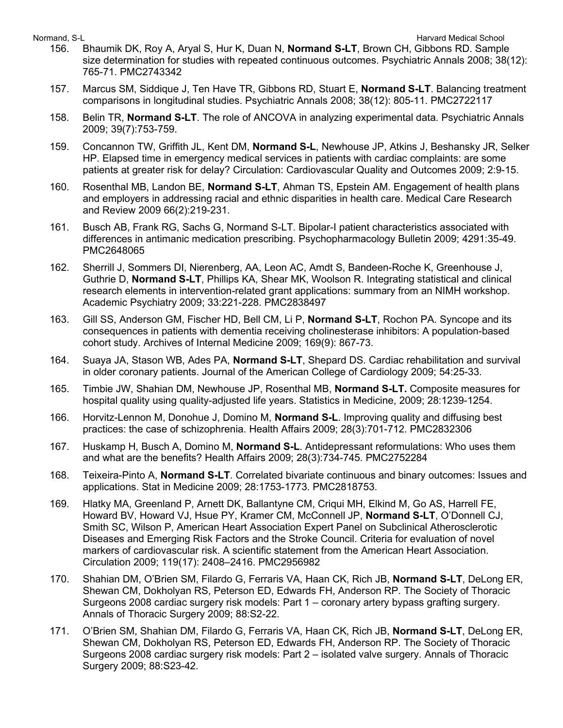156. Bhaumik DK, Roy A, Aryal S, Hur K, Duan N, **Normand S-LT**, Brown CH, Gibbons RD. Sample size determination for studies with repeated continuous outcomes. Psychiatric Annals 2008; 38(12): 765-71. PMC2743342

157. Marcus SM, Siddique J, Ten Have TR, Gibbons RD, Stuart E, **Normand S-LT**. Balancing treatment comparisons in longitudinal studies. Psychiatric Annals 2008; 38(12): 805-11. PMC2722117

158. Belin TR, **Normand S-LT**. The role of ANCOVA in analyzing experimental data. Psychiatric Annals 2009; 39(7):753-759.

159. Concannon TW, Griffith JL, Kent DM, **Normand S-L**, Newhouse JP, Atkins J, Beshansky JR, Selker HP. Elapsed time in emergency medical services in patients with cardiac complaints: are some patients at greater risk for delay? Circulation: Cardiovascular Quality and Outcomes 2009; 2:9-15.

160. Rosenthal MB, Landon BE, **Normand S-LT**, Ahman TS, Epstein AM. Engagement of health plans and employers in addressing racial and ethnic disparities in health care. Medical Care Research and Review 2009 66(2):219-231.

161. Busch AB, Frank RG, Sachs G, Normand S-LT. Bipolar-I patient characteristics associated with differences in antimanic medication prescribing. Psychopharmacology Bulletin 2009; 4291:35-49. PMC2648065

162. Sherrill J, Sommers DI, Nierenberg, AA, Leon AC, Amdt S, Bandeen-Roche K, Greenhouse J, Guthrie D, **Normand S-LT**, Phillips KA, Shear MK, Woolson R. Integrating statistical and clinical research elements in intervention-related grant applications: summary from an NIMH workshop. Academic Psychiatry 2009; 33:221-228. PMC2838497

163. Gill SS, Anderson GM, Fischer HD, Bell CM, Li P, **Normand S-LT**, Rochon PA. Syncope and its consequences in patients with dementia receiving cholinesterase inhibitors: A population-based cohort study. Archives of Internal Medicine 2009; 169(9): 867-73.

164. Suaya JA, Stason WB, Ades PA, **Normand S-LT**, Shepard DS. Cardiac rehabilitation and survival in older coronary patients. Journal of the American College of Cardiology 2009; 54:25-33.

165. Timbie JW, Shahian DM, Newhouse JP, Rosenthal MB, **Normand S-LT.** Composite measures for hospital quality using quality-adjusted life years. Statistics in Medicine, 2009; 28:1239-1254.

166. Horvitz-Lennon M, Donohue J, Domino M, **Normand S-L**. Improving quality and diffusing best practices: the case of schizophrenia. Health Affairs 2009; 28(3):701-712. PMC2832306

167. Huskamp H, Busch A, Domino M, **Normand S-L**. Antidepressant reformulations: Who uses them and what are the benefits? Health Affairs 2009; 28(3):734-745. PMC2752284

168. Teixeira-Pinto A, **Normand S-LT**. Correlated bivariate continuous and binary outcomes: Issues and applications. Stat in Medicine 2009; 28:1753-1773. PMC2818753.

169. Hlatky MA, Greenland P, Arnett DK, Ballantyne CM, Criqui MH, Elkind M, Go AS, Harrell FE, Howard BV, Howard VJ, Hsue PY, Kramer CM, McConnell JP, **Normand S-LT**, O'Donnell CJ, Smith SC, Wilson P, American Heart Association Expert Panel on Subclinical Atherosclerotic Diseases and Emerging Risk Factors and the Stroke Council. Criteria for evaluation of novel markers of cardiovascular risk. A scientific statement from the American Heart Association. Circulation 2009; 119(17): 2408–2416. PMC2956982

170. Shahian DM, O'Brien SM, Filardo G, Ferraris VA, Haan CK, Rich JB, **Normand S-LT**, DeLong ER, Shewan CM, Dokholyan RS, Peterson ED, Edwards FH, Anderson RP. The Society of Thoracic Surgeons 2008 cardiac surgery risk models: Part 1 – coronary artery bypass grafting surgery. Annals of Thoracic Surgery 2009; 88:S2-22.

171. O'Brien SM, Shahian DM, Filardo G, Ferraris VA, Haan CK, Rich JB, **Normand S-LT**, DeLong ER, Shewan CM, Dokholyan RS, Peterson ED, Edwards FH, Anderson RP. The Society of Thoracic Surgeons 2008 cardiac surgery risk models: Part 2 – isolated valve surgery. Annals of Thoracic Surgery 2009; 88:S23-42.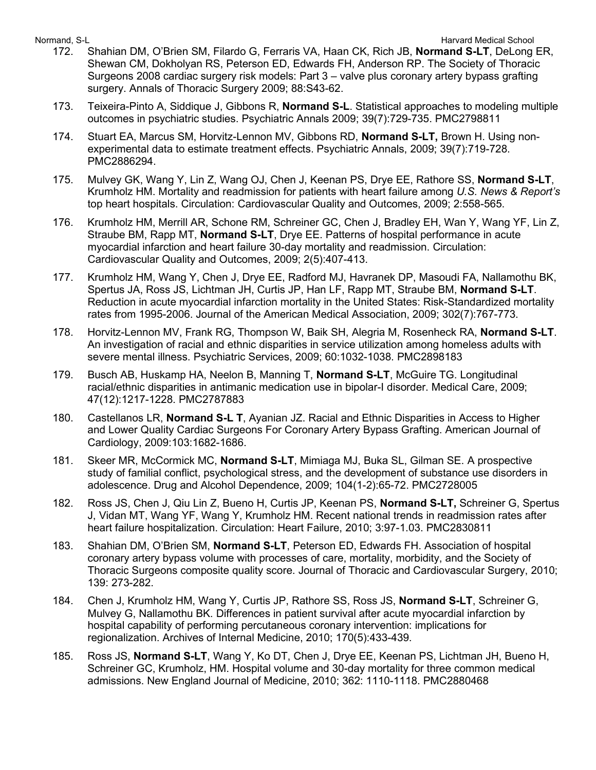172. Shahian DM, O'Brien SM, Filardo G, Ferraris VA, Haan CK, Rich JB, **Normand S-LT**, DeLong ER, Shewan CM, Dokholyan RS, Peterson ED, Edwards FH, Anderson RP. The Society of Thoracic Surgeons 2008 cardiac surgery risk models: Part 3 – valve plus coronary artery bypass grafting surgery. Annals of Thoracic Surgery 2009; 88:S43-62.

173. Teixeira-Pinto A, Siddique J, Gibbons R, **Normand S-L**. Statistical approaches to modeling multiple outcomes in psychiatric studies. Psychiatric Annals 2009; 39(7):729-735. PMC2798811

174. Stuart EA, Marcus SM, Horvitz-Lennon MV, Gibbons RD, **Normand S-LT,** Brown H. Using non-experimental data to estimate treatment effects. Psychiatric Annals, 2009; 39(7):719-728. PMC2886294.

175. Mulvey GK, Wang Y, Lin Z, Wang OJ, Chen J, Keenan PS, Drye EE, Rathore SS, **Normand S-LT**, Krumholz HM. Mortality and readmission for patients with heart failure among *U.S. News & Report's* top heart hospitals. Circulation: Cardiovascular Quality and Outcomes, 2009; 2:558-565.

176. Krumholz HM, Merrill AR, Schone RM, Schreiner GC, Chen J, Bradley EH, Wan Y, Wang YF, Lin Z, Straube BM, Rapp MT, **Normand S-LT**, Drye EE. Patterns of hospital performance in acute myocardial infarction and heart failure 30-day mortality and readmission. Circulation: Cardiovascular Quality and Outcomes, 2009; 2(5):407-413.

177. Krumholz HM, Wang Y, Chen J, Drye EE, Radford MJ, Havranek DP, Masoudi FA, Nallamothu BK, Spertus JA, Ross JS, Lichtman JH, Curtis JP, Han LF, Rapp MT, Straube BM, **Normand S-LT**. Reduction in acute myocardial infarction mortality in the United States: Risk-Standardized mortality rates from 1995-2006. Journal of the American Medical Association, 2009; 302(7):767-773.

178. Horvitz-Lennon MV, Frank RG, Thompson W, Baik SH, Alegria M, Rosenheck RA, **Normand S-LT**. An investigation of racial and ethnic disparities in service utilization among homeless adults with severe mental illness. Psychiatric Services, 2009; 60:1032-1038. PMC2898183

179. Busch AB, Huskamp HA, Neelon B, Manning T, **Normand S-LT**, McGuire TG. Longitudinal racial/ethnic disparities in antimanic medication use in bipolar-I disorder. Medical Care, 2009; 47(12):1217-1228. PMC2787883

180. Castellanos LR, **Normand S-L T**, Ayanian JZ. Racial and Ethnic Disparities in Access to Higher and Lower Quality Cardiac Surgeons For Coronary Artery Bypass Grafting. American Journal of Cardiology, 2009:103:1682-1686.

181. Skeer MR, McCormick MC, **Normand S-LT**, Mimiaga MJ, Buka SL, Gilman SE. A prospective study of familial conflict, psychological stress, and the development of substance use disorders in adolescence. Drug and Alcohol Dependence, 2009; 104(1-2):65-72. PMC2728005

182. Ross JS, Chen J, Qiu Lin Z, Bueno H, Curtis JP, Keenan PS, **Normand S-LT,** Schreiner G, Spertus J, Vidan MT, Wang YF, Wang Y, Krumholz HM. Recent national trends in readmission rates after heart failure hospitalization. Circulation: Heart Failure, 2010; 3:97-1.03. PMC2830811

183. Shahian DM, O'Brien SM, **Normand S-LT**, Peterson ED, Edwards FH. Association of hospital coronary artery bypass volume with processes of care, mortality, morbidity, and the Society of Thoracic Surgeons composite quality score. Journal of Thoracic and Cardiovascular Surgery, 2010; 139: 273-282.

184. Chen J, Krumholz HM, Wang Y, Curtis JP, Rathore SS, Ross JS, **Normand S-LT**, Schreiner G, Mulvey G, Nallamothu BK. Differences in patient survival after acute myocardial infarction by hospital capability of performing percutaneous coronary intervention: implications for regionalization. Archives of Internal Medicine, 2010; 170(5):433-439.

185. Ross JS, **Normand S-LT**, Wang Y, Ko DT, Chen J, Drye EE, Keenan PS, Lichtman JH, Bueno H, Schreiner GC, Krumholz, HM. Hospital volume and 30-day mortality for three common medical admissions. New England Journal of Medicine, 2010; 362: 1110-1118. PMC2880468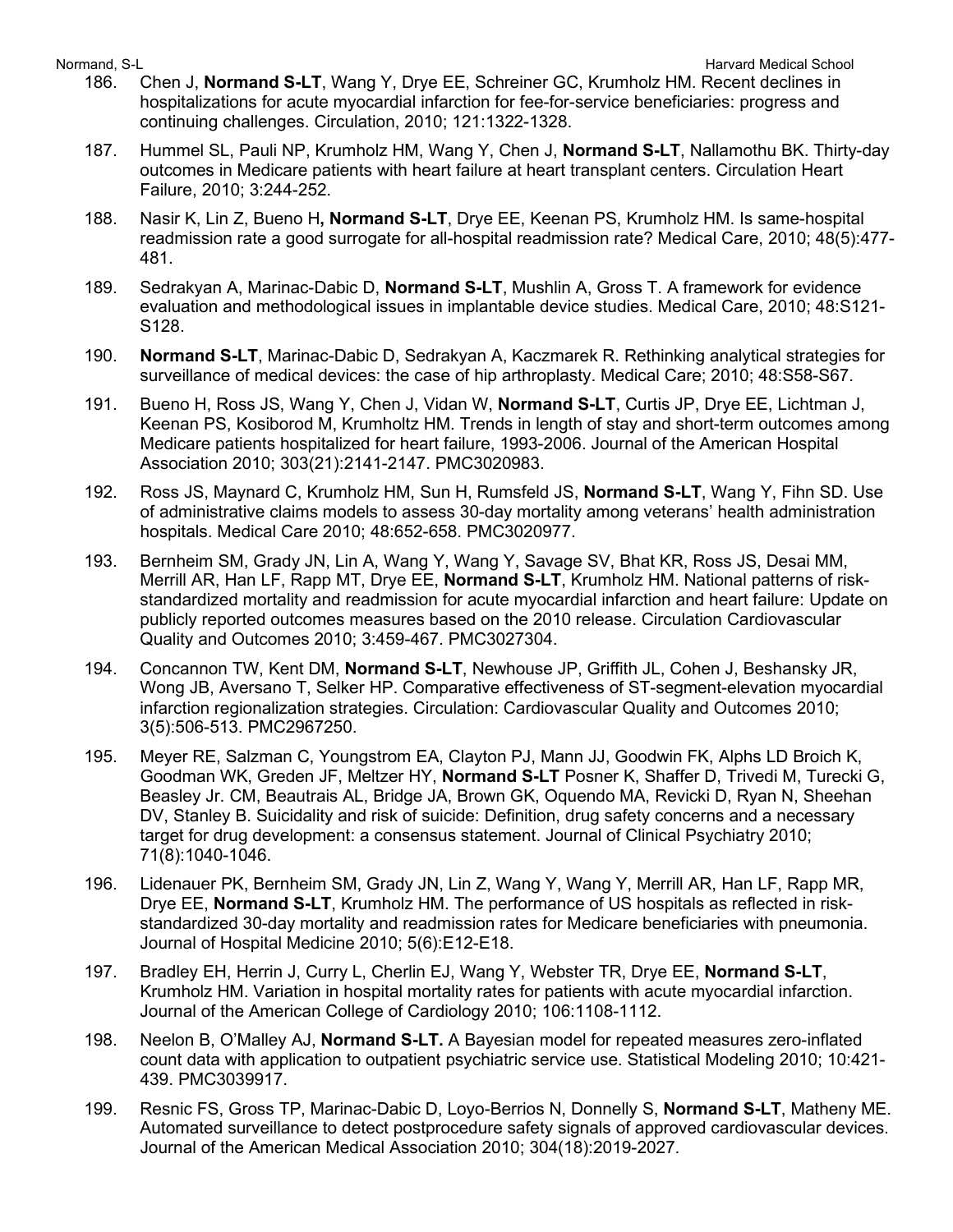186. Chen J, **Normand S-LT**, Wang Y, Drye EE, Schreiner GC, Krumholz HM. Recent declines in hospitalizations for acute myocardial infarction for fee-for-service beneficiaries: progress and continuing challenges. Circulation, 2010; 121:1322-1328.

187. Hummel SL, Pauli NP, Krumholz HM, Wang Y, Chen J, **Normand S-LT**, Nallamothu BK. Thirty-day outcomes in Medicare patients with heart failure at heart transplant centers. Circulation Heart Failure, 2010; 3:244-252.

188. Nasir K, Lin Z, Bueno H**,** **Normand S-LT**, Drye EE, Keenan PS, Krumholz HM. Is same-hospital readmission rate a good surrogate for all-hospital readmission rate? Medical Care, 2010; 48(5):477-481.

189. Sedrakyan A, Marinac-Dabic D, **Normand S-LT**, Mushlin A, Gross T. A framework for evidence evaluation and methodological issues in implantable device studies. Medical Care, 2010; 48:S121-S128.

190. **Normand S-LT**, Marinac-Dabic D, Sedrakyan A, Kaczmarek R. Rethinking analytical strategies for surveillance of medical devices: the case of hip arthroplasty. Medical Care; 2010; 48:S58-S67.

191. Bueno H, Ross JS, Wang Y, Chen J, Vidan W, **Normand S-LT**, Curtis JP, Drye EE, Lichtman J, Keenan PS, Kosiborod M, Krumholtz HM. Trends in length of stay and short-term outcomes among Medicare patients hospitalized for heart failure, 1993-2006. Journal of the American Hospital Association 2010; 303(21):2141-2147. PMC3020983.

192. Ross JS, Maynard C, Krumholz HM, Sun H, Rumsfeld JS, **Normand S-LT**, Wang Y, Fihn SD. Use of administrative claims models to assess 30-day mortality among veterans' health administration hospitals. Medical Care 2010; 48:652-658. PMC3020977.

193. Bernheim SM, Grady JN, Lin A, Wang Y, Wang Y, Savage SV, Bhat KR, Ross JS, Desai MM, Merrill AR, Han LF, Rapp MT, Drye EE, **Normand S-LT**, Krumholz HM. National patterns of risk-standardized mortality and readmission for acute myocardial infarction and heart failure: Update on publicly reported outcomes measures based on the 2010 release. Circulation Cardiovascular Quality and Outcomes 2010; 3:459-467. PMC3027304.

194. Concannon TW, Kent DM, **Normand S-LT**, Newhouse JP, Griffith JL, Cohen J, Beshansky JR, Wong JB, Aversano T, Selker HP. Comparative effectiveness of ST-segment-elevation myocardial infarction regionalization strategies. Circulation: Cardiovascular Quality and Outcomes 2010; 3(5):506-513. PMC2967250.

195. Meyer RE, Salzman C, Youngstrom EA, Clayton PJ, Mann JJ, Goodwin FK, Alphs LD Broich K, Goodman WK, Greden JF, Meltzer HY, **Normand S-LT** Posner K, Shaffer D, Trivedi M, Turecki G, Beasley Jr. CM, Beautrais AL, Bridge JA, Brown GK, Oquendo MA, Revicki D, Ryan N, Sheehan DV, Stanley B. Suicidality and risk of suicide: Definition, drug safety concerns and a necessary target for drug development: a consensus statement. Journal of Clinical Psychiatry 2010; 71(8):1040-1046.

196. Lidenauer PK, Bernheim SM, Grady JN, Lin Z, Wang Y, Wang Y, Merrill AR, Han LF, Rapp MR, Drye EE, **Normand S-LT**, Krumholz HM. The performance of US hospitals as reflected in risk-standardized 30-day mortality and readmission rates for Medicare beneficiaries with pneumonia. Journal of Hospital Medicine 2010; 5(6):E12-E18.

197. Bradley EH, Herrin J, Curry L, Cherlin EJ, Wang Y, Webster TR, Drye EE, **Normand S-LT**, Krumholz HM. Variation in hospital mortality rates for patients with acute myocardial infarction. Journal of the American College of Cardiology 2010; 106:1108-1112.

198. Neelon B, O'Malley AJ, **Normand S-LT.** A Bayesian model for repeated measures zero-inflated count data with application to outpatient psychiatric service use. Statistical Modeling 2010; 10:421-439. PMC3039917.

199. Resnic FS, Gross TP, Marinac-Dabic D, Loyo-Berrios N, Donnelly S, **Normand S-LT**, Matheny ME. Automated surveillance to detect postprocedure safety signals of approved cardiovascular devices. Journal of the American Medical Association 2010; 304(18):2019-2027.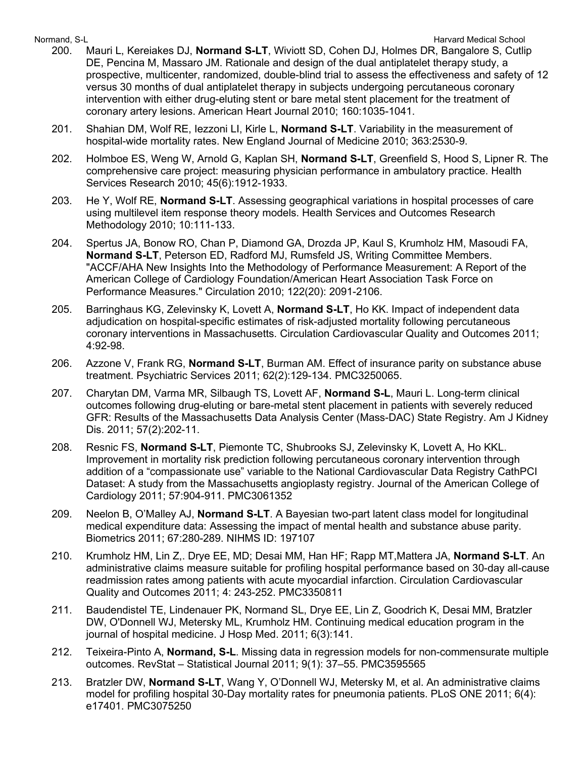200. Mauri L, Kereiakes DJ, **Normand S-LT**, Wiviott SD, Cohen DJ, Holmes DR, Bangalore S, Cutlip DE, Pencina M, Massaro JM. Rationale and design of the dual antiplatelet therapy study, a prospective, multicenter, randomized, double-blind trial to assess the effectiveness and safety of 12 versus 30 months of dual antiplatelet therapy in subjects undergoing percutaneous coronary intervention with either drug-eluting stent or bare metal stent placement for the treatment of coronary artery lesions. American Heart Journal 2010; 160:1035-1041.

201. Shahian DM, Wolf RE, Iezzoni LI, Kirle L, **Normand S-LT**. Variability in the measurement of hospital-wide mortality rates. New England Journal of Medicine 2010; 363:2530-9.

202. Holmboe ES, Weng W, Arnold G, Kaplan SH, **Normand S-LT**, Greenfield S, Hood S, Lipner R. The comprehensive care project: measuring physician performance in ambulatory practice. Health Services Research 2010; 45(6):1912-1933.

203. He Y, Wolf RE, **Normand S-LT**. Assessing geographical variations in hospital processes of care using multilevel item response theory models. Health Services and Outcomes Research Methodology 2010; 10:111-133.

204. Spertus JA, Bonow RO, Chan P, Diamond GA, Drozda JP, Kaul S, Krumholz HM, Masoudi FA, **Normand S-LT**, Peterson ED, Radford MJ, Rumsfeld JS, Writing Committee Members. "ACCF/AHA New Insights Into the Methodology of Performance Measurement: A Report of the American College of Cardiology Foundation/American Heart Association Task Force on Performance Measures." Circulation 2010; 122(20): 2091-2106.

205. Barringhaus KG, Zelevinsky K, Lovett A, **Normand S-LT**, Ho KK. Impact of independent data adjudication on hospital-specific estimates of risk-adjusted mortality following percutaneous coronary interventions in Massachusetts. Circulation Cardiovascular Quality and Outcomes 2011; 4:92-98.

206. Azzone V, Frank RG, **Normand S-LT**, Burman AM. Effect of insurance parity on substance abuse treatment. Psychiatric Services 2011; 62(2):129-134. PMC3250065.

207. Charytan DM, Varma MR, Silbaugh TS, Lovett AF, **Normand S-L**, Mauri L. Long-term clinical outcomes following drug-eluting or bare-metal stent placement in patients with severely reduced GFR: Results of the Massachusetts Data Analysis Center (Mass-DAC) State Registry. Am J Kidney Dis. 2011; 57(2):202-11.

208. Resnic FS, **Normand S-LT**, Piemonte TC, Shubrooks SJ, Zelevinsky K, Lovett A, Ho KKL. Improvement in mortality risk prediction following percutaneous coronary intervention through addition of a "compassionate use" variable to the National Cardiovascular Data Registry CathPCI Dataset: A study from the Massachusetts angioplasty registry. Journal of the American College of Cardiology 2011; 57:904-911. PMC3061352

209. Neelon B, O'Malley AJ, **Normand S-LT**. A Bayesian two-part latent class model for longitudinal medical expenditure data: Assessing the impact of mental health and substance abuse parity. Biometrics 2011; 67:280-289. NIHMS ID: 197107

210. Krumholz HM, Lin Z,. Drye EE, MD; Desai MM, Han HF; Rapp MT,Mattera JA, **Normand S-LT**. An administrative claims measure suitable for profiling hospital performance based on 30-day all-cause readmission rates among patients with acute myocardial infarction. Circulation Cardiovascular Quality and Outcomes 2011; 4: 243-252. PMC3350811

211. Baudendistel TE, Lindenauer PK, Normand SL, Drye EE, Lin Z, Goodrich K, Desai MM, Bratzler DW, O'Donnell WJ, Metersky ML, Krumholz HM. Continuing medical education program in the journal of hospital medicine. J Hosp Med. 2011; 6(3):141.

212. Teixeira-Pinto A, **Normand, S-L**. Missing data in regression models for non-commensurate multiple outcomes. RevStat – Statistical Journal 2011; 9(1): 37–55. PMC3595565

213. Bratzler DW, **Normand S-LT**, Wang Y, O'Donnell WJ, Metersky M, et al. An administrative claims model for profiling hospital 30-Day mortality rates for pneumonia patients. PLoS ONE 2011; 6(4): e17401. PMC3075250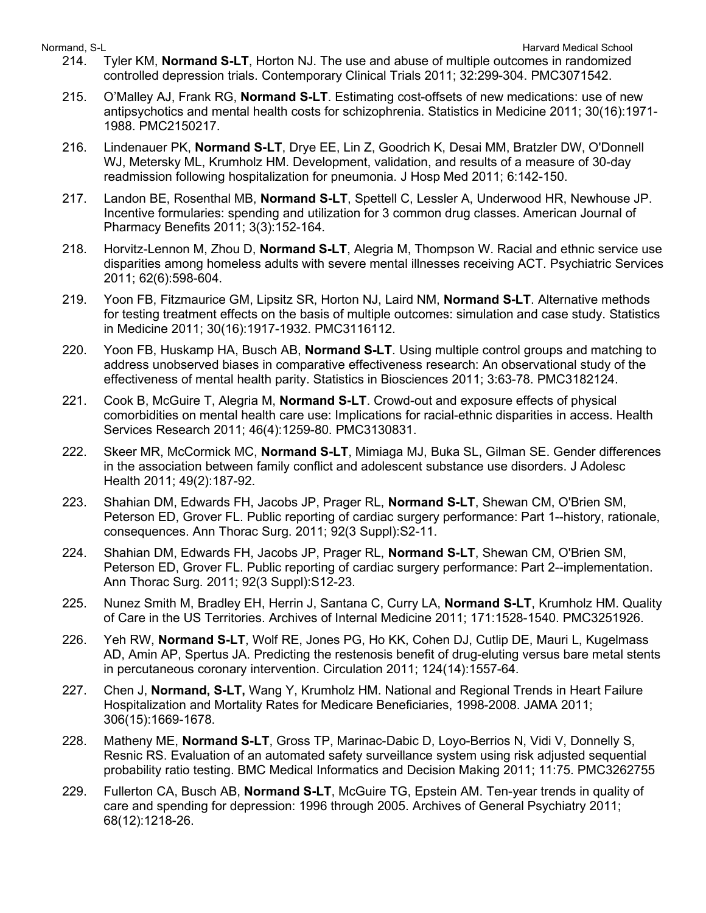214. Tyler KM, **Normand S-LT**, Horton NJ. The use and abuse of multiple outcomes in randomized controlled depression trials. Contemporary Clinical Trials 2011; 32:299-304. PMC3071542.

215. O'Malley AJ, Frank RG, **Normand S-LT**. Estimating cost-offsets of new medications: use of new antipsychotics and mental health costs for schizophrenia. Statistics in Medicine 2011; 30(16):1971-1988. PMC2150217.

216. Lindenauer PK, **Normand S-LT**, Drye EE, Lin Z, Goodrich K, Desai MM, Bratzler DW, O'Donnell WJ, Metersky ML, Krumholz HM. Development, validation, and results of a measure of 30-day readmission following hospitalization for pneumonia. J Hosp Med 2011; 6:142-150.

217. Landon BE, Rosenthal MB, **Normand S-LT**, Spettell C, Lessler A, Underwood HR, Newhouse JP. Incentive formularies: spending and utilization for 3 common drug classes. American Journal of Pharmacy Benefits 2011; 3(3):152-164.

218. Horvitz-Lennon M, Zhou D, **Normand S-LT**, Alegria M, Thompson W. Racial and ethnic service use disparities among homeless adults with severe mental illnesses receiving ACT. Psychiatric Services 2011; 62(6):598-604.

219. Yoon FB, Fitzmaurice GM, Lipsitz SR, Horton NJ, Laird NM, **Normand S-LT**. Alternative methods for testing treatment effects on the basis of multiple outcomes: simulation and case study. Statistics in Medicine 2011; 30(16):1917-1932. PMC3116112.

220. Yoon FB, Huskamp HA, Busch AB, **Normand S-LT**. Using multiple control groups and matching to address unobserved biases in comparative effectiveness research: An observational study of the effectiveness of mental health parity. Statistics in Biosciences 2011; 3:63-78. PMC3182124.

221. Cook B, McGuire T, Alegria M, **Normand S-LT**. Crowd-out and exposure effects of physical comorbidities on mental health care use: Implications for racial-ethnic disparities in access. Health Services Research 2011; 46(4):1259-80. PMC3130831.

222. Skeer MR, McCormick MC, **Normand S-LT**, Mimiaga MJ, Buka SL, Gilman SE. Gender differences in the association between family conflict and adolescent substance use disorders. J Adolesc Health 2011; 49(2):187-92.

223. Shahian DM, Edwards FH, Jacobs JP, Prager RL, **Normand S-LT**, Shewan CM, O'Brien SM, Peterson ED, Grover FL. Public reporting of cardiac surgery performance: Part 1--history, rationale, consequences. Ann Thorac Surg. 2011; 92(3 Suppl):S2-11.

224. Shahian DM, Edwards FH, Jacobs JP, Prager RL, **Normand S-LT**, Shewan CM, O'Brien SM, Peterson ED, Grover FL. Public reporting of cardiac surgery performance: Part 2--implementation. Ann Thorac Surg. 2011; 92(3 Suppl):S12-23.

225. Nunez Smith M, Bradley EH, Herrin J, Santana C, Curry LA, **Normand S-LT**, Krumholz HM. Quality of Care in the US Territories. Archives of Internal Medicine 2011; 171:1528-1540. PMC3251926.

226. Yeh RW, **Normand S-LT**, Wolf RE, Jones PG, Ho KK, Cohen DJ, Cutlip DE, Mauri L, Kugelmass AD, Amin AP, Spertus JA. Predicting the restenosis benefit of drug-eluting versus bare metal stents in percutaneous coronary intervention. Circulation 2011; 124(14):1557-64.

227. Chen J, **Normand, S-LT,** Wang Y, Krumholz HM. National and Regional Trends in Heart Failure Hospitalization and Mortality Rates for Medicare Beneficiaries, 1998-2008. JAMA 2011; 306(15):1669-1678.

228. Matheny ME, **Normand S-LT**, Gross TP, Marinac-Dabic D, Loyo-Berrios N, Vidi V, Donnelly S, Resnic RS. Evaluation of an automated safety surveillance system using risk adjusted sequential probability ratio testing. BMC Medical Informatics and Decision Making 2011; 11:75. PMC3262755

229. Fullerton CA, Busch AB, **Normand S-LT**, McGuire TG, Epstein AM. Ten-year trends in quality of care and spending for depression: 1996 through 2005. Archives of General Psychiatry 2011; 68(12):1218-26.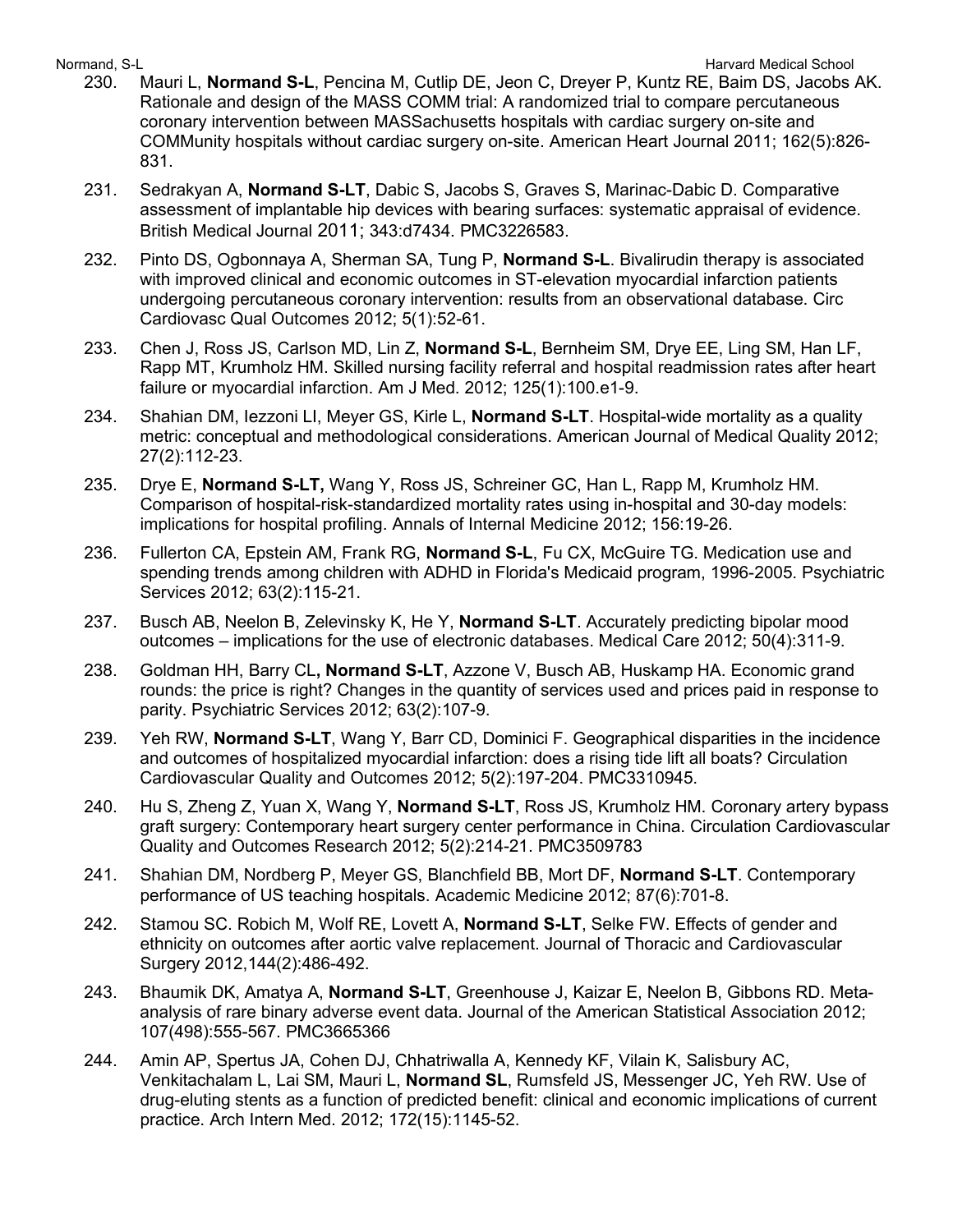230. Mauri L, **Normand S-L**, Pencina M, Cutlip DE, Jeon C, Dreyer P, Kuntz RE, Baim DS, Jacobs AK. Rationale and design of the MASS COMM trial: A randomized trial to compare percutaneous coronary intervention between MASSachusetts hospitals with cardiac surgery on-site and COMMunity hospitals without cardiac surgery on-site. American Heart Journal 2011; 162(5):826-831.

231. Sedrakyan A, **Normand S-LT**, Dabic S, Jacobs S, Graves S, Marinac-Dabic D. Comparative assessment of implantable hip devices with bearing surfaces: systematic appraisal of evidence. British Medical Journal 2011; 343:d7434. PMC3226583.

232. Pinto DS, Ogbonnaya A, Sherman SA, Tung P, **Normand S-L**. Bivalirudin therapy is associated with improved clinical and economic outcomes in ST-elevation myocardial infarction patients undergoing percutaneous coronary intervention: results from an observational database. Circ Cardiovasc Qual Outcomes 2012; 5(1):52-61.

233. Chen J, Ross JS, Carlson MD, Lin Z, **Normand S-L**, Bernheim SM, Drye EE, Ling SM, Han LF, Rapp MT, Krumholz HM. Skilled nursing facility referral and hospital readmission rates after heart failure or myocardial infarction. Am J Med. 2012; 125(1):100.e1-9.

234. Shahian DM, Iezzoni LI, Meyer GS, Kirle L, **Normand S-LT**. Hospital-wide mortality as a quality metric: conceptual and methodological considerations. American Journal of Medical Quality 2012; 27(2):112-23.

235. Drye E, **Normand S-LT,** Wang Y, Ross JS, Schreiner GC, Han L, Rapp M, Krumholz HM. Comparison of hospital-risk-standardized mortality rates using in-hospital and 30-day models: implications for hospital profiling. Annals of Internal Medicine 2012; 156:19-26.

236. Fullerton CA, Epstein AM, Frank RG, **Normand S-L**, Fu CX, McGuire TG. Medication use and spending trends among children with ADHD in Florida's Medicaid program, 1996-2005. Psychiatric Services 2012; 63(2):115-21.

237. Busch AB, Neelon B, Zelevinsky K, He Y, **Normand S-LT**. Accurately predicting bipolar mood outcomes – implications for the use of electronic databases. Medical Care 2012; 50(4):311-9.

238. Goldman HH, Barry CL**, Normand S-LT**, Azzone V, Busch AB, Huskamp HA. Economic grand rounds: the price is right? Changes in the quantity of services used and prices paid in response to parity. Psychiatric Services 2012; 63(2):107-9.

239. Yeh RW, **Normand S-LT**, Wang Y, Barr CD, Dominici F. Geographical disparities in the incidence and outcomes of hospitalized myocardial infarction: does a rising tide lift all boats? Circulation Cardiovascular Quality and Outcomes 2012; 5(2):197-204. PMC3310945.

240. Hu S, Zheng Z, Yuan X, Wang Y, **Normand S-LT**, Ross JS, Krumholz HM. Coronary artery bypass graft surgery: Contemporary heart surgery center performance in China. Circulation Cardiovascular Quality and Outcomes Research 2012; 5(2):214-21. PMC3509783

241. Shahian DM, Nordberg P, Meyer GS, Blanchfield BB, Mort DF, **Normand S-LT**. Contemporary performance of US teaching hospitals. Academic Medicine 2012; 87(6):701-8.

242. Stamou SC. Robich M, Wolf RE, Lovett A, **Normand S-LT**, Selke FW. Effects of gender and ethnicity on outcomes after aortic valve replacement. Journal of Thoracic and Cardiovascular Surgery 2012,144(2):486-492.

243. Bhaumik DK, Amatya A, **Normand S-LT**, Greenhouse J, Kaizar E, Neelon B, Gibbons RD. Meta-analysis of rare binary adverse event data. Journal of the American Statistical Association 2012; 107(498):555-567. PMC3665366

244. Amin AP, Spertus JA, Cohen DJ, Chhatriwalla A, Kennedy KF, Vilain K, Salisbury AC, Venkitachalam L, Lai SM, Mauri L, **Normand SL**, Rumsfeld JS, Messenger JC, Yeh RW. Use of drug-eluting stents as a function of predicted benefit: clinical and economic implications of current practice. Arch Intern Med. 2012; 172(15):1145-52.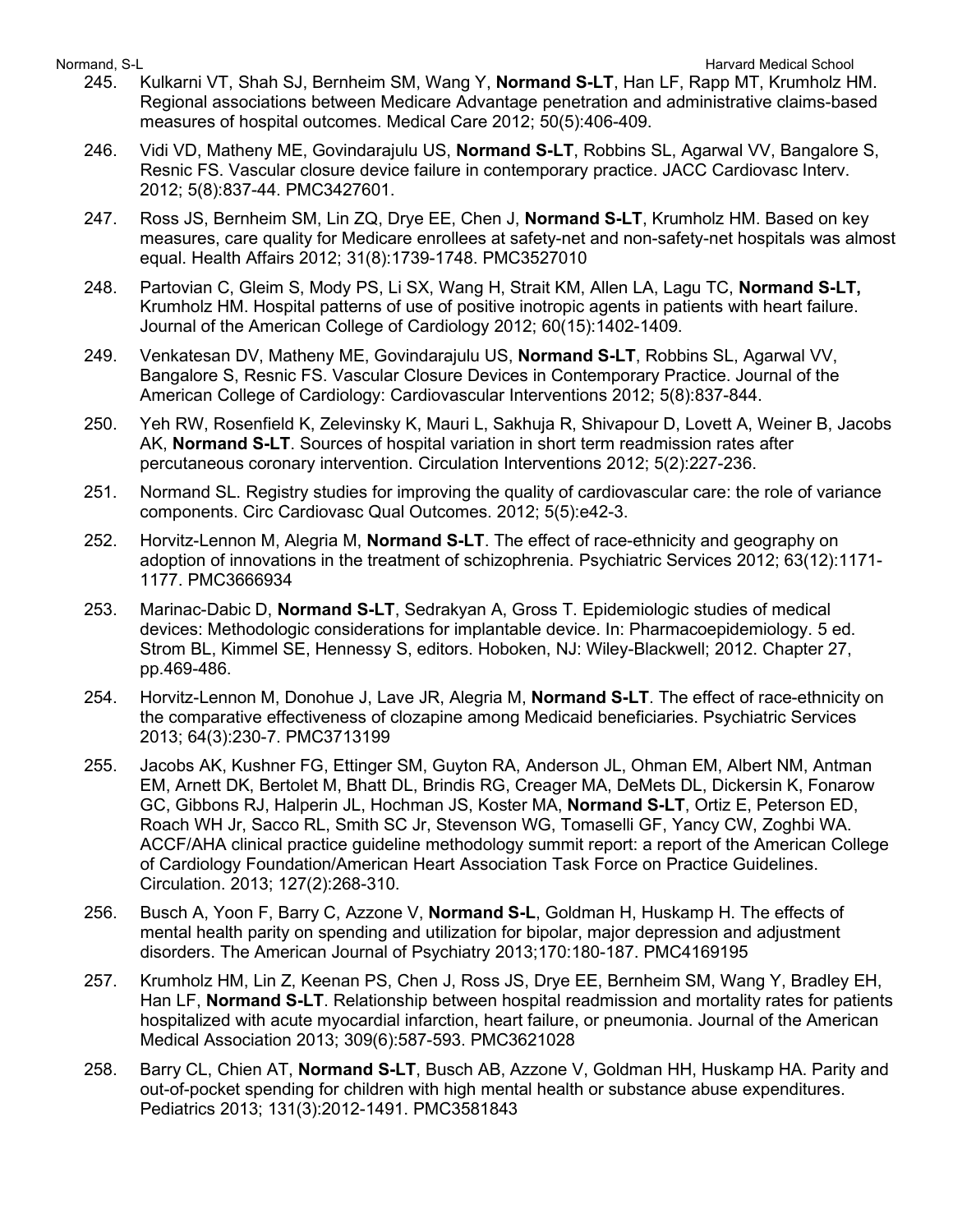245. Kulkarni VT, Shah SJ, Bernheim SM, Wang Y, **Normand S-LT**, Han LF, Rapp MT, Krumholz HM. Regional associations between Medicare Advantage penetration and administrative claims-based measures of hospital outcomes. Medical Care 2012; 50(5):406-409.

246. Vidi VD, Matheny ME, Govindarajulu US, **Normand S-LT**, Robbins SL, Agarwal VV, Bangalore S, Resnic FS. Vascular closure device failure in contemporary practice. JACC Cardiovasc Interv. 2012; 5(8):837-44. PMC3427601.

247. Ross JS, Bernheim SM, Lin ZQ, Drye EE, Chen J, **Normand S-LT**, Krumholz HM. Based on key measures, care quality for Medicare enrollees at safety-net and non-safety-net hospitals was almost equal. Health Affairs 2012; 31(8):1739-1748. PMC3527010

248. Partovian C, Gleim S, Mody PS, Li SX, Wang H, Strait KM, Allen LA, Lagu TC, **Normand S-LT,** Krumholz HM. Hospital patterns of use of positive inotropic agents in patients with heart failure. Journal of the American College of Cardiology 2012; 60(15):1402-1409.

249. Venkatesan DV, Matheny ME, Govindarajulu US, **Normand S-LT**, Robbins SL, Agarwal VV, Bangalore S, Resnic FS. Vascular Closure Devices in Contemporary Practice. Journal of the American College of Cardiology: Cardiovascular Interventions 2012; 5(8):837-844.

250. Yeh RW, Rosenfield K, Zelevinsky K, Mauri L, Sakhuja R, Shivapour D, Lovett A, Weiner B, Jacobs AK, **Normand S-LT**. Sources of hospital variation in short term readmission rates after percutaneous coronary intervention. Circulation Interventions 2012; 5(2):227-236.

251. Normand SL. Registry studies for improving the quality of cardiovascular care: the role of variance components. Circ Cardiovasc Qual Outcomes. 2012; 5(5):e42-3.

252. Horvitz-Lennon M, Alegria M, **Normand S-LT**. The effect of race-ethnicity and geography on adoption of innovations in the treatment of schizophrenia. Psychiatric Services 2012; 63(12):1171-1177. PMC3666934

253. Marinac-Dabic D, **Normand S-LT**, Sedrakyan A, Gross T. Epidemiologic studies of medical devices: Methodologic considerations for implantable device. In: Pharmacoepidemiology. 5 ed. Strom BL, Kimmel SE, Hennessy S, editors. Hoboken, NJ: Wiley-Blackwell; 2012. Chapter 27, pp.469-486.

254. Horvitz-Lennon M, Donohue J, Lave JR, Alegria M, **Normand S-LT**. The effect of race-ethnicity on the comparative effectiveness of clozapine among Medicaid beneficiaries. Psychiatric Services 2013; 64(3):230-7. PMC3713199

255. Jacobs AK, Kushner FG, Ettinger SM, Guyton RA, Anderson JL, Ohman EM, Albert NM, Antman EM, Arnett DK, Bertolet M, Bhatt DL, Brindis RG, Creager MA, DeMets DL, Dickersin K, Fonarow GC, Gibbons RJ, Halperin JL, Hochman JS, Koster MA, **Normand S-LT**, Ortiz E, Peterson ED, Roach WH Jr, Sacco RL, Smith SC Jr, Stevenson WG, Tomaselli GF, Yancy CW, Zoghbi WA. ACCF/AHA clinical practice guideline methodology summit report: a report of the American College of Cardiology Foundation/American Heart Association Task Force on Practice Guidelines. Circulation. 2013; 127(2):268-310.

256. Busch A, Yoon F, Barry C, Azzone V, **Normand S-L**, Goldman H, Huskamp H. The effects of mental health parity on spending and utilization for bipolar, major depression and adjustment disorders. The American Journal of Psychiatry 2013;170:180-187. PMC4169195

257. Krumholz HM, Lin Z, Keenan PS, Chen J, Ross JS, Drye EE, Bernheim SM, Wang Y, Bradley EH, Han LF, **Normand S-LT**. Relationship between hospital readmission and mortality rates for patients hospitalized with acute myocardial infarction, heart failure, or pneumonia. Journal of the American Medical Association 2013; 309(6):587-593. PMC3621028

258. Barry CL, Chien AT, **Normand S-LT**, Busch AB, Azzone V, Goldman HH, Huskamp HA. Parity and out-of-pocket spending for children with high mental health or substance abuse expenditures. Pediatrics 2013; 131(3):2012-1491. PMC3581843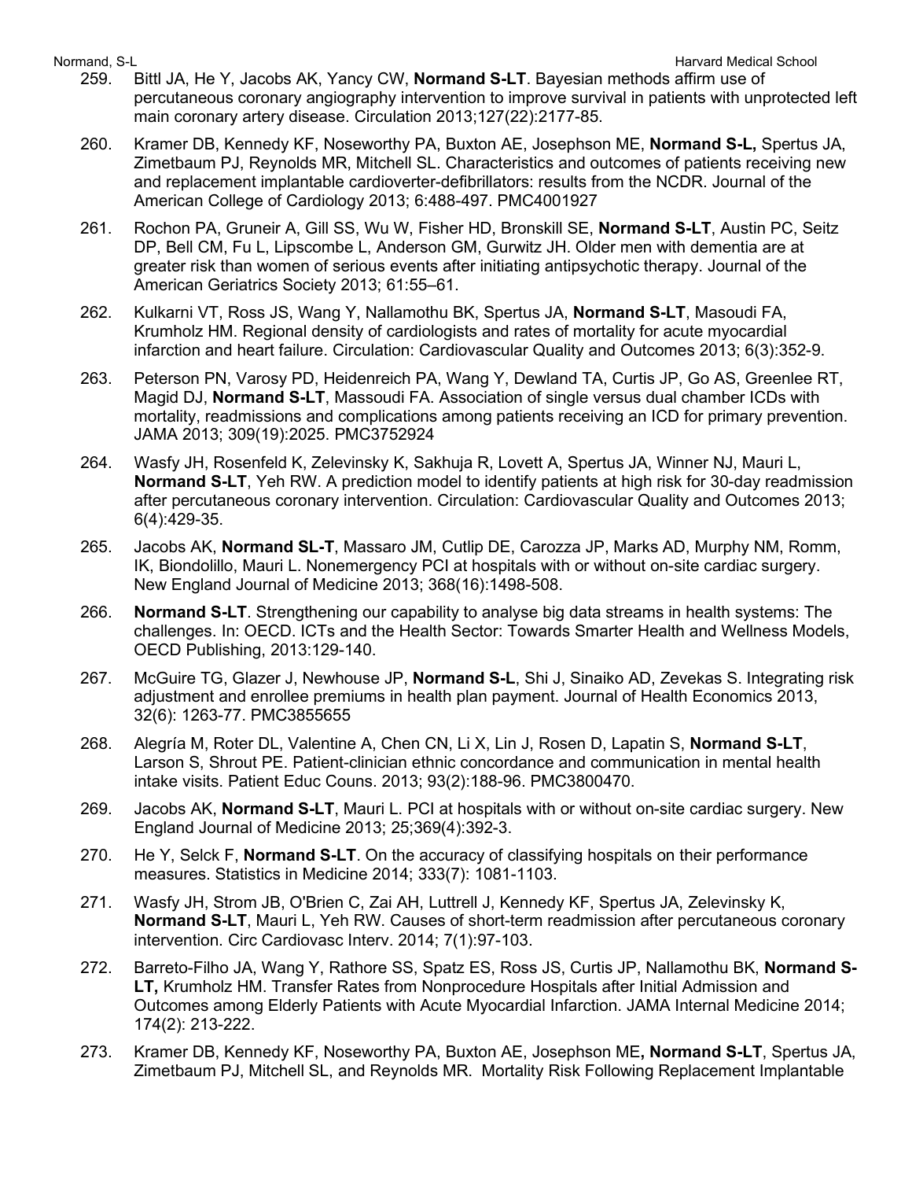259. Bittl JA, He Y, Jacobs AK, Yancy CW, **Normand S-LT**. Bayesian methods affirm use of percutaneous coronary angiography intervention to improve survival in patients with unprotected left main coronary artery disease. Circulation 2013;127(22):2177-85.

260. Kramer DB, Kennedy KF, Noseworthy PA, Buxton AE, Josephson ME, **Normand S-L,** Spertus JA, Zimetbaum PJ, Reynolds MR, Mitchell SL. Characteristics and outcomes of patients receiving new and replacement implantable cardioverter-defibrillators: results from the NCDR. Journal of the American College of Cardiology 2013; 6:488-497. PMC4001927

261. Rochon PA, Gruneir A, Gill SS, Wu W, Fisher HD, Bronskill SE, **Normand S-LT**, Austin PC, Seitz DP, Bell CM, Fu L, Lipscombe L, Anderson GM, Gurwitz JH. Older men with dementia are at greater risk than women of serious events after initiating antipsychotic therapy. Journal of the American Geriatrics Society 2013; 61:55–61.

262. Kulkarni VT, Ross JS, Wang Y, Nallamothu BK, Spertus JA, **Normand S-LT**, Masoudi FA, Krumholz HM. Regional density of cardiologists and rates of mortality for acute myocardial infarction and heart failure. Circulation: Cardiovascular Quality and Outcomes 2013; 6(3):352-9.

263. Peterson PN, Varosy PD, Heidenreich PA, Wang Y, Dewland TA, Curtis JP, Go AS, Greenlee RT, Magid DJ, **Normand S-LT**, Massoudi FA. Association of single versus dual chamber ICDs with mortality, readmissions and complications among patients receiving an ICD for primary prevention. JAMA 2013; 309(19):2025. PMC3752924

264. Wasfy JH, Rosenfeld K, Zelevinsky K, Sakhuja R, Lovett A, Spertus JA, Winner NJ, Mauri L, **Normand S-LT**, Yeh RW. A prediction model to identify patients at high risk for 30-day readmission after percutaneous coronary intervention. Circulation: Cardiovascular Quality and Outcomes 2013; 6(4):429-35.

265. Jacobs AK, **Normand SL-T**, Massaro JM, Cutlip DE, Carozza JP, Marks AD, Murphy NM, Romm, IK, Biondolillo, Mauri L. Nonemergency PCI at hospitals with or without on-site cardiac surgery. New England Journal of Medicine 2013; 368(16):1498-508.

266. **Normand S-LT**. Strengthening our capability to analyse big data streams in health systems: The challenges. In: OECD. ICTs and the Health Sector: Towards Smarter Health and Wellness Models, OECD Publishing, 2013:129-140.

267. McGuire TG, Glazer J, Newhouse JP, **Normand S-L**, Shi J, Sinaiko AD, Zevekas S. Integrating risk adjustment and enrollee premiums in health plan payment. Journal of Health Economics 2013, 32(6): 1263-77. PMC3855655

268. Alegría M, Roter DL, Valentine A, Chen CN, Li X, Lin J, Rosen D, Lapatin S, **Normand S-LT**, Larson S, Shrout PE. Patient-clinician ethnic concordance and communication in mental health intake visits. Patient Educ Couns. 2013; 93(2):188-96. PMC3800470.

269. Jacobs AK, **Normand S-LT**, Mauri L. PCI at hospitals with or without on-site cardiac surgery. New England Journal of Medicine 2013; 25;369(4):392-3.

270. He Y, Selck F, **Normand S-LT**. On the accuracy of classifying hospitals on their performance measures. Statistics in Medicine 2014; 333(7): 1081-1103.

271. Wasfy JH, Strom JB, O'Brien C, Zai AH, Luttrell J, Kennedy KF, Spertus JA, Zelevinsky K, **Normand S-LT**, Mauri L, Yeh RW. Causes of short-term readmission after percutaneous coronary intervention. Circ Cardiovasc Interv. 2014; 7(1):97-103.

272. Barreto-Filho JA, Wang Y, Rathore SS, Spatz ES, Ross JS, Curtis JP, Nallamothu BK, **Normand S-LT,** Krumholz HM. Transfer Rates from Nonprocedure Hospitals after Initial Admission and Outcomes among Elderly Patients with Acute Myocardial Infarction. JAMA Internal Medicine 2014; 174(2): 213-222.

273. Kramer DB, Kennedy KF, Noseworthy PA, Buxton AE, Josephson ME**, Normand S-LT**, Spertus JA, Zimetbaum PJ, Mitchell SL, and Reynolds MR. Mortality Risk Following Replacement Implantable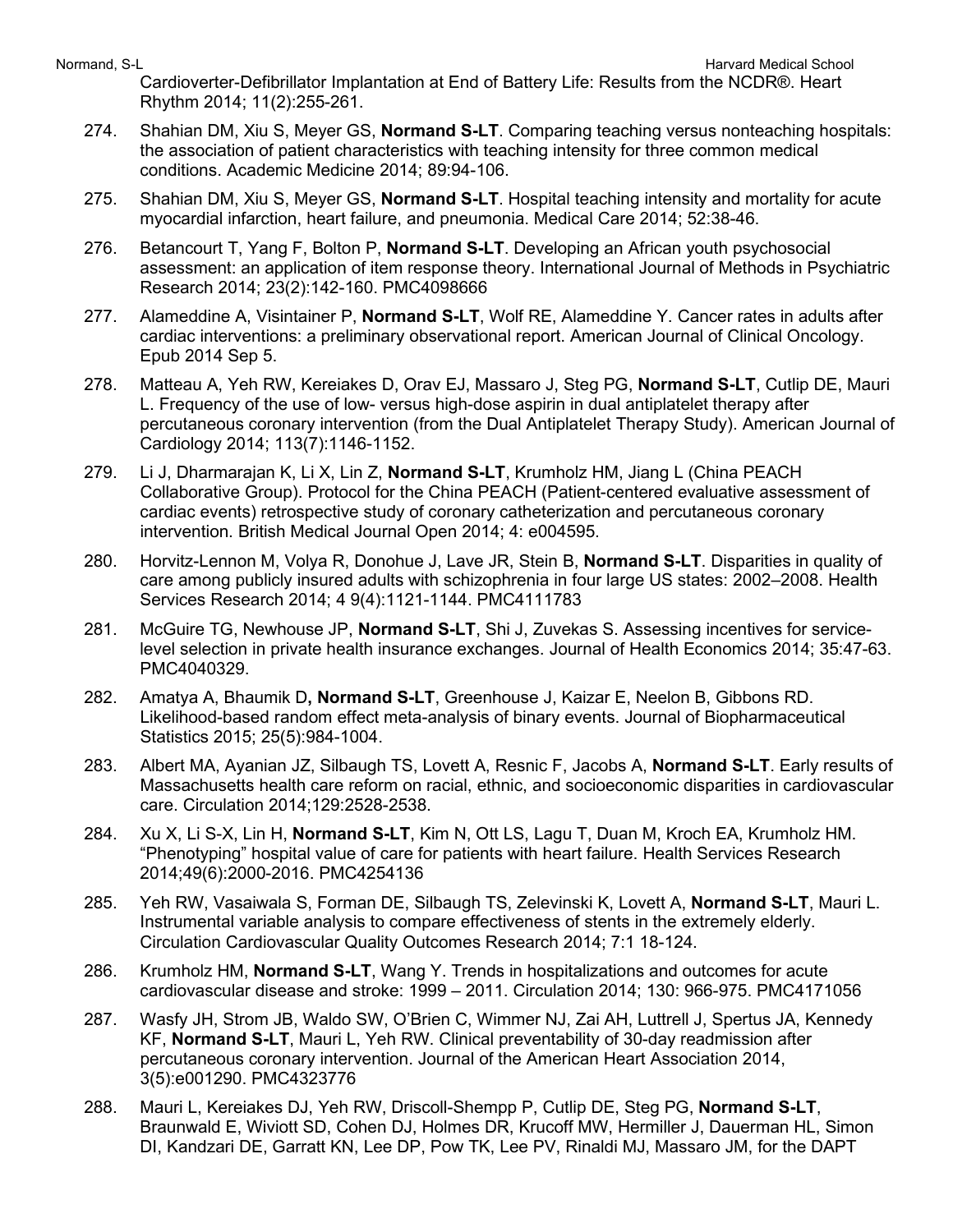Cardioverter-Defibrillator Implantation at End of Battery Life: Results from the NCDR®. Heart Rhythm 2014; 11(2):255-261.

274. Shahian DM, Xiu S, Meyer GS, **Normand S-LT**. Comparing teaching versus nonteaching hospitals: the association of patient characteristics with teaching intensity for three common medical conditions. Academic Medicine 2014; 89:94-106.

275. Shahian DM, Xiu S, Meyer GS, **Normand S-LT**. Hospital teaching intensity and mortality for acute myocardial infarction, heart failure, and pneumonia. Medical Care 2014; 52:38-46.

276. Betancourt T, Yang F, Bolton P, **Normand S-LT**. Developing an African youth psychosocial assessment: an application of item response theory. International Journal of Methods in Psychiatric Research 2014; 23(2):142-160. PMC4098666

277. Alameddine A, Visintainer P, **Normand S-LT**, Wolf RE, Alameddine Y. Cancer rates in adults after cardiac interventions: a preliminary observational report. American Journal of Clinical Oncology. Epub 2014 Sep 5.

278. Matteau A, Yeh RW, Kereiakes D, Orav EJ, Massaro J, Steg PG, **Normand S-LT**, Cutlip DE, Mauri L. Frequency of the use of low- versus high-dose aspirin in dual antiplatelet therapy after percutaneous coronary intervention (from the Dual Antiplatelet Therapy Study). American Journal of Cardiology 2014; 113(7):1146-1152.

279. Li J, Dharmarajan K, Li X, Lin Z, **Normand S-LT**, Krumholz HM, Jiang L (China PEACH Collaborative Group). Protocol for the China PEACH (Patient-centered evaluative assessment of cardiac events) retrospective study of coronary catheterization and percutaneous coronary intervention. British Medical Journal Open 2014; 4: e004595.

280. Horvitz-Lennon M, Volya R, Donohue J, Lave JR, Stein B, **Normand S-LT**. Disparities in quality of care among publicly insured adults with schizophrenia in four large US states: 2002–2008. Health Services Research 2014; 4 9(4):1121-1144. PMC4111783

281. McGuire TG, Newhouse JP, **Normand S-LT**, Shi J, Zuvekas S. Assessing incentives for service-level selection in private health insurance exchanges. Journal of Health Economics 2014; 35:47-63. PMC4040329.

282. Amatya A, Bhaumik D, **Normand S-LT**, Greenhouse J, Kaizar E, Neelon B, Gibbons RD. Likelihood-based random effect meta-analysis of binary events. Journal of Biopharmaceutical Statistics 2015; 25(5):984-1004.

283. Albert MA, Ayanian JZ, Silbaugh TS, Lovett A, Resnic F, Jacobs A, **Normand S-LT**. Early results of Massachusetts health care reform on racial, ethnic, and socioeconomic disparities in cardiovascular care. Circulation 2014;129:2528-2538.

284. Xu X, Li S-X, Lin H, **Normand S-LT**, Kim N, Ott LS, Lagu T, Duan M, Kroch EA, Krumholz HM. "Phenotyping" hospital value of care for patients with heart failure. Health Services Research 2014;49(6):2000-2016. PMC4254136

285. Yeh RW, Vasaiwala S, Forman DE, Silbaugh TS, Zelevinski K, Lovett A, **Normand S-LT**, Mauri L. Instrumental variable analysis to compare effectiveness of stents in the extremely elderly. Circulation Cardiovascular Quality Outcomes Research 2014; 7:1 18-124.

286. Krumholz HM, **Normand S-LT**, Wang Y. Trends in hospitalizations and outcomes for acute cardiovascular disease and stroke: 1999 – 2011. Circulation 2014; 130: 966-975. PMC4171056

287. Wasfy JH, Strom JB, Waldo SW, O'Brien C, Wimmer NJ, Zai AH, Luttrell J, Spertus JA, Kennedy KF, **Normand S-LT**, Mauri L, Yeh RW. Clinical preventability of 30-day readmission after percutaneous coronary intervention. Journal of the American Heart Association 2014, 3(5):e001290. PMC4323776

288. Mauri L, Kereiakes DJ, Yeh RW, Driscoll-Shempp P, Cutlip DE, Steg PG, **Normand S-LT**, Braunwald E, Wiviott SD, Cohen DJ, Holmes DR, Krucoff MW, Hermiller J, Dauerman HL, Simon DI, Kandzari DE, Garratt KN, Lee DP, Pow TK, Lee PV, Rinaldi MJ, Massaro JM, for the DAPT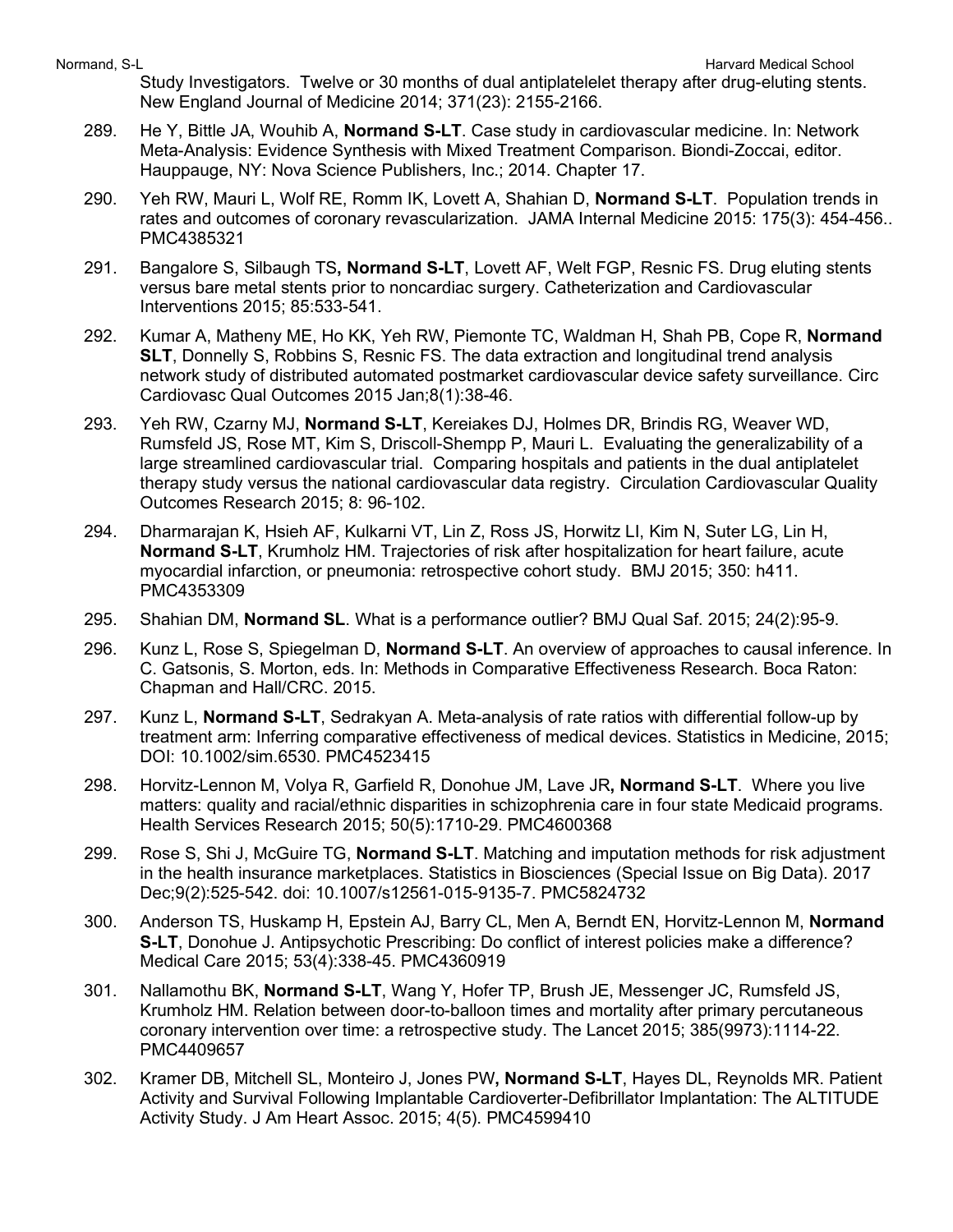Study Investigators. Twelve or 30 months of dual antiplatelelet therapy after drug-eluting stents. New England Journal of Medicine 2014; 371(23): 2155-2166.

289. He Y, Bittle JA, Wouhib A, **Normand S-LT**. Case study in cardiovascular medicine. In: Network Meta-Analysis: Evidence Synthesis with Mixed Treatment Comparison. Biondi-Zoccai, editor. Hauppauge, NY: Nova Science Publishers, Inc.; 2014. Chapter 17.

290. Yeh RW, Mauri L, Wolf RE, Romm IK, Lovett A, Shahian D, **Normand S-LT**. Population trends in rates and outcomes of coronary revascularization. JAMA Internal Medicine 2015: 175(3): 454-456.. PMC4385321

291. Bangalore S, Silbaugh TS**, Normand S-LT**, Lovett AF, Welt FGP, Resnic FS. Drug eluting stents versus bare metal stents prior to noncardiac surgery. Catheterization and Cardiovascular Interventions 2015; 85:533-541.

292. Kumar A, Matheny ME, Ho KK, Yeh RW, Piemonte TC, Waldman H, Shah PB, Cope R, **Normand SLT**, Donnelly S, Robbins S, Resnic FS. The data extraction and longitudinal trend analysis network study of distributed automated postmarket cardiovascular device safety surveillance. Circ Cardiovasc Qual Outcomes 2015 Jan;8(1):38-46.

293. Yeh RW, Czarny MJ, **Normand S-LT**, Kereiakes DJ, Holmes DR, Brindis RG, Weaver WD, Rumsfeld JS, Rose MT, Kim S, Driscoll-Shempp P, Mauri L. Evaluating the generalizability of a large streamlined cardiovascular trial. Comparing hospitals and patients in the dual antiplatelet therapy study versus the national cardiovascular data registry. Circulation Cardiovascular Quality Outcomes Research 2015; 8: 96-102.

294. Dharmarajan K, Hsieh AF, Kulkarni VT, Lin Z, Ross JS, Horwitz LI, Kim N, Suter LG, Lin H, **Normand S-LT**, Krumholz HM. Trajectories of risk after hospitalization for heart failure, acute myocardial infarction, or pneumonia: retrospective cohort study. BMJ 2015; 350: h411. PMC4353309

295. Shahian DM, **Normand SL**. What is a performance outlier? BMJ Qual Saf. 2015; 24(2):95-9.

296. Kunz L, Rose S, Spiegelman D, **Normand S-LT**. An overview of approaches to causal inference. In C. Gatsonis, S. Morton, eds. In: Methods in Comparative Effectiveness Research. Boca Raton: Chapman and Hall/CRC. 2015.

297. Kunz L, **Normand S-LT**, Sedrakyan A. Meta-analysis of rate ratios with differential follow-up by treatment arm: Inferring comparative effectiveness of medical devices. Statistics in Medicine, 2015; DOI: 10.1002/sim.6530. PMC4523415

298. Horvitz-Lennon M, Volya R, Garfield R, Donohue JM, Lave JR**, Normand S-LT**. Where you live matters: quality and racial/ethnic disparities in schizophrenia care in four state Medicaid programs. Health Services Research 2015; 50(5):1710-29. PMC4600368

299. Rose S, Shi J, McGuire TG, **Normand S-LT**. Matching and imputation methods for risk adjustment in the health insurance marketplaces. Statistics in Biosciences (Special Issue on Big Data). 2017 Dec;9(2):525-542. doi: 10.1007/s12561-015-9135-7. PMC5824732

300. Anderson TS, Huskamp H, Epstein AJ, Barry CL, Men A, Berndt EN, Horvitz-Lennon M, **Normand S-LT**, Donohue J. Antipsychotic Prescribing: Do conflict of interest policies make a difference? Medical Care 2015; 53(4):338-45. PMC4360919

301. Nallamothu BK, **Normand S-LT**, Wang Y, Hofer TP, Brush JE, Messenger JC, Rumsfeld JS, Krumholz HM. Relation between door-to-balloon times and mortality after primary percutaneous coronary intervention over time: a retrospective study. The Lancet 2015; 385(9973):1114-22. PMC4409657

302. Kramer DB, Mitchell SL, Monteiro J, Jones PW**, Normand S-LT**, Hayes DL, Reynolds MR. Patient Activity and Survival Following Implantable Cardioverter-Defibrillator Implantation: The ALTITUDE Activity Study. J Am Heart Assoc. 2015; 4(5). PMC4599410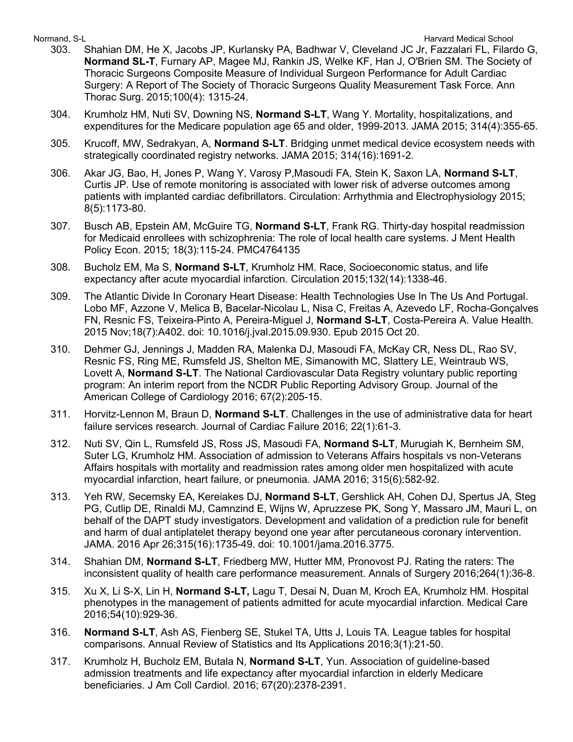303. Shahian DM, He X, Jacobs JP, Kurlansky PA, Badhwar V, Cleveland JC Jr, Fazzalari FL, Filardo G, **Normand SL-T**, Furnary AP, Magee MJ, Rankin JS, Welke KF, Han J, O'Brien SM. The Society of Thoracic Surgeons Composite Measure of Individual Surgeon Performance for Adult Cardiac Surgery: A Report of The Society of Thoracic Surgeons Quality Measurement Task Force. Ann Thorac Surg. 2015;100(4): 1315-24.

304. Krumholz HM, Nuti SV, Downing NS, **Normand S-LT**, Wang Y. Mortality, hospitalizations, and expenditures for the Medicare population age 65 and older, 1999-2013. JAMA 2015; 314(4):355-65.

305. Krucoff, MW, Sedrakyan, A, **Normand S-LT**. Bridging unmet medical device ecosystem needs with strategically coordinated registry networks. JAMA 2015; 314(16):1691-2.

306. Akar JG, Bao, H, Jones P, Wang Y, Varosy P,Masoudi FA, Stein K, Saxon LA, **Normand S-LT**, Curtis JP. Use of remote monitoring is associated with lower risk of adverse outcomes among patients with implanted cardiac defibrillators. Circulation: Arrhythmia and Electrophysiology 2015; 8(5):1173-80.

307. Busch AB, Epstein AM, McGuire TG, **Normand S-LT**, Frank RG. Thirty-day hospital readmission for Medicaid enrollees with schizophrenia: The role of local health care systems. J Ment Health Policy Econ. 2015; 18(3):115-24. PMC4764135

308. Bucholz EM, Ma S, **Normand S-LT**, Krumholz HM. Race, Socioeconomic status, and life expectancy after acute myocardial infarction. Circulation 2015;132(14):1338-46.

309. The Atlantic Divide In Coronary Heart Disease: Health Technologies Use In The Us And Portugal. Lobo MF, Azzone V, Melica B, Bacelar-Nicolau L, Nisa C, Freitas A, Azevedo LF, Rocha-Gonçalves FN, Resnic FS, Teixeira-Pinto A, Pereira-Miguel J, **Normand S-LT**, Costa-Pereira A. Value Health. 2015 Nov;18(7):A402. doi: 10.1016/j.jval.2015.09.930. Epub 2015 Oct 20.

310. Dehmer GJ, Jennings J, Madden RA, Malenka DJ, Masoudi FA, McKay CR, Ness DL, Rao SV, Resnic FS, Ring ME, Rumsfeld JS, Shelton ME, Simanowith MC, Slattery LE, Weintraub WS, Lovett A, **Normand S-LT**. The National Cardiovascular Data Registry voluntary public reporting program: An interim report from the NCDR Public Reporting Advisory Group. Journal of the American College of Cardiology 2016; 67(2):205-15.

311. Horvitz-Lennon M, Braun D, **Normand S-LT**. Challenges in the use of administrative data for heart failure services research. Journal of Cardiac Failure 2016; 22(1):61-3.

312. Nuti SV, Qin L, Rumsfeld JS, Ross JS, Masoudi FA, **Normand S-LT**, Murugiah K, Bernheim SM, Suter LG, Krumholz HM. Association of admission to Veterans Affairs hospitals vs non-Veterans Affairs hospitals with mortality and readmission rates among older men hospitalized with acute myocardial infarction, heart failure, or pneumonia. JAMA 2016; 315(6):582-92.

313. Yeh RW, Secemsky EA, Kereiakes DJ, **Normand S-LT**, Gershlick AH, Cohen DJ, Spertus JA, Steg PG, Cutlip DE, Rinaldi MJ, Camnzind E, Wijns W, Apruzzese PK, Song Y, Massaro JM, Mauri L, on behalf of the DAPT study investigators. Development and validation of a prediction rule for benefit and harm of dual antiplatelet therapy beyond one year after percutaneous coronary intervention. JAMA. 2016 Apr 26;315(16):1735-49. doi: 10.1001/jama.2016.3775.

314. Shahian DM, **Normand S-LT**, Friedberg MW, Hutter MM, Pronovost PJ. Rating the raters: The inconsistent quality of health care performance measurement. Annals of Surgery 2016;264(1):36-8.

315. Xu X, Li S-X, Lin H, **Normand S-LT,** Lagu T, Desai N, Duan M, Kroch EA, Krumholz HM. Hospital phenotypes in the management of patients admitted for acute myocardial infarction. Medical Care 2016;54(10):929-36.

316. **Normand S-LT**, Ash AS, Fienberg SE, Stukel TA, Utts J, Louis TA. League tables for hospital comparisons. Annual Review of Statistics and Its Applications 2016;3(1):21-50.

317. Krumholz H, Bucholz EM, Butala N, **Normand S-LT**, Yun. Association of guideline-based admission treatments and life expectancy after myocardial infarction in elderly Medicare beneficiaries. J Am Coll Cardiol. 2016; 67(20):2378-2391.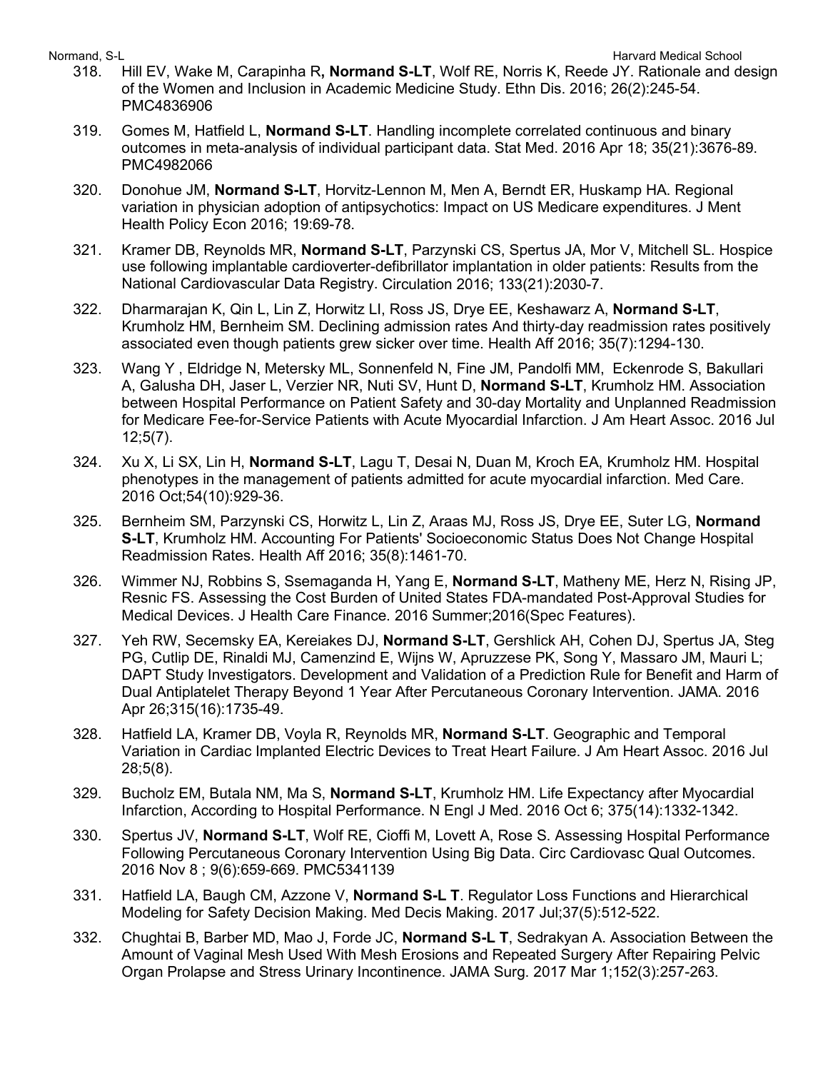318. Hill EV, Wake M, Carapinha R**, Normand S-LT**, Wolf RE, Norris K, Reede JY. Rationale and design of the Women and Inclusion in Academic Medicine Study. Ethn Dis. 2016; 26(2):245-54. PMC4836906

319. Gomes M, Hatfield L, **Normand S-LT**. Handling incomplete correlated continuous and binary outcomes in meta-analysis of individual participant data. Stat Med. 2016 Apr 18; 35(21):3676-89. PMC4982066

320. Donohue JM, **Normand S-LT**, Horvitz-Lennon M, Men A, Berndt ER, Huskamp HA. Regional variation in physician adoption of antipsychotics: Impact on US Medicare expenditures. J Ment Health Policy Econ 2016; 19:69-78.

321. Kramer DB, Reynolds MR, **Normand S-LT**, Parzynski CS, Spertus JA, Mor V, Mitchell SL. Hospice use following implantable cardioverter-defibrillator implantation in older patients: Results from the National Cardiovascular Data Registry. Circulation 2016; 133(21):2030-7.

322. Dharmarajan K, Qin L, Lin Z, Horwitz LI, Ross JS, Drye EE, Keshawarz A, **Normand S-LT**, Krumholz HM, Bernheim SM. Declining admission rates And thirty-day readmission rates positively associated even though patients grew sicker over time. Health Aff 2016; 35(7):1294-130.

323. Wang Y , Eldridge N, Metersky ML, Sonnenfeld N, Fine JM, Pandolfi MM, Eckenrode S, Bakullari A, Galusha DH, Jaser L, Verzier NR, Nuti SV, Hunt D, **Normand S-LT**, Krumholz HM. Association between Hospital Performance on Patient Safety and 30-day Mortality and Unplanned Readmission for Medicare Fee-for-Service Patients with Acute Myocardial Infarction. J Am Heart Assoc. 2016 Jul 12;5(7).

324. Xu X, Li SX, Lin H, **Normand S-LT**, Lagu T, Desai N, Duan M, Kroch EA, Krumholz HM. Hospital phenotypes in the management of patients admitted for acute myocardial infarction. Med Care. 2016 Oct;54(10):929-36.

325. Bernheim SM, Parzynski CS, Horwitz L, Lin Z, Araas MJ, Ross JS, Drye EE, Suter LG, **Normand S-LT**, Krumholz HM. Accounting For Patients' Socioeconomic Status Does Not Change Hospital Readmission Rates. Health Aff 2016; 35(8):1461-70.

326. Wimmer NJ, Robbins S, Ssemaganda H, Yang E, **Normand S-LT**, Matheny ME, Herz N, Rising JP, Resnic FS. Assessing the Cost Burden of United States FDA-mandated Post-Approval Studies for Medical Devices. J Health Care Finance. 2016 Summer;2016(Spec Features).

327. Yeh RW, Secemsky EA, Kereiakes DJ, **Normand S-LT**, Gershlick AH, Cohen DJ, Spertus JA, Steg PG, Cutlip DE, Rinaldi MJ, Camenzind E, Wijns W, Apruzzese PK, Song Y, Massaro JM, Mauri L; DAPT Study Investigators. Development and Validation of a Prediction Rule for Benefit and Harm of Dual Antiplatelet Therapy Beyond 1 Year After Percutaneous Coronary Intervention. JAMA. 2016 Apr 26;315(16):1735-49.

328. Hatfield LA, Kramer DB, Voyla R, Reynolds MR, **Normand S-LT**. Geographic and Temporal Variation in Cardiac Implanted Electric Devices to Treat Heart Failure. J Am Heart Assoc. 2016 Jul 28;5(8).

329. Bucholz EM, Butala NM, Ma S, **Normand S-LT**, Krumholz HM. Life Expectancy after Myocardial Infarction, According to Hospital Performance. N Engl J Med. 2016 Oct 6; 375(14):1332-1342.

330. Spertus JV, **Normand S-LT**, Wolf RE, Cioffi M, Lovett A, Rose S. Assessing Hospital Performance Following Percutaneous Coronary Intervention Using Big Data. Circ Cardiovasc Qual Outcomes. 2016 Nov 8 ; 9(6):659-669. PMC5341139

331. Hatfield LA, Baugh CM, Azzone V, **Normand S-L T**. Regulator Loss Functions and Hierarchical Modeling for Safety Decision Making. Med Decis Making. 2017 Jul;37(5):512-522.

332. Chughtai B, Barber MD, Mao J, Forde JC, **Normand S-L T**, Sedrakyan A. Association Between the Amount of Vaginal Mesh Used With Mesh Erosions and Repeated Surgery After Repairing Pelvic Organ Prolapse and Stress Urinary Incontinence. JAMA Surg. 2017 Mar 1;152(3):257-263.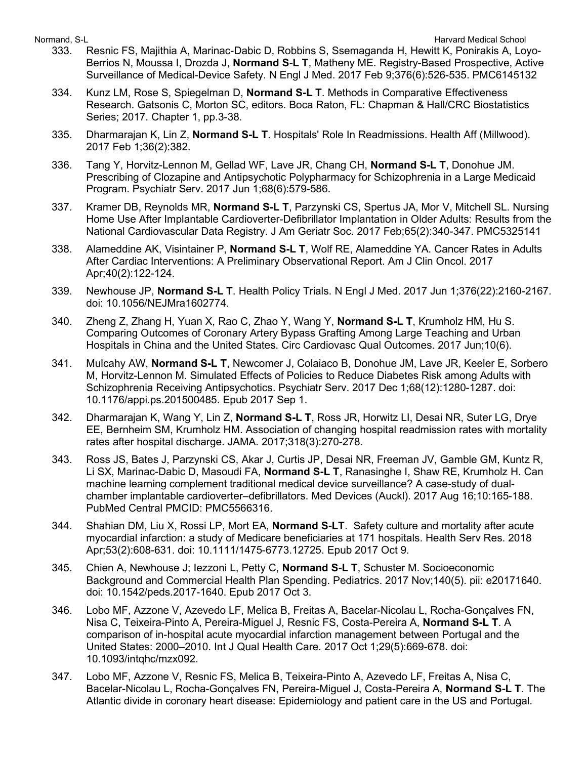333. Resnic FS, Majithia A, Marinac-Dabic D, Robbins S, Ssemaganda H, Hewitt K, Ponirakis A, Loyo-Berrios N, Moussa I, Drozda J, **Normand S-L T**, Matheny ME. Registry-Based Prospective, Active Surveillance of Medical-Device Safety. N Engl J Med. 2017 Feb 9;376(6):526-535. PMC6145132

334. Kunz LM, Rose S, Spiegelman D, **Normand S-L T**. Methods in Comparative Effectiveness Research. Gatsonis C, Morton SC, editors. Boca Raton, FL: Chapman & Hall/CRC Biostatistics Series; 2017. Chapter 1, pp.3-38.

335. Dharmarajan K, Lin Z, **Normand S-L T**. Hospitals' Role In Readmissions. Health Aff (Millwood). 2017 Feb 1;36(2):382.

336. Tang Y, Horvitz-Lennon M, Gellad WF, Lave JR, Chang CH, **Normand S-L T**, Donohue JM. Prescribing of Clozapine and Antipsychotic Polypharmacy for Schizophrenia in a Large Medicaid Program. Psychiatr Serv. 2017 Jun 1;68(6):579-586.

337. Kramer DB, Reynolds MR, **Normand S-L T**, Parzynski CS, Spertus JA, Mor V, Mitchell SL. Nursing Home Use After Implantable Cardioverter-Defibrillator Implantation in Older Adults: Results from the National Cardiovascular Data Registry. J Am Geriatr Soc. 2017 Feb;65(2):340-347. PMC5325141

338. Alameddine AK, Visintainer P, **Normand S-L T**, Wolf RE, Alameddine YA. Cancer Rates in Adults After Cardiac Interventions: A Preliminary Observational Report. Am J Clin Oncol. 2017 Apr;40(2):122-124.

339. Newhouse JP, **Normand S-L T**. Health Policy Trials. N Engl J Med. 2017 Jun 1;376(22):2160-2167. doi: 10.1056/NEJMra1602774.

340. Zheng Z, Zhang H, Yuan X, Rao C, Zhao Y, Wang Y, **Normand S-L T**, Krumholz HM, Hu S. Comparing Outcomes of Coronary Artery Bypass Grafting Among Large Teaching and Urban Hospitals in China and the United States. Circ Cardiovasc Qual Outcomes. 2017 Jun;10(6).

341. Mulcahy AW, **Normand S-L T**, Newcomer J, Colaiaco B, Donohue JM, Lave JR, Keeler E, Sorbero M, Horvitz-Lennon M. Simulated Effects of Policies to Reduce Diabetes Risk among Adults with Schizophrenia Receiving Antipsychotics. Psychiatr Serv. 2017 Dec 1;68(12):1280-1287. doi: 10.1176/appi.ps.201500485. Epub 2017 Sep 1.

342. Dharmarajan K, Wang Y, Lin Z, **Normand S-L T**, Ross JR, Horwitz LI, Desai NR, Suter LG, Drye EE, Bernheim SM, Krumholz HM. Association of changing hospital readmission rates with mortality rates after hospital discharge. JAMA. 2017;318(3):270-278.

343. Ross JS, Bates J, Parzynski CS, Akar J, Curtis JP, Desai NR, Freeman JV, Gamble GM, Kuntz R, Li SX, Marinac-Dabic D, Masoudi FA, **Normand S-L T**, Ranasinghe I, Shaw RE, Krumholz H. Can machine learning complement traditional medical device surveillance? A case-study of dual-chamber implantable cardioverter–defibrillators. Med Devices (Auckl). 2017 Aug 16;10:165-188. PubMed Central PMCID: PMC5566316.

344. Shahian DM, Liu X, Rossi LP, Mort EA, **Normand S-LT**. Safety culture and mortality after acute myocardial infarction: a study of Medicare beneficiaries at 171 hospitals. Health Serv Res. 2018 Apr;53(2):608-631. doi: 10.1111/1475-6773.12725. Epub 2017 Oct 9.

345. Chien A, Newhouse J; Iezzoni L, Petty C, **Normand S-L T**, Schuster M. Socioeconomic Background and Commercial Health Plan Spending. Pediatrics. 2017 Nov;140(5). pii: e20171640. doi: 10.1542/peds.2017-1640. Epub 2017 Oct 3.

346. Lobo MF, Azzone V, Azevedo LF, Melica B, Freitas A, Bacelar-Nicolau L, Rocha-Gonçalves FN, Nisa C, Teixeira-Pinto A, Pereira-Miguel J, Resnic FS, Costa-Pereira A, **Normand S-L T**. A comparison of in-hospital acute myocardial infarction management between Portugal and the United States: 2000–2010. Int J Qual Health Care. 2017 Oct 1;29(5):669-678. doi: 10.1093/intqhc/mzx092.

347. Lobo MF, Azzone V, Resnic FS, Melica B, Teixeira-Pinto A, Azevedo LF, Freitas A, Nisa C, Bacelar-Nicolau L, Rocha-Gonçalves FN, Pereira-Miguel J, Costa-Pereira A, **Normand S-L T**. The Atlantic divide in coronary heart disease: Epidemiology and patient care in the US and Portugal.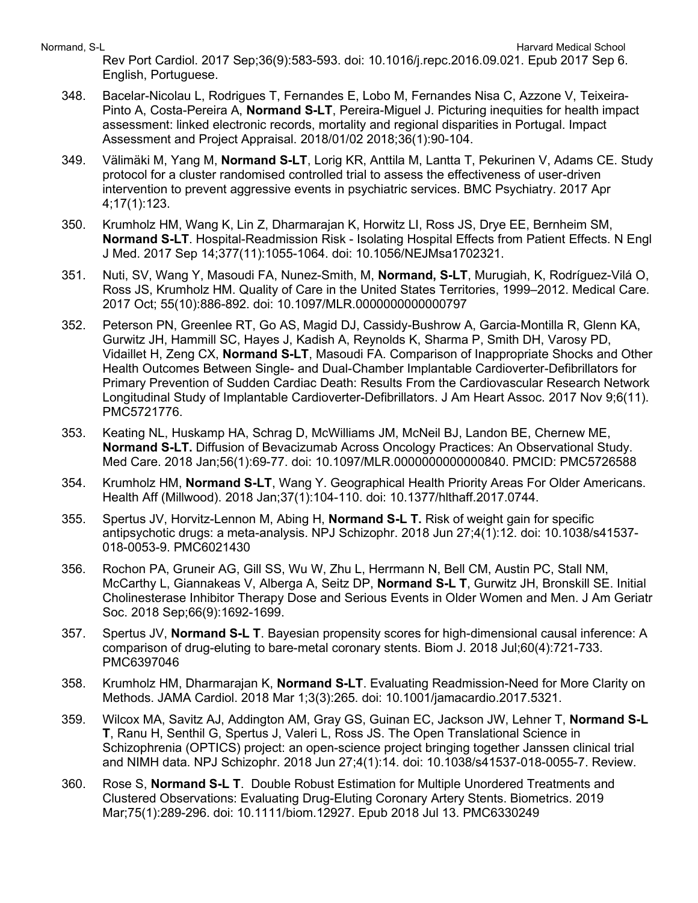Rev Port Cardiol. 2017 Sep;36(9):583-593. doi: 10.1016/j.repc.2016.09.021. Epub 2017 Sep 6. English, Portuguese.

348. Bacelar-Nicolau L, Rodrigues T, Fernandes E, Lobo M, Fernandes Nisa C, Azzone V, Teixeira-Pinto A, Costa-Pereira A, **Normand S-LT**, Pereira-Miguel J. Picturing inequities for health impact assessment: linked electronic records, mortality and regional disparities in Portugal. Impact Assessment and Project Appraisal. 2018/01/02 2018;36(1):90-104.

349. Välimäki M, Yang M, **Normand S-LT**, Lorig KR, Anttila M, Lantta T, Pekurinen V, Adams CE. Study protocol for a cluster randomised controlled trial to assess the effectiveness of user-driven intervention to prevent aggressive events in psychiatric services. BMC Psychiatry. 2017 Apr 4;17(1):123.

350. Krumholz HM, Wang K, Lin Z, Dharmarajan K, Horwitz LI, Ross JS, Drye EE, Bernheim SM, **Normand S-LT**. Hospital-Readmission Risk - Isolating Hospital Effects from Patient Effects. N Engl J Med. 2017 Sep 14;377(11):1055-1064. doi: 10.1056/NEJMsa1702321.

351. Nuti, SV, Wang Y, Masoudi FA, Nunez-Smith, M, **Normand, S-LT**, Murugiah, K, Rodríguez-Vilá O, Ross JS, Krumholz HM. Quality of Care in the United States Territories, 1999–2012. Medical Care. 2017 Oct; 55(10):886-892. doi: 10.1097/MLR.0000000000000797

352. Peterson PN, Greenlee RT, Go AS, Magid DJ, Cassidy-Bushrow A, Garcia-Montilla R, Glenn KA, Gurwitz JH, Hammill SC, Hayes J, Kadish A, Reynolds K, Sharma P, Smith DH, Varosy PD, Vidaillet H, Zeng CX, **Normand S-LT**, Masoudi FA. Comparison of Inappropriate Shocks and Other Health Outcomes Between Single- and Dual-Chamber Implantable Cardioverter-Defibrillators for Primary Prevention of Sudden Cardiac Death: Results From the Cardiovascular Research Network Longitudinal Study of Implantable Cardioverter-Defibrillators. J Am Heart Assoc. 2017 Nov 9;6(11). PMC5721776.

353. Keating NL, Huskamp HA, Schrag D, McWilliams JM, McNeil BJ, Landon BE, Chernew ME, **Normand S-LT.** Diffusion of Bevacizumab Across Oncology Practices: An Observational Study. Med Care. 2018 Jan;56(1):69-77. doi: 10.1097/MLR.0000000000000840. PMCID: PMC5726588

354. Krumholz HM, **Normand S-LT**, Wang Y. Geographical Health Priority Areas For Older Americans. Health Aff (Millwood). 2018 Jan;37(1):104-110. doi: 10.1377/hlthaff.2017.0744.

355. Spertus JV, Horvitz-Lennon M, Abing H, **Normand S-L T.** Risk of weight gain for specific antipsychotic drugs: a meta-analysis. NPJ Schizophr. 2018 Jun 27;4(1):12. doi: 10.1038/s41537-018-0053-9. PMC6021430

356. Rochon PA, Gruneir AG, Gill SS, Wu W, Zhu L, Herrmann N, Bell CM, Austin PC, Stall NM, McCarthy L, Giannakeas V, Alberga A, Seitz DP, **Normand S-L T**, Gurwitz JH, Bronskill SE. Initial Cholinesterase Inhibitor Therapy Dose and Serious Events in Older Women and Men. J Am Geriatr Soc. 2018 Sep;66(9):1692-1699.

357. Spertus JV, **Normand S-L T**. Bayesian propensity scores for high-dimensional causal inference: A comparison of drug-eluting to bare-metal coronary stents. Biom J. 2018 Jul;60(4):721-733. PMC6397046

358. Krumholz HM, Dharmarajan K, **Normand S-LT**. Evaluating Readmission-Need for More Clarity on Methods. JAMA Cardiol. 2018 Mar 1;3(3):265. doi: 10.1001/jamacardio.2017.5321.

359. Wilcox MA, Savitz AJ, Addington AM, Gray GS, Guinan EC, Jackson JW, Lehner T, **Normand S-L T**, Ranu H, Senthil G, Spertus J, Valeri L, Ross JS. The Open Translational Science in Schizophrenia (OPTICS) project: an open-science project bringing together Janssen clinical trial and NIMH data. NPJ Schizophr. 2018 Jun 27;4(1):14. doi: 10.1038/s41537-018-0055-7. Review.

360. Rose S, **Normand S-L T**. Double Robust Estimation for Multiple Unordered Treatments and Clustered Observations: Evaluating Drug-Eluting Coronary Artery Stents. Biometrics. 2019 Mar;75(1):289-296. doi: 10.1111/biom.12927. Epub 2018 Jul 13. PMC6330249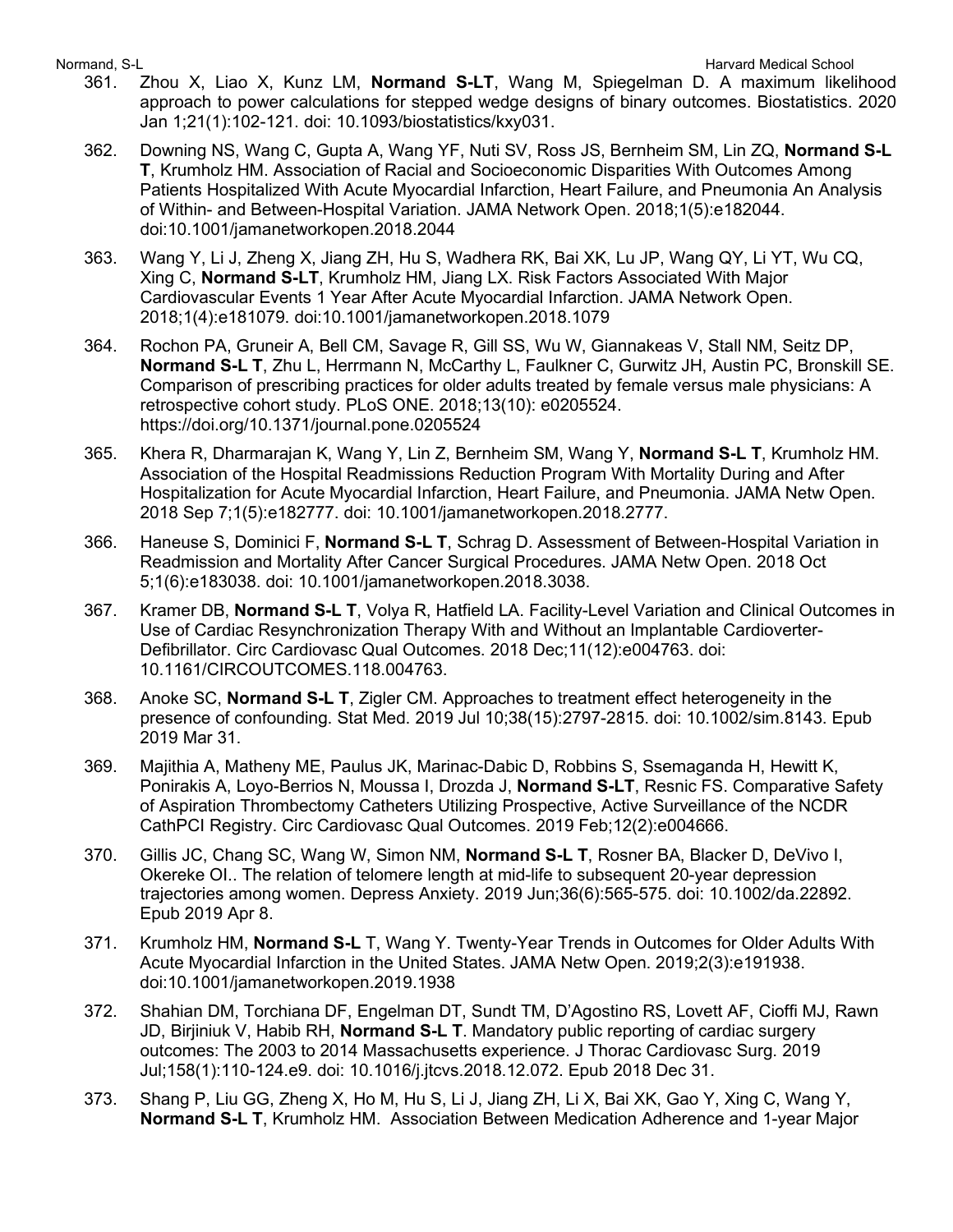361. Zhou X, Liao X, Kunz LM, **Normand S-LT**, Wang M, Spiegelman D. A maximum likelihood approach to power calculations for stepped wedge designs of binary outcomes. Biostatistics. 2020 Jan 1;21(1):102-121. doi: 10.1093/biostatistics/kxy031.

362. Downing NS, Wang C, Gupta A, Wang YF, Nuti SV, Ross JS, Bernheim SM, Lin ZQ, **Normand S-L T**, Krumholz HM. Association of Racial and Socioeconomic Disparities With Outcomes Among Patients Hospitalized With Acute Myocardial Infarction, Heart Failure, and Pneumonia An Analysis of Within- and Between-Hospital Variation. JAMA Network Open. 2018;1(5):e182044. doi:10.1001/jamanetworkopen.2018.2044

363. Wang Y, Li J, Zheng X, Jiang ZH, Hu S, Wadhera RK, Bai XK, Lu JP, Wang QY, Li YT, Wu CQ, Xing C, **Normand S-LT**, Krumholz HM, Jiang LX. Risk Factors Associated With Major Cardiovascular Events 1 Year After Acute Myocardial Infarction. JAMA Network Open. 2018;1(4):e181079. doi:10.1001/jamanetworkopen.2018.1079

364. Rochon PA, Gruneir A, Bell CM, Savage R, Gill SS, Wu W, Giannakeas V, Stall NM, Seitz DP, **Normand S-L T**, Zhu L, Herrmann N, McCarthy L, Faulkner C, Gurwitz JH, Austin PC, Bronskill SE. Comparison of prescribing practices for older adults treated by female versus male physicians: A retrospective cohort study. PLoS ONE. 2018;13(10): e0205524. https://doi.org/10.1371/journal.pone.0205524

365. Khera R, Dharmarajan K, Wang Y, Lin Z, Bernheim SM, Wang Y, **Normand S-L T**, Krumholz HM. Association of the Hospital Readmissions Reduction Program With Mortality During and After Hospitalization for Acute Myocardial Infarction, Heart Failure, and Pneumonia. JAMA Netw Open. 2018 Sep 7;1(5):e182777. doi: 10.1001/jamanetworkopen.2018.2777.

366. Haneuse S, Dominici F, **Normand S-L T**, Schrag D. Assessment of Between-Hospital Variation in Readmission and Mortality After Cancer Surgical Procedures. JAMA Netw Open. 2018 Oct 5;1(6):e183038. doi: 10.1001/jamanetworkopen.2018.3038.

367. Kramer DB, **Normand S-L T**, Volya R, Hatfield LA. Facility-Level Variation and Clinical Outcomes in Use of Cardiac Resynchronization Therapy With and Without an Implantable Cardioverter-Defibrillator. Circ Cardiovasc Qual Outcomes. 2018 Dec;11(12):e004763. doi: 10.1161/CIRCOUTCOMES.118.004763.

368. Anoke SC, **Normand S-L T**, Zigler CM. Approaches to treatment effect heterogeneity in the presence of confounding. Stat Med. 2019 Jul 10;38(15):2797-2815. doi: 10.1002/sim.8143. Epub 2019 Mar 31.

369. Majithia A, Matheny ME, Paulus JK, Marinac-Dabic D, Robbins S, Ssemaganda H, Hewitt K, Ponirakis A, Loyo-Berrios N, Moussa I, Drozda J, **Normand S-LT**, Resnic FS. Comparative Safety of Aspiration Thrombectomy Catheters Utilizing Prospective, Active Surveillance of the NCDR CathPCI Registry. Circ Cardiovasc Qual Outcomes. 2019 Feb;12(2):e004666.

370. Gillis JC, Chang SC, Wang W, Simon NM, **Normand S-L T**, Rosner BA, Blacker D, DeVivo I, Okereke OI.. The relation of telomere length at mid-life to subsequent 20-year depression trajectories among women. Depress Anxiety. 2019 Jun;36(6):565-575. doi: 10.1002/da.22892. Epub 2019 Apr 8.

371. Krumholz HM, **Normand S-L** T, Wang Y. Twenty-Year Trends in Outcomes for Older Adults With Acute Myocardial Infarction in the United States. JAMA Netw Open. 2019;2(3):e191938. doi:10.1001/jamanetworkopen.2019.1938

372. Shahian DM, Torchiana DF, Engelman DT, Sundt TM, D'Agostino RS, Lovett AF, Cioffi MJ, Rawn JD, Birjiniuk V, Habib RH, **Normand S-L T**. Mandatory public reporting of cardiac surgery outcomes: The 2003 to 2014 Massachusetts experience. J Thorac Cardiovasc Surg. 2019 Jul;158(1):110-124.e9. doi: 10.1016/j.jtcvs.2018.12.072. Epub 2018 Dec 31.

373. Shang P, Liu GG, Zheng X, Ho M, Hu S, Li J, Jiang ZH, Li X, Bai XK, Gao Y, Xing C, Wang Y, **Normand S-L T**, Krumholz HM. Association Between Medication Adherence and 1-year Major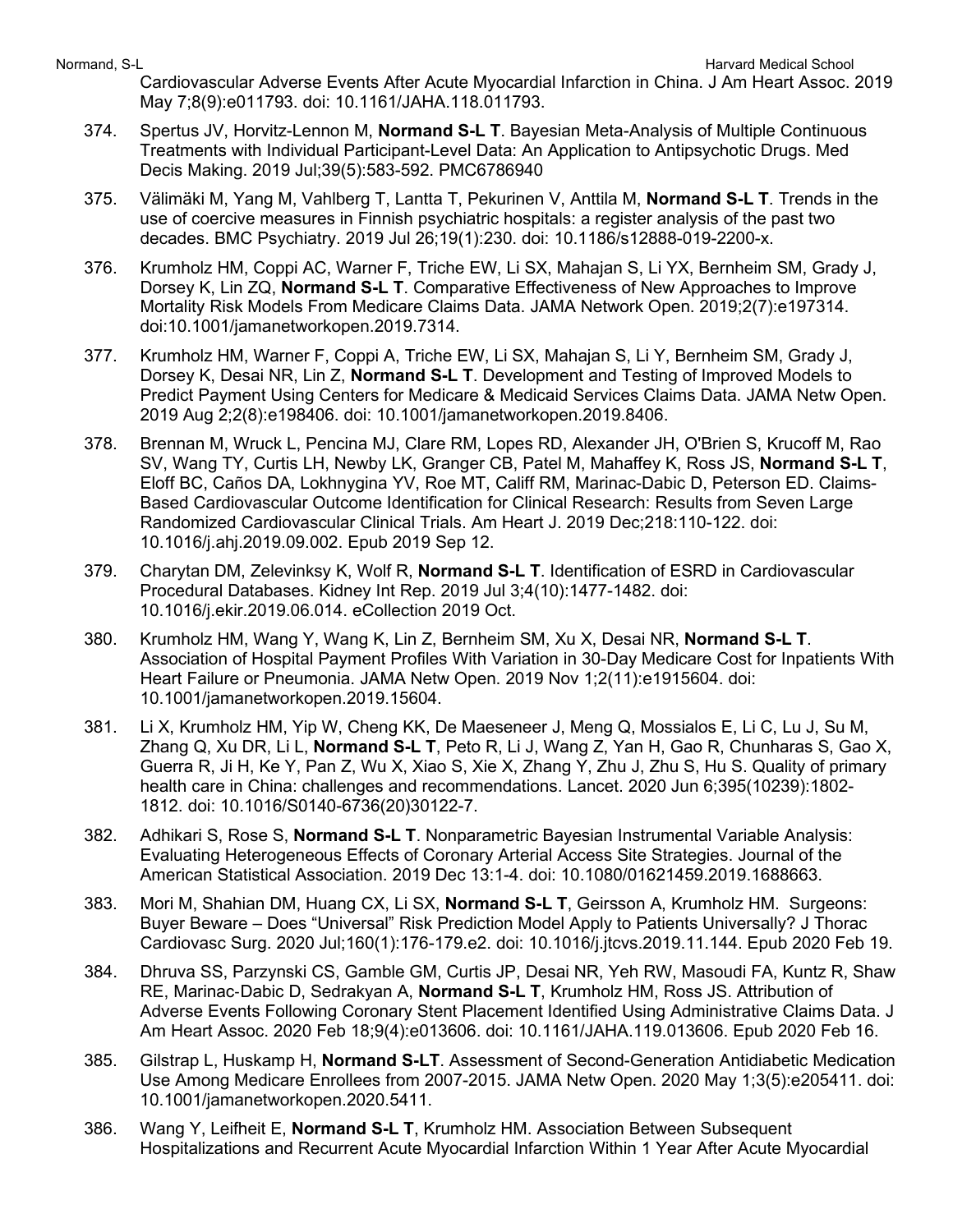Cardiovascular Adverse Events After Acute Myocardial Infarction in China. J Am Heart Assoc. 2019 May 7;8(9):e011793. doi: 10.1161/JAHA.118.011793.

374. Spertus JV, Horvitz-Lennon M, **Normand S-L T**. Bayesian Meta-Analysis of Multiple Continuous Treatments with Individual Participant-Level Data: An Application to Antipsychotic Drugs. Med Decis Making. 2019 Jul;39(5):583-592. PMC6786940

375. Välimäki M, Yang M, Vahlberg T, Lantta T, Pekurinen V, Anttila M, **Normand S-L T**. Trends in the use of coercive measures in Finnish psychiatric hospitals: a register analysis of the past two decades. BMC Psychiatry. 2019 Jul 26;19(1):230. doi: 10.1186/s12888-019-2200-x.

376. Krumholz HM, Coppi AC, Warner F, Triche EW, Li SX, Mahajan S, Li YX, Bernheim SM, Grady J, Dorsey K, Lin ZQ, **Normand S-L T**. Comparative Effectiveness of New Approaches to Improve Mortality Risk Models From Medicare Claims Data. JAMA Network Open. 2019;2(7):e197314. doi:10.1001/jamanetworkopen.2019.7314.

377. Krumholz HM, Warner F, Coppi A, Triche EW, Li SX, Mahajan S, Li Y, Bernheim SM, Grady J, Dorsey K, Desai NR, Lin Z, **Normand S-L T**. Development and Testing of Improved Models to Predict Payment Using Centers for Medicare & Medicaid Services Claims Data. JAMA Netw Open. 2019 Aug 2;2(8):e198406. doi: 10.1001/jamanetworkopen.2019.8406.

378. Brennan M, Wruck L, Pencina MJ, Clare RM, Lopes RD, Alexander JH, O'Brien S, Krucoff M, Rao SV, Wang TY, Curtis LH, Newby LK, Granger CB, Patel M, Mahaffey K, Ross JS, **Normand S-L T**, Eloff BC, Caños DA, Lokhnygina YV, Roe MT, Califf RM, Marinac-Dabic D, Peterson ED. Claims-Based Cardiovascular Outcome Identification for Clinical Research: Results from Seven Large Randomized Cardiovascular Clinical Trials. Am Heart J. 2019 Dec;218:110-122. doi: 10.1016/j.ahj.2019.09.002. Epub 2019 Sep 12.

379. Charytan DM, Zelevinksy K, Wolf R, **Normand S-L T**. Identification of ESRD in Cardiovascular Procedural Databases. Kidney Int Rep. 2019 Jul 3;4(10):1477-1482. doi: 10.1016/j.ekir.2019.06.014. eCollection 2019 Oct.

380. Krumholz HM, Wang Y, Wang K, Lin Z, Bernheim SM, Xu X, Desai NR, **Normand S-L T**. Association of Hospital Payment Profiles With Variation in 30-Day Medicare Cost for Inpatients With Heart Failure or Pneumonia. JAMA Netw Open. 2019 Nov 1;2(11):e1915604. doi: 10.1001/jamanetworkopen.2019.15604.

381. Li X, Krumholz HM, Yip W, Cheng KK, De Maeseneer J, Meng Q, Mossialos E, Li C, Lu J, Su M, Zhang Q, Xu DR, Li L, **Normand S-L T**, Peto R, Li J, Wang Z, Yan H, Gao R, Chunharas S, Gao X, Guerra R, Ji H, Ke Y, Pan Z, Wu X, Xiao S, Xie X, Zhang Y, Zhu J, Zhu S, Hu S. Quality of primary health care in China: challenges and recommendations. Lancet. 2020 Jun 6;395(10239):1802-1812. doi: 10.1016/S0140-6736(20)30122-7.

382. Adhikari S, Rose S, **Normand S-L T**. Nonparametric Bayesian Instrumental Variable Analysis: Evaluating Heterogeneous Effects of Coronary Arterial Access Site Strategies. Journal of the American Statistical Association. 2019 Dec 13:1-4. doi: 10.1080/01621459.2019.1688663.

383. Mori M, Shahian DM, Huang CX, Li SX, **Normand S-L T**, Geirsson A, Krumholz HM. Surgeons: Buyer Beware – Does "Universal" Risk Prediction Model Apply to Patients Universally? J Thorac Cardiovasc Surg. 2020 Jul;160(1):176-179.e2. doi: 10.1016/j.jtcvs.2019.11.144. Epub 2020 Feb 19.

384. Dhruva SS, Parzynski CS, Gamble GM, Curtis JP, Desai NR, Yeh RW, Masoudi FA, Kuntz R, Shaw RE, Marinac-Dabic D, Sedrakyan A, **Normand S-L T**, Krumholz HM, Ross JS. Attribution of Adverse Events Following Coronary Stent Placement Identified Using Administrative Claims Data. J Am Heart Assoc. 2020 Feb 18;9(4):e013606. doi: 10.1161/JAHA.119.013606. Epub 2020 Feb 16.

385. Gilstrap L, Huskamp H, **Normand S-LT**. Assessment of Second-Generation Antidiabetic Medication Use Among Medicare Enrollees from 2007-2015. JAMA Netw Open. 2020 May 1;3(5):e205411. doi: 10.1001/jamanetworkopen.2020.5411.

386. Wang Y, Leifheit E, **Normand S-L T**, Krumholz HM. Association Between Subsequent Hospitalizations and Recurrent Acute Myocardial Infarction Within 1 Year After Acute Myocardial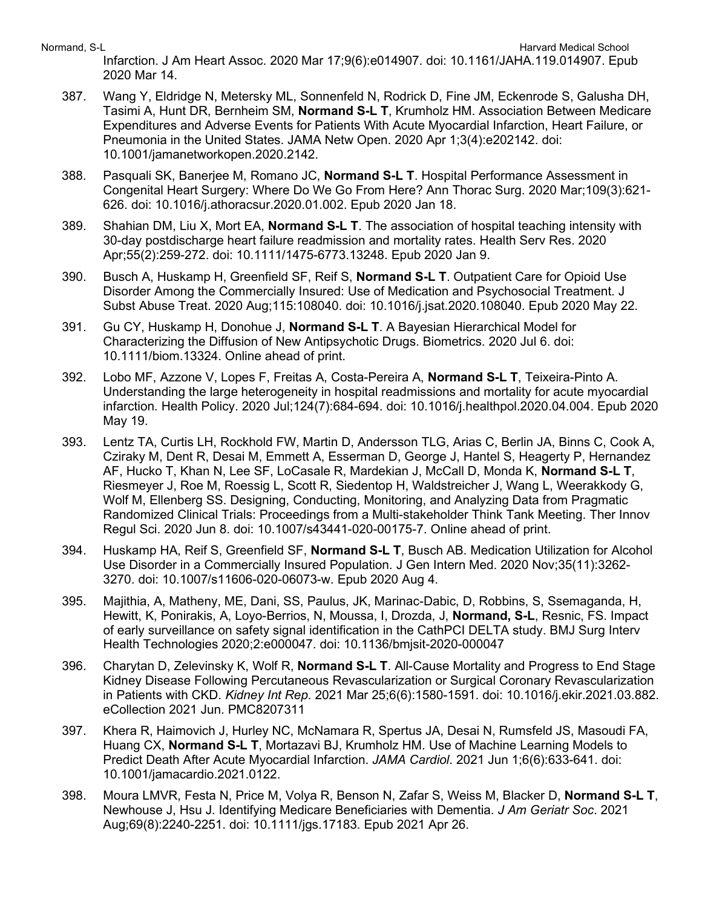Infarction. J Am Heart Assoc. 2020 Mar 17;9(6):e014907. doi: 10.1161/JAHA.119.014907. Epub 2020 Mar 14.

387. Wang Y, Eldridge N, Metersky ML, Sonnenfeld N, Rodrick D, Fine JM, Eckenrode S, Galusha DH, Tasimi A, Hunt DR, Bernheim SM, **Normand S-L T**, Krumholz HM. Association Between Medicare Expenditures and Adverse Events for Patients With Acute Myocardial Infarction, Heart Failure, or Pneumonia in the United States. JAMA Netw Open. 2020 Apr 1;3(4):e202142. doi: 10.1001/jamanetworkopen.2020.2142.

388. Pasquali SK, Banerjee M, Romano JC, **Normand S-L T**. Hospital Performance Assessment in Congenital Heart Surgery: Where Do We Go From Here? Ann Thorac Surg. 2020 Mar;109(3):621-626. doi: 10.1016/j.athoracsur.2020.01.002. Epub 2020 Jan 18.

389. Shahian DM, Liu X, Mort EA, **Normand S-L T**. The association of hospital teaching intensity with 30-day postdischarge heart failure readmission and mortality rates. Health Serv Res. 2020 Apr;55(2):259-272. doi: 10.1111/1475-6773.13248. Epub 2020 Jan 9.

390. Busch A, Huskamp H, Greenfield SF, Reif S, **Normand S-L T**. Outpatient Care for Opioid Use Disorder Among the Commercially Insured: Use of Medication and Psychosocial Treatment. J Subst Abuse Treat. 2020 Aug;115:108040. doi: 10.1016/j.jsat.2020.108040. Epub 2020 May 22.

391. Gu CY, Huskamp H, Donohue J, **Normand S-L T**. A Bayesian Hierarchical Model for Characterizing the Diffusion of New Antipsychotic Drugs. Biometrics. 2020 Jul 6. doi: 10.1111/biom.13324. Online ahead of print.

392. Lobo MF, Azzone V, Lopes F, Freitas A, Costa-Pereira A, **Normand S-L T**, Teixeira-Pinto A. Understanding the large heterogeneity in hospital readmissions and mortality for acute myocardial infarction. Health Policy. 2020 Jul;124(7):684-694. doi: 10.1016/j.healthpol.2020.04.004. Epub 2020 May 19.

393. Lentz TA, Curtis LH, Rockhold FW, Martin D, Andersson TLG, Arias C, Berlin JA, Binns C, Cook A, Cziraky M, Dent R, Desai M, Emmett A, Esserman D, George J, Hantel S, Heagerty P, Hernandez AF, Hucko T, Khan N, Lee SF, LoCasale R, Mardekian J, McCall D, Monda K, **Normand S-L T**, Riesmeyer J, Roe M, Roessig L, Scott R, Siedentop H, Waldstreicher J, Wang L, Weerakkody G, Wolf M, Ellenberg SS. Designing, Conducting, Monitoring, and Analyzing Data from Pragmatic Randomized Clinical Trials: Proceedings from a Multi-stakeholder Think Tank Meeting. Ther Innov Regul Sci. 2020 Jun 8. doi: 10.1007/s43441-020-00175-7. Online ahead of print.

394. Huskamp HA, Reif S, Greenfield SF, **Normand S-L T**, Busch AB. Medication Utilization for Alcohol Use Disorder in a Commercially Insured Population. J Gen Intern Med. 2020 Nov;35(11):3262-3270. doi: 10.1007/s11606-020-06073-w. Epub 2020 Aug 4.

395. Majithia, A, Matheny, ME, Dani, SS, Paulus, JK, Marinac-Dabic, D, Robbins, S, Ssemaganda, H, Hewitt, K, Ponirakis, A, Loyo-Berrios, N, Moussa, I, Drozda, J, **Normand, S-L**, Resnic, FS. Impact of early surveillance on safety signal identification in the CathPCI DELTA study. BMJ Surg Interv Health Technologies 2020;2:e000047. doi: 10.1136/bmjsit-2020-000047

396. Charytan D, Zelevinsky K, Wolf R, **Normand S-L T**. All-Cause Mortality and Progress to End Stage Kidney Disease Following Percutaneous Revascularization or Surgical Coronary Revascularization in Patients with CKD. *Kidney Int Rep*. 2021 Mar 25;6(6):1580-1591. doi: 10.1016/j.ekir.2021.03.882. eCollection 2021 Jun. PMC8207311

397. Khera R, Haimovich J, Hurley NC, McNamara R, Spertus JA, Desai N, Rumsfeld JS, Masoudi FA, Huang CX, **Normand S-L T**, Mortazavi BJ, Krumholz HM. Use of Machine Learning Models to Predict Death After Acute Myocardial Infarction. *JAMA Cardiol*. 2021 Jun 1;6(6):633-641. doi: 10.1001/jamacardio.2021.0122.

398. Moura LMVR, Festa N, Price M, Volya R, Benson N, Zafar S, Weiss M, Blacker D, **Normand S-L T**, Newhouse J, Hsu J. Identifying Medicare Beneficiaries with Dementia. *J Am Geriatr Soc*. 2021 Aug;69(8):2240-2251. doi: 10.1111/jgs.17183. Epub 2021 Apr 26.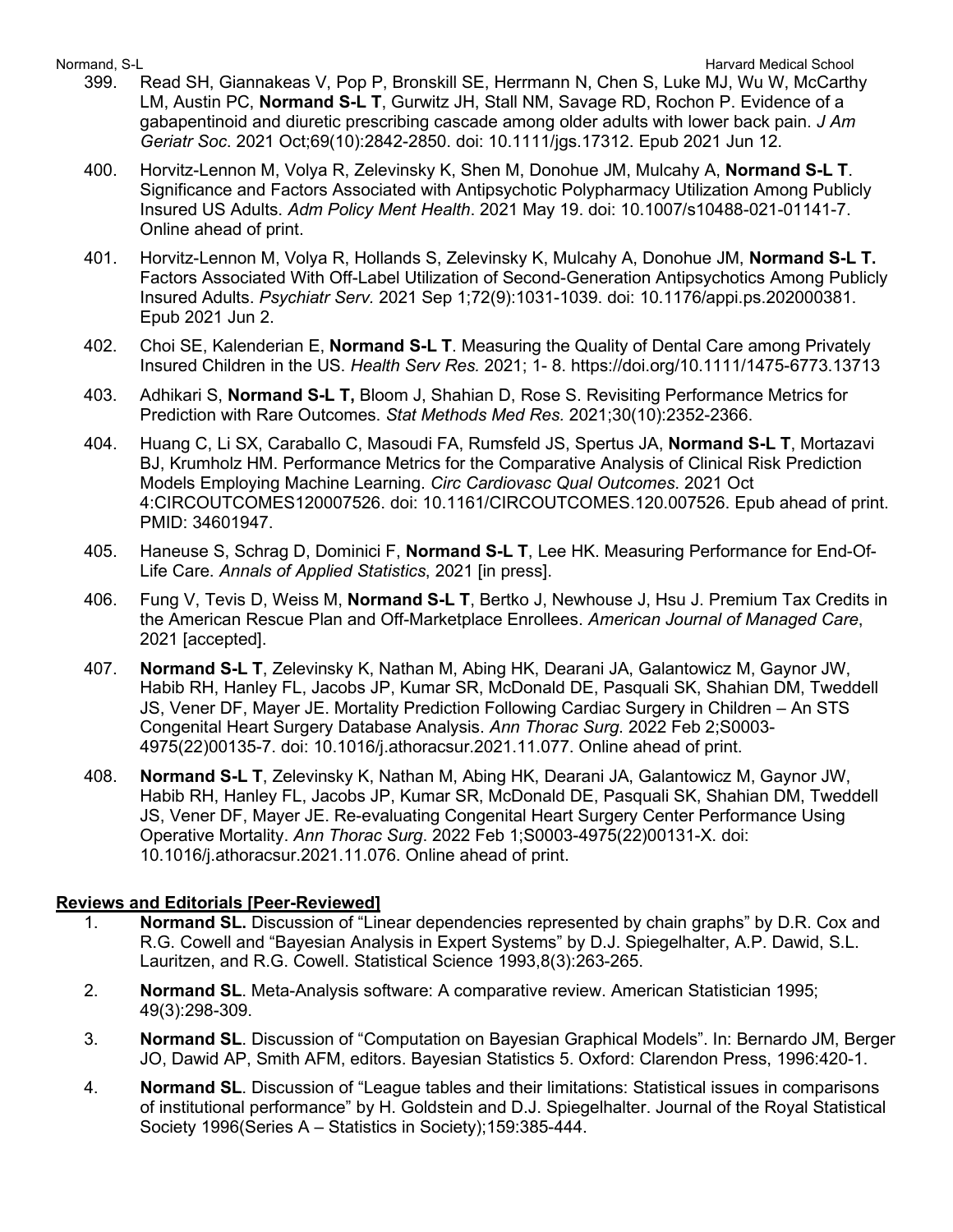399. Read SH, Giannakeas V, Pop P, Bronskill SE, Herrmann N, Chen S, Luke MJ, Wu W, McCarthy LM, Austin PC, **Normand S-L T**, Gurwitz JH, Stall NM, Savage RD, Rochon P. Evidence of a gabapentinoid and diuretic prescribing cascade among older adults with lower back pain. *J Am Geriatr Soc*. 2021 Oct;69(10):2842-2850. doi: 10.1111/jgs.17312. Epub 2021 Jun 12.

400. Horvitz-Lennon M, Volya R, Zelevinsky K, Shen M, Donohue JM, Mulcahy A, **Normand S-L T**. Significance and Factors Associated with Antipsychotic Polypharmacy Utilization Among Publicly Insured US Adults. *Adm Policy Ment Health*. 2021 May 19. doi: 10.1007/s10488-021-01141-7. Online ahead of print.

401. Horvitz-Lennon M, Volya R, Hollands S, Zelevinsky K, Mulcahy A, Donohue JM, **Normand S-L T.** Factors Associated With Off-Label Utilization of Second-Generation Antipsychotics Among Publicly Insured Adults. *Psychiatr Serv.* 2021 Sep 1;72(9):1031-1039. doi: 10.1176/appi.ps.202000381. Epub 2021 Jun 2.

402. Choi SE, Kalenderian E, **Normand S-L T**. Measuring the Quality of Dental Care among Privately Insured Children in the US. *Health Serv Res.* 2021; 1- 8. https://doi.org/10.1111/1475-6773.13713

403. Adhikari S, **Normand S-L T,** Bloom J, Shahian D, Rose S. Revisiting Performance Metrics for Prediction with Rare Outcomes. *Stat Methods Med Res.* 2021;30(10):2352-2366.

404. Huang C, Li SX, Caraballo C, Masoudi FA, Rumsfeld JS, Spertus JA, **Normand S-L T**, Mortazavi BJ, Krumholz HM. Performance Metrics for the Comparative Analysis of Clinical Risk Prediction Models Employing Machine Learning. *Circ Cardiovasc Qual Outcomes*. 2021 Oct 4:CIRCOUTCOMES120007526. doi: 10.1161/CIRCOUTCOMES.120.007526. Epub ahead of print. PMID: 34601947.

405. Haneuse S, Schrag D, Dominici F, **Normand S-L T**, Lee HK. Measuring Performance for End-Of-Life Care. *Annals of Applied Statistics*, 2021 [in press].

406. Fung V, Tevis D, Weiss M, **Normand S-L T**, Bertko J, Newhouse J, Hsu J. Premium Tax Credits in the American Rescue Plan and Off-Marketplace Enrollees. *American Journal of Managed Care*, 2021 [accepted].

407. **Normand S-L T**, Zelevinsky K, Nathan M, Abing HK, Dearani JA, Galantowicz M, Gaynor JW, Habib RH, Hanley FL, Jacobs JP, Kumar SR, McDonald DE, Pasquali SK, Shahian DM, Tweddell JS, Vener DF, Mayer JE. Mortality Prediction Following Cardiac Surgery in Children – An STS Congenital Heart Surgery Database Analysis. *Ann Thorac Surg.* 2022 Feb 2;S0003-4975(22)00135-7. doi: 10.1016/j.athoracsur.2021.11.077. Online ahead of print.

408. **Normand S-L T**, Zelevinsky K, Nathan M, Abing HK, Dearani JA, Galantowicz M, Gaynor JW, Habib RH, Hanley FL, Jacobs JP, Kumar SR, McDonald DE, Pasquali SK, Shahian DM, Tweddell JS, Vener DF, Mayer JE. Re-evaluating Congenital Heart Surgery Center Performance Using Operative Mortality. *Ann Thorac Surg*. 2022 Feb 1;S0003-4975(22)00131-X. doi: 10.1016/j.athoracsur.2021.11.076. Online ahead of print.

## Reviews and Editorials [Peer-Reviewed]

1. **Normand SL.** Discussion of "Linear dependencies represented by chain graphs" by D.R. Cox and R.G. Cowell and "Bayesian Analysis in Expert Systems" by D.J. Spiegelhalter, A.P. Dawid, S.L. Lauritzen, and R.G. Cowell. Statistical Science 1993,8(3):263-265.

2. **Normand SL**. Meta-Analysis software: A comparative review. American Statistician 1995; 49(3):298-309.

3. **Normand SL**. Discussion of "Computation on Bayesian Graphical Models". In: Bernardo JM, Berger JO, Dawid AP, Smith AFM, editors. Bayesian Statistics 5. Oxford: Clarendon Press, 1996:420-1.

4. **Normand SL**. Discussion of "League tables and their limitations: Statistical issues in comparisons of institutional performance" by H. Goldstein and D.J. Spiegelhalter. Journal of the Royal Statistical Society 1996(Series A – Statistics in Society);159:385-444.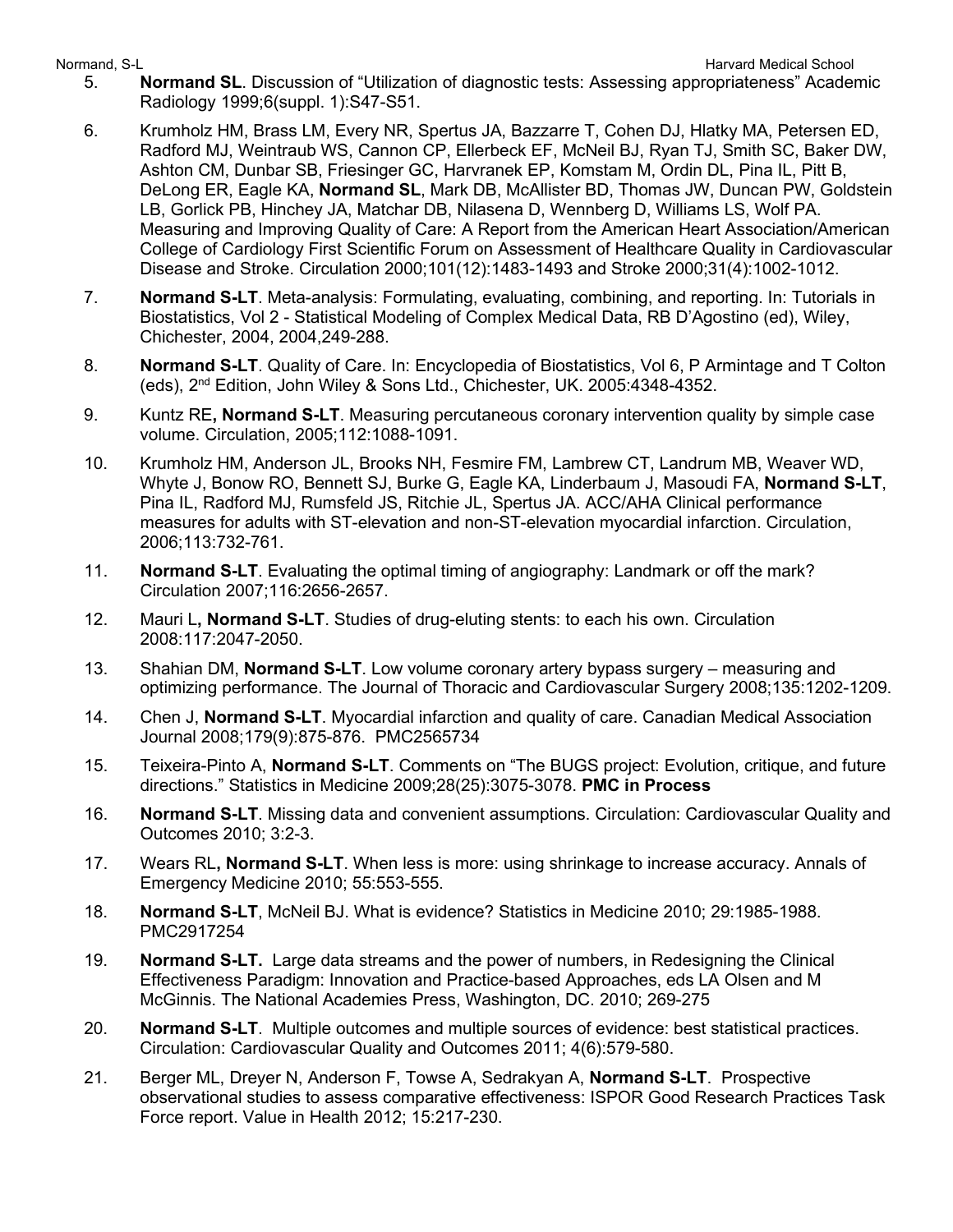5. **Normand SL**. Discussion of "Utilization of diagnostic tests: Assessing appropriateness" Academic Radiology 1999;6(suppl. 1):S47-S51.

6. Krumholz HM, Brass LM, Every NR, Spertus JA, Bazzarre T, Cohen DJ, Hlatky MA, Petersen ED, Radford MJ, Weintraub WS, Cannon CP, Ellerbeck EF, McNeil BJ, Ryan TJ, Smith SC, Baker DW, Ashton CM, Dunbar SB, Friesinger GC, Harvranek EP, Komstam M, Ordin DL, Pina IL, Pitt B, DeLong ER, Eagle KA, **Normand SL**, Mark DB, McAllister BD, Thomas JW, Duncan PW, Goldstein LB, Gorlick PB, Hinchey JA, Matchar DB, Nilasena D, Wennberg D, Williams LS, Wolf PA. Measuring and Improving Quality of Care: A Report from the American Heart Association/American College of Cardiology First Scientific Forum on Assessment of Healthcare Quality in Cardiovascular Disease and Stroke. Circulation 2000;101(12):1483-1493 and Stroke 2000;31(4):1002-1012.

7. **Normand S-LT**. Meta-analysis: Formulating, evaluating, combining, and reporting. In: Tutorials in Biostatistics, Vol 2 - Statistical Modeling of Complex Medical Data, RB D'Agostino (ed), Wiley, Chichester, 2004, 2004,249-288.

8. **Normand S-LT**. Quality of Care. In: Encyclopedia of Biostatistics, Vol 6, P Armintage and T Colton (eds), 2nd Edition, John Wiley & Sons Ltd., Chichester, UK. 2005:4348-4352.

9. Kuntz RE, **Normand S-LT**. Measuring percutaneous coronary intervention quality by simple case volume. Circulation, 2005;112:1088-1091.

10. Krumholz HM, Anderson JL, Brooks NH, Fesmire FM, Lambrew CT, Landrum MB, Weaver WD, Whyte J, Bonow RO, Bennett SJ, Burke G, Eagle KA, Linderbaum J, Masoudi FA, **Normand S-LT**, Pina IL, Radford MJ, Rumsfeld JS, Ritchie JL, Spertus JA. ACC/AHA Clinical performance measures for adults with ST-elevation and non-ST-elevation myocardial infarction. Circulation, 2006;113:732-761.

11. **Normand S-LT**. Evaluating the optimal timing of angiography: Landmark or off the mark? Circulation 2007;116:2656-2657.

12. Mauri L, **Normand S-LT**. Studies of drug-eluting stents: to each his own. Circulation 2008:117:2047-2050.

13. Shahian DM, **Normand S-LT**. Low volume coronary artery bypass surgery – measuring and optimizing performance. The Journal of Thoracic and Cardiovascular Surgery 2008;135:1202-1209.

14. Chen J, **Normand S-LT**. Myocardial infarction and quality of care. Canadian Medical Association Journal 2008;179(9):875-876. PMC2565734

15. Teixeira-Pinto A, **Normand S-LT**. Comments on "The BUGS project: Evolution, critique, and future directions." Statistics in Medicine 2009;28(25):3075-3078. **PMC in Process**

16. **Normand S-LT**. Missing data and convenient assumptions. Circulation: Cardiovascular Quality and Outcomes 2010; 3:2-3.

17. Wears RL, **Normand S-LT**. When less is more: using shrinkage to increase accuracy. Annals of Emergency Medicine 2010; 55:553-555.

18. **Normand S-LT**, McNeil BJ. What is evidence? Statistics in Medicine 2010; 29:1985-1988. PMC2917254

19. **Normand S-LT.** Large data streams and the power of numbers, in Redesigning the Clinical Effectiveness Paradigm: Innovation and Practice-based Approaches, eds LA Olsen and M McGinnis. The National Academies Press, Washington, DC. 2010; 269-275

20. **Normand S-LT**. Multiple outcomes and multiple sources of evidence: best statistical practices. Circulation: Cardiovascular Quality and Outcomes 2011; 4(6):579-580.

21. Berger ML, Dreyer N, Anderson F, Towse A, Sedrakyan A, **Normand S-LT**. Prospective observational studies to assess comparative effectiveness: ISPOR Good Research Practices Task Force report. Value in Health 2012; 15:217-230.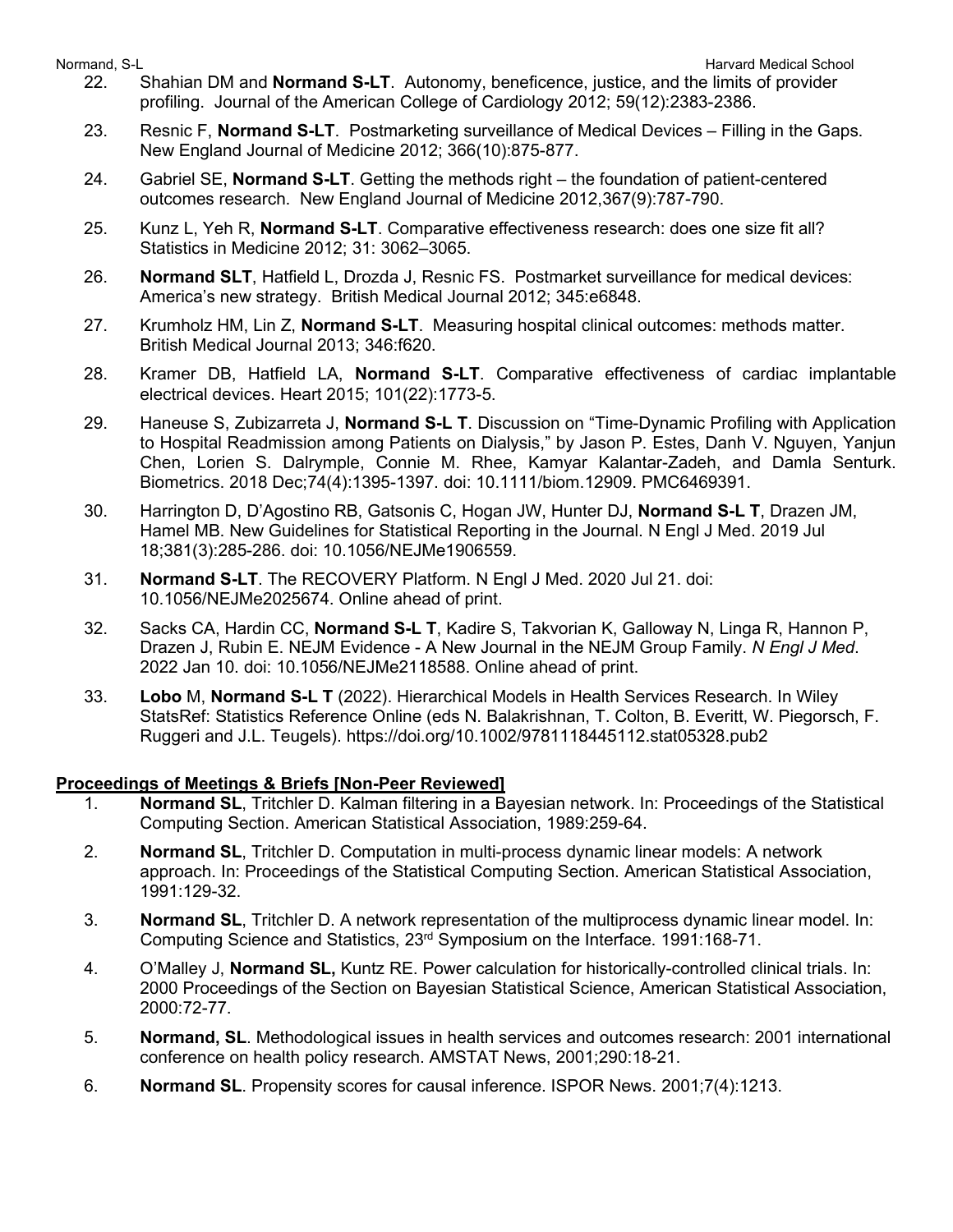22. Shahian DM and **Normand S-LT**. Autonomy, beneficence, justice, and the limits of provider profiling. Journal of the American College of Cardiology 2012; 59(12):2383-2386.

23. Resnic F, **Normand S-LT**. Postmarketing surveillance of Medical Devices – Filling in the Gaps. New England Journal of Medicine 2012; 366(10):875-877.

24. Gabriel SE, **Normand S-LT**. Getting the methods right – the foundation of patient-centered outcomes research. New England Journal of Medicine 2012,367(9):787-790.

25. Kunz L, Yeh R, **Normand S-LT**. Comparative effectiveness research: does one size fit all? Statistics in Medicine 2012; 31: 3062–3065.

26. **Normand SLT**, Hatfield L, Drozda J, Resnic FS. Postmarket surveillance for medical devices: America's new strategy. British Medical Journal 2012; 345:e6848.

27. Krumholz HM, Lin Z, **Normand S-LT**. Measuring hospital clinical outcomes: methods matter. British Medical Journal 2013; 346:f620.

28. Kramer DB, Hatfield LA, **Normand S-LT**. Comparative effectiveness of cardiac implantable electrical devices. Heart 2015; 101(22):1773-5.

29. Haneuse S, Zubizarreta J, **Normand S-L T**. Discussion on "Time-Dynamic Profiling with Application to Hospital Readmission among Patients on Dialysis," by Jason P. Estes, Danh V. Nguyen, Yanjun Chen, Lorien S. Dalrymple, Connie M. Rhee, Kamyar Kalantar-Zadeh, and Damla Senturk. Biometrics. 2018 Dec;74(4):1395-1397. doi: 10.1111/biom.12909. PMC6469391.

30. Harrington D, D'Agostino RB, Gatsonis C, Hogan JW, Hunter DJ, **Normand S-L T**, Drazen JM, Hamel MB. New Guidelines for Statistical Reporting in the Journal. N Engl J Med. 2019 Jul 18;381(3):285-286. doi: 10.1056/NEJMe1906559.

31. **Normand S-LT**. The RECOVERY Platform. N Engl J Med. 2020 Jul 21. doi: 10.1056/NEJMe2025674. Online ahead of print.

32. Sacks CA, Hardin CC, **Normand S-L T**, Kadire S, Takvorian K, Galloway N, Linga R, Hannon P, Drazen J, Rubin E. NEJM Evidence - A New Journal in the NEJM Group Family. *N Engl J Med*. 2022 Jan 10. doi: 10.1056/NEJMe2118588. Online ahead of print.

33. **Lobo** M, **Normand S-L T** (2022). Hierarchical Models in Health Services Research. In Wiley StatsRef: Statistics Reference Online (eds N. Balakrishnan, T. Colton, B. Everitt, W. Piegorsch, F. Ruggeri and J.L. Teugels). https://doi.org/10.1002/9781118445112.stat05328.pub2

## Proceedings of Meetings & Briefs [Non-Peer Reviewed]

1. **Normand SL**, Tritchler D. Kalman filtering in a Bayesian network. In: Proceedings of the Statistical Computing Section. American Statistical Association, 1989:259-64.

2. **Normand SL**, Tritchler D. Computation in multi-process dynamic linear models: A network approach. In: Proceedings of the Statistical Computing Section. American Statistical Association, 1991:129-32.

3. **Normand SL**, Tritchler D. A network representation of the multiprocess dynamic linear model. In: Computing Science and Statistics, 23rd Symposium on the Interface. 1991:168-71.

4. O'Malley J, **Normand SL,** Kuntz RE. Power calculation for historically-controlled clinical trials. In: 2000 Proceedings of the Section on Bayesian Statistical Science, American Statistical Association, 2000:72-77.

5. **Normand, SL**. Methodological issues in health services and outcomes research: 2001 international conference on health policy research. AMSTAT News, 2001;290:18-21.

6. **Normand SL**. Propensity scores for causal inference. ISPOR News. 2001;7(4):1213.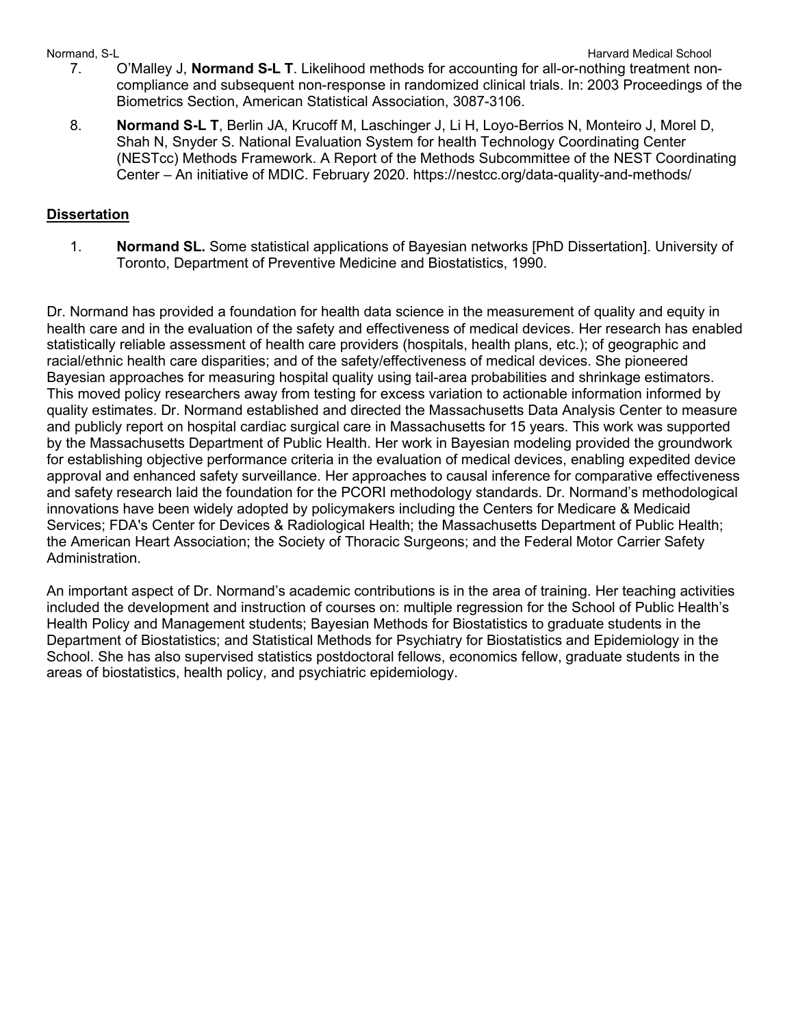7. O'Malley J, **Normand S-L T**. Likelihood methods for accounting for all-or-nothing treatment non-compliance and subsequent non-response in randomized clinical trials. In: 2003 Proceedings of the Biometrics Section, American Statistical Association, 3087-3106.

8. **Normand S-L T**, Berlin JA, Krucoff M, Laschinger J, Li H, Loyo-Berrios N, Monteiro J, Morel D, Shah N, Snyder S. National Evaluation System for health Technology Coordinating Center (NESTcc) Methods Framework. A Report of the Methods Subcommittee of the NEST Coordinating Center – An initiative of MDIC. February 2020. https://nestcc.org/data-quality-and-methods/

**Dissertation**

1. **Normand SL.** Some statistical applications of Bayesian networks [PhD Dissertation]. University of Toronto, Department of Preventive Medicine and Biostatistics, 1990.

Dr. Normand has provided a foundation for health data science in the measurement of quality and equity in health care and in the evaluation of the safety and effectiveness of medical devices. Her research has enabled statistically reliable assessment of health care providers (hospitals, health plans, etc.); of geographic and racial/ethnic health care disparities; and of the safety/effectiveness of medical devices. She pioneered Bayesian approaches for measuring hospital quality using tail-area probabilities and shrinkage estimators. This moved policy researchers away from testing for excess variation to actionable information informed by quality estimates. Dr. Normand established and directed the Massachusetts Data Analysis Center to measure and publicly report on hospital cardiac surgical care in Massachusetts for 15 years. This work was supported by the Massachusetts Department of Public Health. Her work in Bayesian modeling provided the groundwork for establishing objective performance criteria in the evaluation of medical devices, enabling expedited device approval and enhanced safety surveillance. Her approaches to causal inference for comparative effectiveness and safety research laid the foundation for the PCORI methodology standards. Dr. Normand's methodological innovations have been widely adopted by policymakers including the Centers for Medicare & Medicaid Services; FDA's Center for Devices & Radiological Health; the Massachusetts Department of Public Health; the American Heart Association; the Society of Thoracic Surgeons; and the Federal Motor Carrier Safety Administration.

An important aspect of Dr. Normand's academic contributions is in the area of training. Her teaching activities included the development and instruction of courses on: multiple regression for the School of Public Health's Health Policy and Management students; Bayesian Methods for Biostatistics to graduate students in the Department of Biostatistics; and Statistical Methods for Psychiatry for Biostatistics and Epidemiology in the School. She has also supervised statistics postdoctoral fellows, economics fellow, graduate students in the areas of biostatistics, health policy, and psychiatric epidemiology.